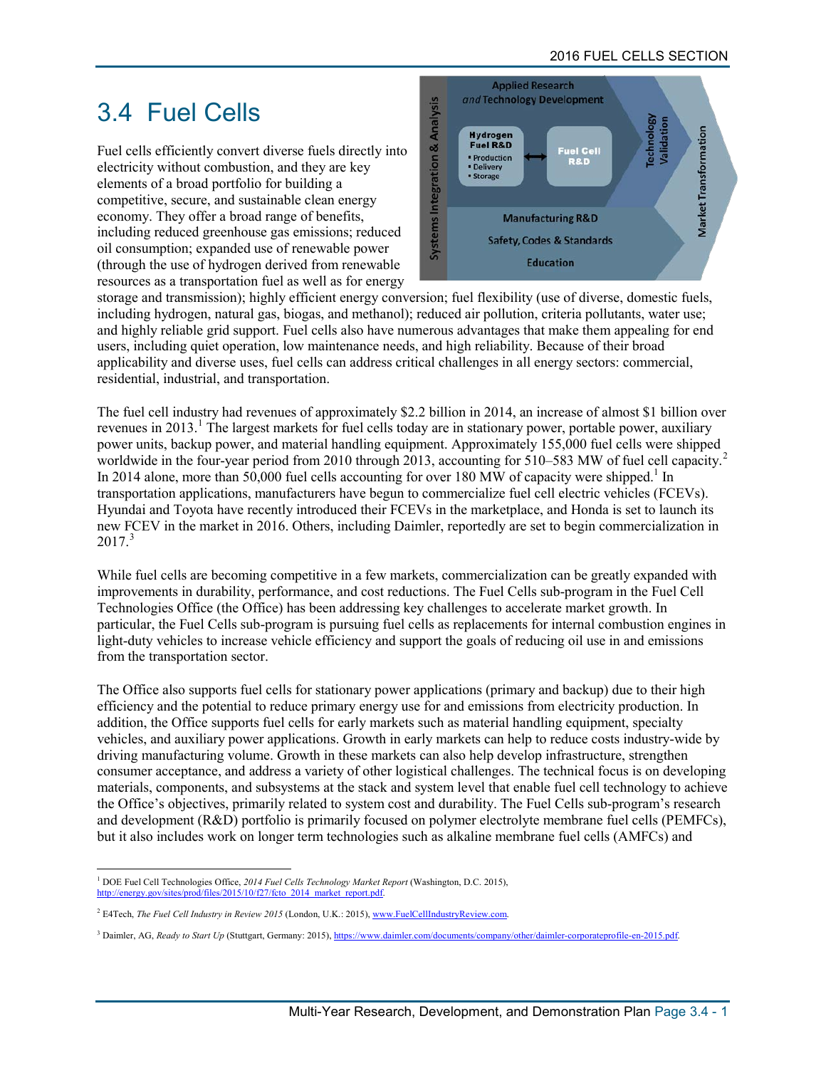# 3.4 Fuel Cells

Fuel cells efficiently convert diverse fuels directly into electricity without combustion, and they are key elements of a broad portfolio for building a competitive, secure, and sustainable clean energy economy. They offer a broad range of benefits, including reduced greenhouse gas emissions; reduced oil consumption; expanded use of renewable power (through the use of hydrogen derived from renewable resources as a transportation fuel as well as for energy storage and transmission); highly efficient energy conversion; fuel flexibility (use of diverse, domestic fuels, including hydrogen, natural gas, biogas, and methanol); reduced air pollution, criteria pollutants, water use; and highly reliable grid support. Fuel cells also have numerous advantages that make them appealing for end users, including quiet operation, low maintenance needs, and high reliability. Because of their broad applicability and diverse uses, fuel cells can address critical challenges in all energy sectors: commercial, residential, industrial, and transportation.

The fuel cell industry had revenues of approximately $2.2 billion in 2014, an increase of almost $1 billion over revenues in 2013.[1] The largest markets for fuel cells today are in stationary power, portable power, auxiliary power units, backup power, and material handling equipment. Approximately 155,000 fuel cells were shipped worldwide in the four-year period from 2010 through 2013, accounting for 510–583 MW of fuel cell capacity.[2] In 2014 alone, more than 50,000 fuel cells accounting for over 180 MW of capacity were shipped.[1] In transportation applications, manufacturers have begun to commercialize fuel cell electric vehicles (FCEVs). Hyundai and Toyota have recently introduced their FCEVs in the marketplace, and Honda is set to launch its new FCEV in the market in 2016. Others, including Daimler, reportedly are set to begin commercialization in 2017.[3]

While fuel cells are becoming competitive in a few markets, commercialization can be greatly expanded with improvements in durability, performance, and cost reductions. The Fuel Cells sub-program in the Fuel Cell Technologies Office (the Office) has been addressing key challenges to accelerate market growth. In particular, the Fuel Cells sub-program is pursuing fuel cells as replacements for internal combustion engines in light-duty vehicles to increase vehicle efficiency and support the goals of reducing oil use in and emissions from the transportation sector.

The Office also supports fuel cells for stationary power applications (primary and backup) due to their high efficiency and the potential to reduce primary energy use for and emissions from electricity production. In addition, the Office supports fuel cells for early markets such as material handling equipment, specialty vehicles, and auxiliary power applications. Growth in early markets can help to reduce costs industry-wide by driving manufacturing volume. Growth in these markets can also help develop infrastructure, strengthen consumer acceptance, and address a variety of other logistical challenges. The technical focus is on developing materials, components, and subsystems at the stack and system level that enable fuel cell technology to achieve the Office's objectives, primarily related to system cost and durability. The Fuel Cells sub-program's research and development (R&D) portfolio is primarily focused on polymer electrolyte membrane fuel cells (PEMFCs), but it also includes work on longer term technologies such as alkaline membrane fuel cells (AMFCs) and

---

[1] DOE Fuel Cell Technologies Office, *2014 Fuel Cells Technology Market Report* (Washington, D.C. 2015), http://energy.gov/sites/prod/files/2015/10/f27/fcto_2014_market_report.pdf.

[2] E4Tech, *The Fuel Cell Industry in Review 2015* (London, U.K.: 2015), www.FuelCellIndustryReview.com.

[3] Daimler, AG, *Ready to Start Up* (Stuttgart, Germany: 2015), https://www.daimler.com/documents/company/other/daimler-corporateprofile-en-2015.pdf.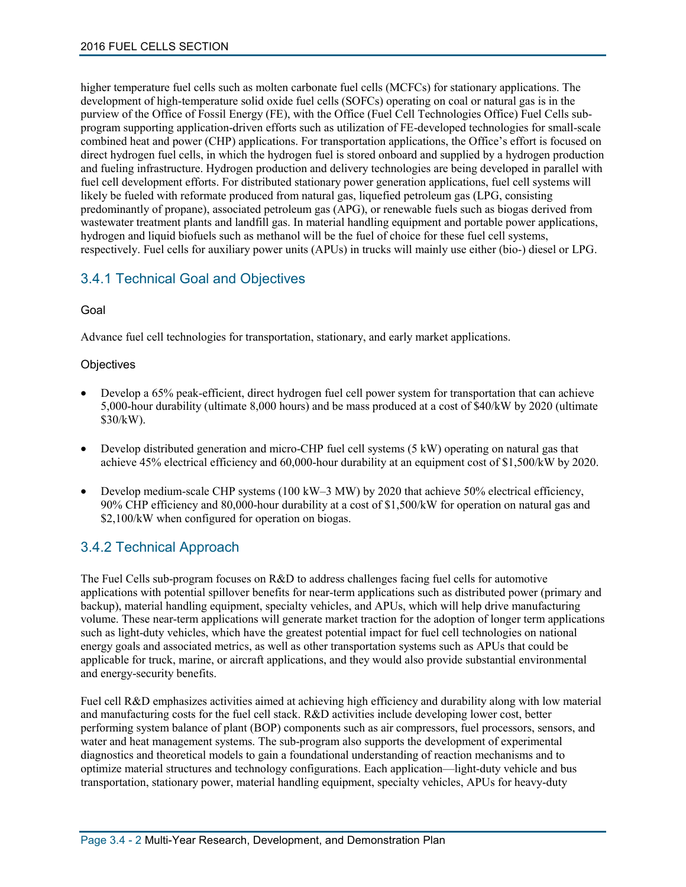higher temperature fuel cells such as molten carbonate fuel cells (MCFCs) for stationary applications. The development of high-temperature solid oxide fuel cells (SOFCs) operating on coal or natural gas is in the purview of the Office of Fossil Energy (FE), with the Office (Fuel Cell Technologies Office) Fuel Cells sub-program supporting application-driven efforts such as utilization of FE-developed technologies for small-scale combined heat and power (CHP) applications. For transportation applications, the Office's effort is focused on direct hydrogen fuel cells, in which the hydrogen fuel is stored onboard and supplied by a hydrogen production and fueling infrastructure. Hydrogen production and delivery technologies are being developed in parallel with fuel cell development efforts. For distributed stationary power generation applications, fuel cell systems will likely be fueled with reformate produced from natural gas, liquefied petroleum gas (LPG, consisting predominantly of propane), associated petroleum gas (APG), or renewable fuels such as biogas derived from wastewater treatment plants and landfill gas. In material handling equipment and portable power applications, hydrogen and liquid biofuels such as methanol will be the fuel of choice for these fuel cell systems, respectively. Fuel cells for auxiliary power units (APUs) in trucks will mainly use either (bio-) diesel or LPG.

## 3.4.1 Technical Goal and Objectives

### Goal

Advance fuel cell technologies for transportation, stationary, and early market applications.

### Objectives

- Develop a 65% peak-efficient, direct hydrogen fuel cell power system for transportation that can achieve 5,000-hour durability (ultimate 8,000 hours) and be mass produced at a cost of $40/kW by 2020 (ultimate $30/kW).
- Develop distributed generation and micro-CHP fuel cell systems (5 kW) operating on natural gas that achieve 45% electrical efficiency and 60,000-hour durability at an equipment cost of $1,500/kW by 2020.
- Develop medium-scale CHP systems (100 kW–3 MW) by 2020 that achieve 50% electrical efficiency, 90% CHP efficiency and 80,000-hour durability at a cost of $1,500/kW for operation on natural gas and $2,100/kW when configured for operation on biogas.

## 3.4.2 Technical Approach

The Fuel Cells sub-program focuses on R&D to address challenges facing fuel cells for automotive applications with potential spillover benefits for near-term applications such as distributed power (primary and backup), material handling equipment, specialty vehicles, and APUs, which will help drive manufacturing volume. These near-term applications will generate market traction for the adoption of longer term applications such as light-duty vehicles, which have the greatest potential impact for fuel cell technologies on national energy goals and associated metrics, as well as other transportation systems such as APUs that could be applicable for truck, marine, or aircraft applications, and they would also provide substantial environmental and energy-security benefits.

Fuel cell R&D emphasizes activities aimed at achieving high efficiency and durability along with low material and manufacturing costs for the fuel cell stack. R&D activities include developing lower cost, better performing system balance of plant (BOP) components such as air compressors, fuel processors, sensors, and water and heat management systems. The sub-program also supports the development of experimental diagnostics and theoretical models to gain a foundational understanding of reaction mechanisms and to optimize material structures and technology configurations. Each application—light-duty vehicle and bus transportation, stationary power, material handling equipment, specialty vehicles, APUs for heavy-duty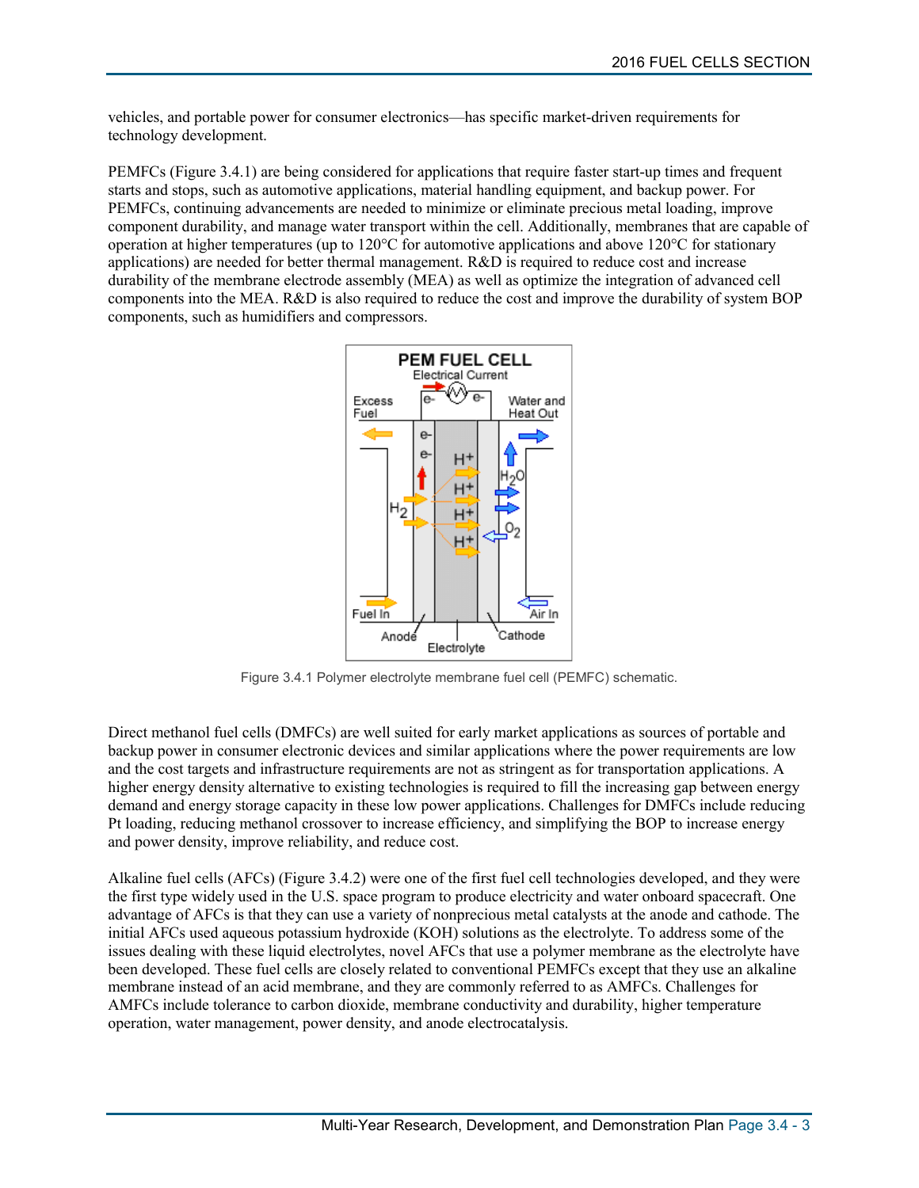vehicles, and portable power for consumer electronics—has specific market-driven requirements for technology development.

PEMFCs (Figure 3.4.1) are being considered for applications that require faster start-up times and frequent starts and stops, such as automotive applications, material handling equipment, and backup power. For PEMFCs, continuing advancements are needed to minimize or eliminate precious metal loading, improve component durability, and manage water transport within the cell. Additionally, membranes that are capable of operation at higher temperatures (up to 120°C for automotive applications and above 120°C for stationary applications) are needed for better thermal management. R&D is required to reduce cost and increase durability of the membrane electrode assembly (MEA) as well as optimize the integration of advanced cell components into the MEA. R&D is also required to reduce the cost and improve the durability of system BOP components, such as humidifiers and compressors.

Figure 3.4.1 Polymer electrolyte membrane fuel cell (PEMFC) schematic.

Direct methanol fuel cells (DMFCs) are well suited for early market applications as sources of portable and backup power in consumer electronic devices and similar applications where the power requirements are low and the cost targets and infrastructure requirements are not as stringent as for transportation applications. A higher energy density alternative to existing technologies is required to fill the increasing gap between energy demand and energy storage capacity in these low power applications. Challenges for DMFCs include reducing Pt loading, reducing methanol crossover to increase efficiency, and simplifying the BOP to increase energy and power density, improve reliability, and reduce cost.

Alkaline fuel cells (AFCs) (Figure 3.4.2) were one of the first fuel cell technologies developed, and they were the first type widely used in the U.S. space program to produce electricity and water onboard spacecraft. One advantage of AFCs is that they can use a variety of nonprecious metal catalysts at the anode and cathode. The initial AFCs used aqueous potassium hydroxide (KOH) solutions as the electrolyte. To address some of the issues dealing with these liquid electrolytes, novel AFCs that use a polymer membrane as the electrolyte have been developed. These fuel cells are closely related to conventional PEMFCs except that they use an alkaline membrane instead of an acid membrane, and they are commonly referred to as AMFCs. Challenges for AMFCs include tolerance to carbon dioxide, membrane conductivity and durability, higher temperature operation, water management, power density, and anode electrocatalysis.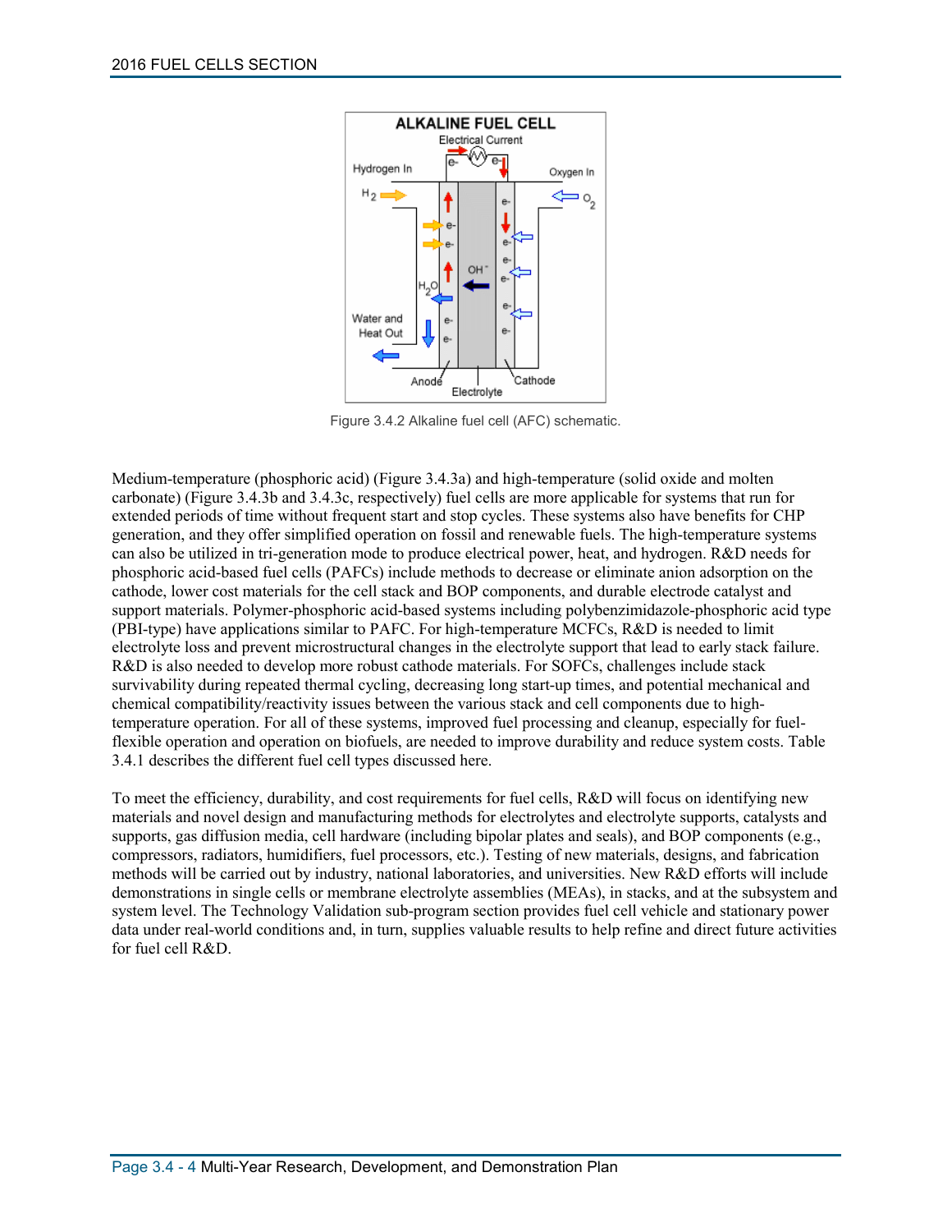Figure 3.4.2 Alkaline fuel cell (AFC) schematic.

Medium-temperature (phosphoric acid) (Figure 3.4.3a) and high-temperature (solid oxide and molten carbonate) (Figure 3.4.3b and 3.4.3c, respectively) fuel cells are more applicable for systems that run for extended periods of time without frequent start and stop cycles. These systems also have benefits for CHP generation, and they offer simplified operation on fossil and renewable fuels. The high-temperature systems can also be utilized in tri-generation mode to produce electrical power, heat, and hydrogen. R&D needs for phosphoric acid-based fuel cells (PAFCs) include methods to decrease or eliminate anion adsorption on the cathode, lower cost materials for the cell stack and BOP components, and durable electrode catalyst and support materials. Polymer-phosphoric acid-based systems including polybenzimidazole-phosphoric acid type (PBI-type) have applications similar to PAFC. For high-temperature MCFCs, R&D is needed to limit electrolyte loss and prevent microstructural changes in the electrolyte support that lead to early stack failure. R&D is also needed to develop more robust cathode materials. For SOFCs, challenges include stack survivability during repeated thermal cycling, decreasing long start-up times, and potential mechanical and chemical compatibility/reactivity issues between the various stack and cell components due to high-temperature operation. For all of these systems, improved fuel processing and cleanup, especially for fuel-flexible operation and operation on biofuels, are needed to improve durability and reduce system costs. Table 3.4.1 describes the different fuel cell types discussed here.

To meet the efficiency, durability, and cost requirements for fuel cells, R&D will focus on identifying new materials and novel design and manufacturing methods for electrolytes and electrolyte supports, catalysts and supports, gas diffusion media, cell hardware (including bipolar plates and seals), and BOP components (e.g., compressors, radiators, humidifiers, fuel processors, etc.). Testing of new materials, designs, and fabrication methods will be carried out by industry, national laboratories, and universities. New R&D efforts will include demonstrations in single cells or membrane electrolyte assemblies (MEAs), in stacks, and at the subsystem and system level. The Technology Validation sub-program section provides fuel cell vehicle and stationary power data under real-world conditions and, in turn, supplies valuable results to help refine and direct future activities for fuel cell R&D.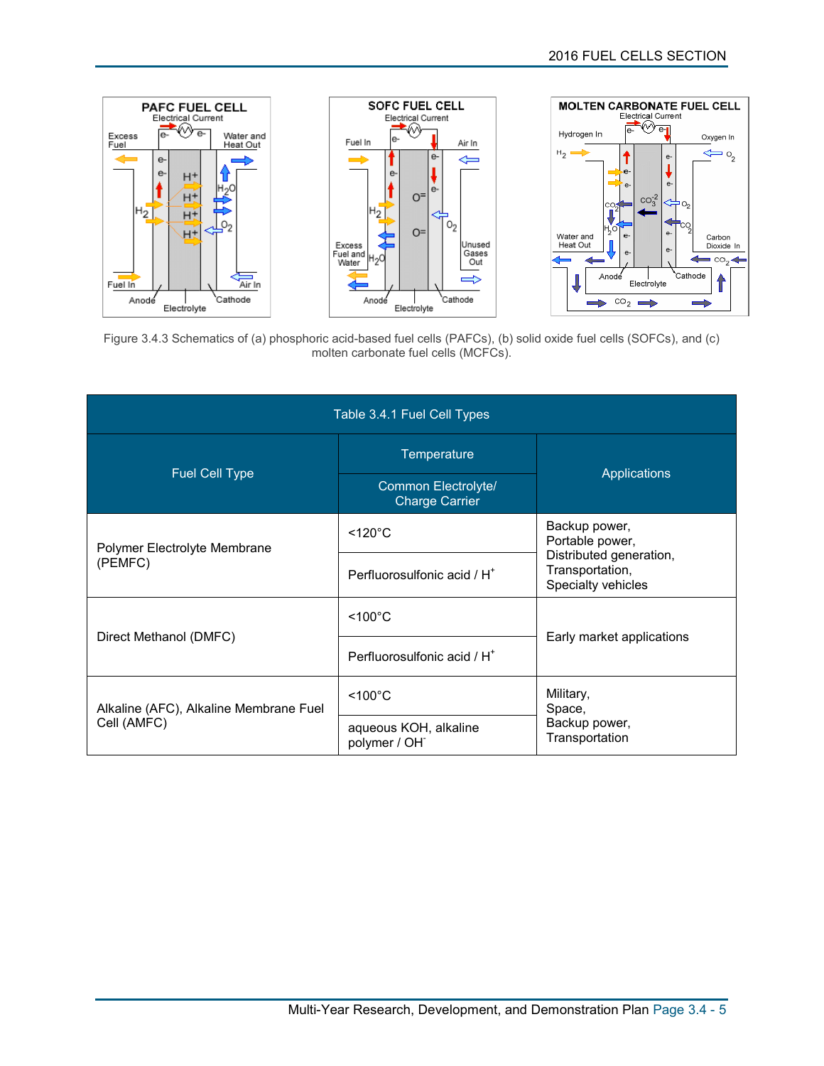Figure 3.4.3 Schematics of (a) phosphoric acid-based fuel cells (PAFCs), (b) solid oxide fuel cells (SOFCs), and (c) molten carbonate fuel cells (MCFCs).

| Table 3.4.1 Fuel Cell Types | | |
|---|---|---|
| Fuel Cell Type | Temperature / Common Electrolyte/ Charge Carrier | Applications |
| Polymer Electrolyte Membrane (PEMFC) | <120°C / Perfluorosulfonic acid / $H^+$ | Backup power, Portable power, Distributed generation, Transportation, Specialty vehicles |
| Direct Methanol (DMFC) | <100°C / Perfluorosulfonic acid / $H^+$ | Early market applications |
| Alkaline (AFC), Alkaline Membrane Fuel Cell (AMFC) | <100°C / aqueous KOH, alkaline polymer / $OH^-$ | Military, Space, Backup power, Transportation |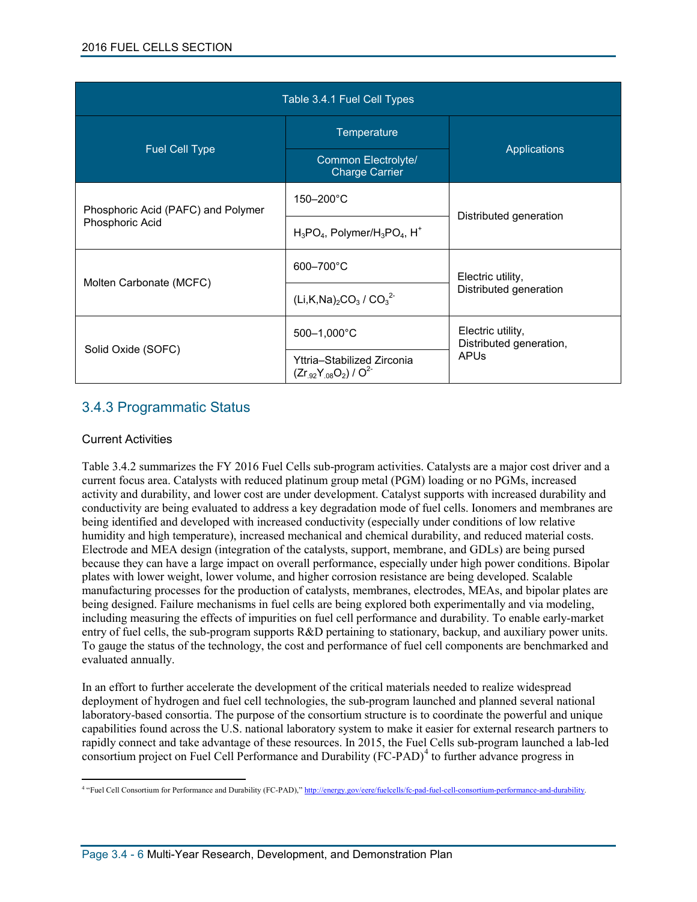Table 3.4.1 Fuel Cell Types

| Fuel Cell Type | Temperature / Common Electrolyte/ Charge Carrier | Applications |
|---|---|---|
| Phosphoric Acid (PAFC) and Polymer Phosphoric Acid | 150–200°C | Distributed generation |
| | $H_3PO_4$, Polymer/$H_3PO_4$, $H^+$ | |
| Molten Carbonate (MCFC) | 600–700°C | Electric utility, Distributed generation |
| | $(Li,K,Na)_2CO_3$ / $CO_3^{2-}$ | |
| Solid Oxide (SOFC) | 500–1,000°C | Electric utility, Distributed generation, APUs |
| | Yttria–Stabilized Zirconia ($Zr_{.92}Y_{.08}O_2$) / $O^{2-}$ | |

## 3.4.3 Programmatic Status

### Current Activities

Table 3.4.2 summarizes the FY 2016 Fuel Cells sub-program activities. Catalysts are a major cost driver and a current focus area. Catalysts with reduced platinum group metal (PGM) loading or no PGMs, increased activity and durability, and lower cost are under development. Catalyst supports with increased durability and conductivity are being evaluated to address a key degradation mode of fuel cells. Ionomers and membranes are being identified and developed with increased conductivity (especially under conditions of low relative humidity and high temperature), increased mechanical and chemical durability, and reduced material costs. Electrode and MEA design (integration of the catalysts, support, membrane, and GDLs) are being pursed because they can have a large impact on overall performance, especially under high power conditions. Bipolar plates with lower weight, lower volume, and higher corrosion resistance are being developed. Scalable manufacturing processes for the production of catalysts, membranes, electrodes, MEAs, and bipolar plates are being designed. Failure mechanisms in fuel cells are being explored both experimentally and via modeling, including measuring the effects of impurities on fuel cell performance and durability. To enable early-market entry of fuel cells, the sub-program supports R&D pertaining to stationary, backup, and auxiliary power units. To gauge the status of the technology, the cost and performance of fuel cell components are benchmarked and evaluated annually.

In an effort to further accelerate the development of the critical materials needed to realize widespread deployment of hydrogen and fuel cell technologies, the sub-program launched and planned several national laboratory-based consortia. The purpose of the consortium structure is to coordinate the powerful and unique capabilities found across the U.S. national laboratory system to make it easier for external research partners to rapidly connect and take advantage of these resources. In 2015, the Fuel Cells sub-program launched a lab-led consortium project on Fuel Cell Performance and Durability (FC-PAD)[4] to further advance progress in

[4] "Fuel Cell Consortium for Performance and Durability (FC-PAD)," http://energy.gov/eere/fuelcells/fc-pad-fuel-cell-consortium-performance-and-durability.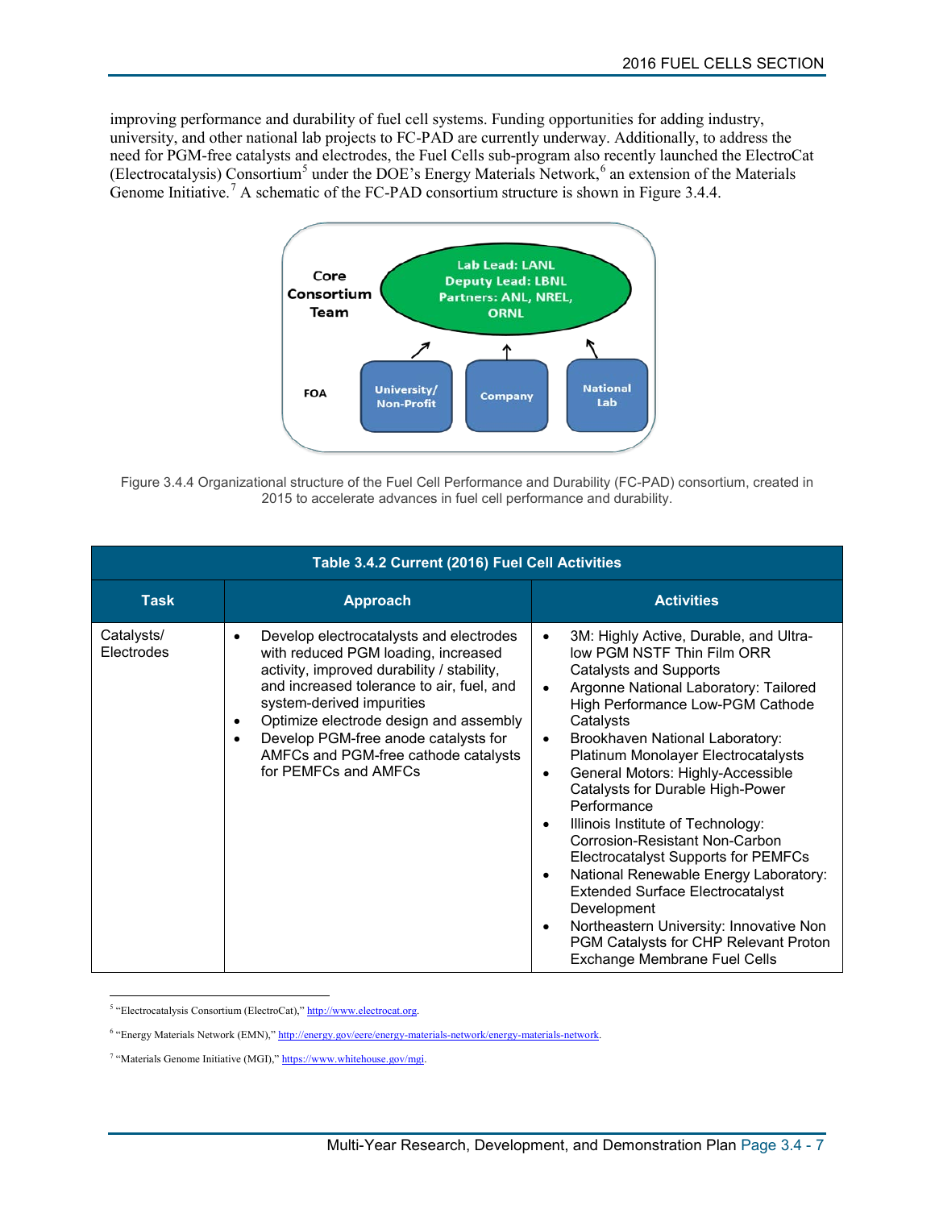improving performance and durability of fuel cell systems. Funding opportunities for adding industry, university, and other national lab projects to FC-PAD are currently underway. Additionally, to address the need for PGM-free catalysts and electrodes, the Fuel Cells sub-program also recently launched the ElectroCat (Electrocatalysis) Consortium[5] under the DOE's Energy Materials Network,[6] an extension of the Materials Genome Initiative.[7] A schematic of the FC-PAD consortium structure is shown in Figure 3.4.4.

Figure 3.4.4 Organizational structure of the Fuel Cell Performance and Durability (FC-PAD) consortium, created in 2015 to accelerate advances in fuel cell performance and durability.

**Table 3.4.2 Current (2016) Fuel Cell Activities**

| Task | Approach | Activities |
|---|---|---|
| Catalysts/ Electrodes | • Develop electrocatalysts and electrodes with reduced PGM loading, increased activity, improved durability / stability, and increased tolerance to air, fuel, and system-derived impurities<br>• Optimize electrode design and assembly<br>• Develop PGM-free anode catalysts for AMFCs and PGM-free cathode catalysts for PEMFCs and AMFCs | • 3M: Highly Active, Durable, and Ultra-low PGM NSTF Thin Film ORR Catalysts and Supports<br>• Argonne National Laboratory: Tailored High Performance Low-PGM Cathode Catalysts<br>• Brookhaven National Laboratory: Platinum Monolayer Electrocatalysts<br>• General Motors: Highly-Accessible Catalysts for Durable High-Power Performance<br>• Illinois Institute of Technology: Corrosion-Resistant Non-Carbon Electrocatalyst Supports for PEMFCs<br>• National Renewable Energy Laboratory: Extended Surface Electrocatalyst Development<br>• Northeastern University: Innovative Non PGM Catalysts for CHP Relevant Proton Exchange Membrane Fuel Cells |

[5] "Electrocatalysis Consortium (ElectroCat)," http://www.electrocat.org.

[6] "Energy Materials Network (EMN)," http://energy.gov/eere/energy-materials-network/energy-materials-network.

[7] "Materials Genome Initiative (MGI)," https://www.whitehouse.gov/mgi.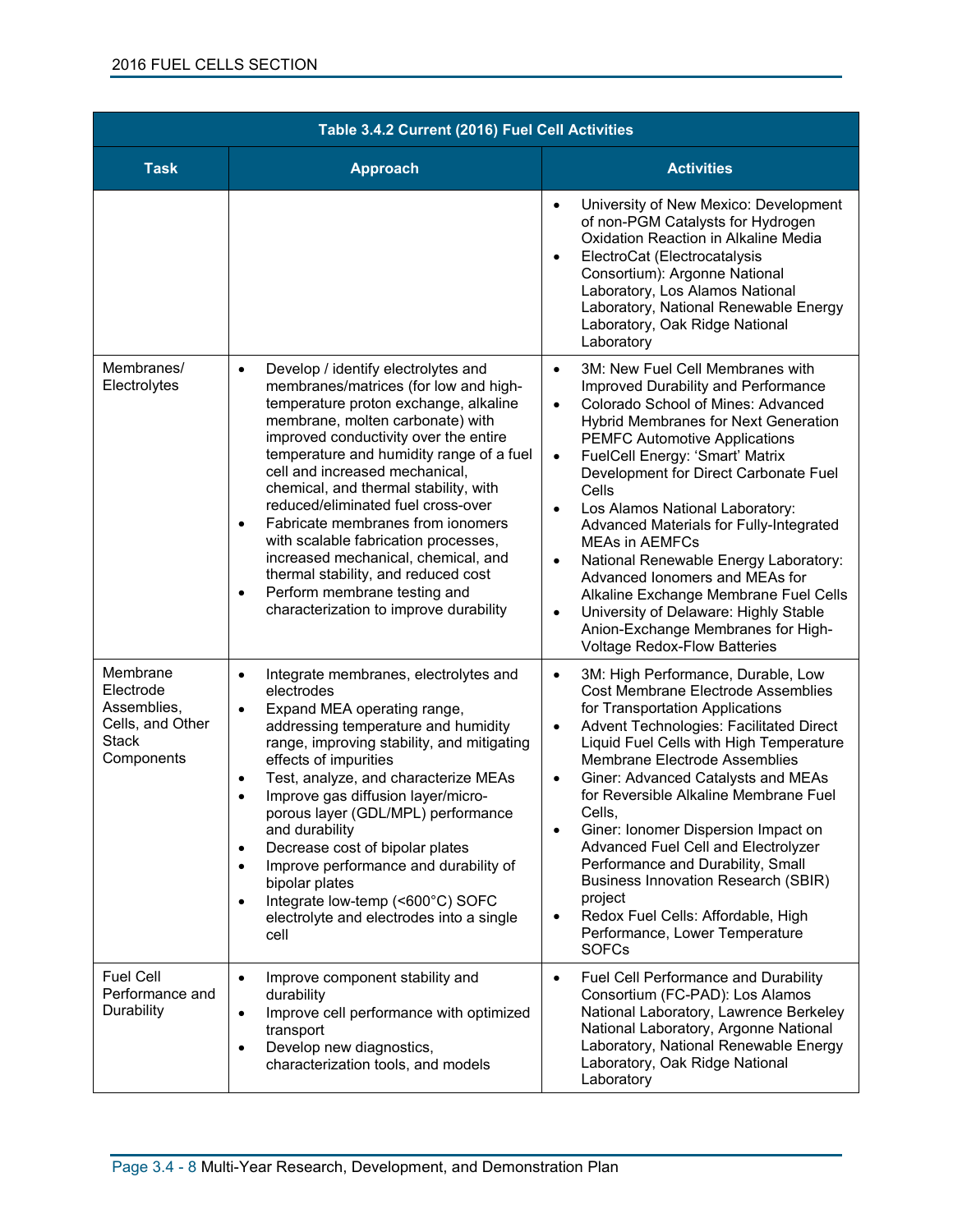| Table 3.4.2 Current (2016) Fuel Cell Activities | | |
|---|---|---|
| **Task** | **Approach** | **Activities** |
| | | • University of New Mexico: Development of non-PGM Catalysts for Hydrogen Oxidation Reaction in Alkaline Media<br>• ElectroCat (Electrocatalysis Consortium): Argonne National Laboratory, Los Alamos National Laboratory, National Renewable Energy Laboratory, Oak Ridge National Laboratory |
| Membranes/ Electrolytes | • Develop / identify electrolytes and membranes/matrices (for low and high-temperature proton exchange, alkaline membrane, molten carbonate) with improved conductivity over the entire temperature and humidity range of a fuel cell and increased mechanical, chemical, and thermal stability, with reduced/eliminated fuel cross-over<br>• Fabricate membranes from ionomers with scalable fabrication processes, increased mechanical, chemical, and thermal stability, and reduced cost<br>• Perform membrane testing and characterization to improve durability | • 3M: New Fuel Cell Membranes with Improved Durability and Performance<br>• Colorado School of Mines: Advanced Hybrid Membranes for Next Generation PEMFC Automotive Applications<br>• FuelCell Energy: 'Smart' Matrix Development for Direct Carbonate Fuel Cells<br>• Los Alamos National Laboratory: Advanced Materials for Fully-Integrated MEAs in AEMFCs<br>• National Renewable Energy Laboratory: Advanced Ionomers and MEAs for Alkaline Exchange Membrane Fuel Cells<br>• University of Delaware: Highly Stable Anion-Exchange Membranes for High-Voltage Redox-Flow Batteries |
| Membrane Electrode Assemblies, Cells, and Other Stack Components | • Integrate membranes, electrolytes and electrodes<br>• Expand MEA operating range, addressing temperature and humidity range, improving stability, and mitigating effects of impurities<br>• Test, analyze, and characterize MEAs<br>• Improve gas diffusion layer/micro-porous layer (GDL/MPL) performance and durability<br>• Decrease cost of bipolar plates<br>• Improve performance and durability of bipolar plates<br>• Integrate low-temp (<600°C) SOFC electrolyte and electrodes into a single cell | • 3M: High Performance, Durable, Low Cost Membrane Electrode Assemblies for Transportation Applications<br>• Advent Technologies: Facilitated Direct Liquid Fuel Cells with High Temperature Membrane Electrode Assemblies<br>• Giner: Advanced Catalysts and MEAs for Reversible Alkaline Membrane Fuel Cells,<br>• Giner: Ionomer Dispersion Impact on Advanced Fuel Cell and Electrolyzer Performance and Durability, Small Business Innovation Research (SBIR) project<br>• Redox Fuel Cells: Affordable, High Performance, Lower Temperature SOFCs |
| Fuel Cell Performance and Durability | • Improve component stability and durability<br>• Improve cell performance with optimized transport<br>• Develop new diagnostics, characterization tools, and models | • Fuel Cell Performance and Durability Consortium (FC-PAD): Los Alamos National Laboratory, Lawrence Berkeley National Laboratory, Argonne National Laboratory, National Renewable Energy Laboratory, Oak Ridge National Laboratory |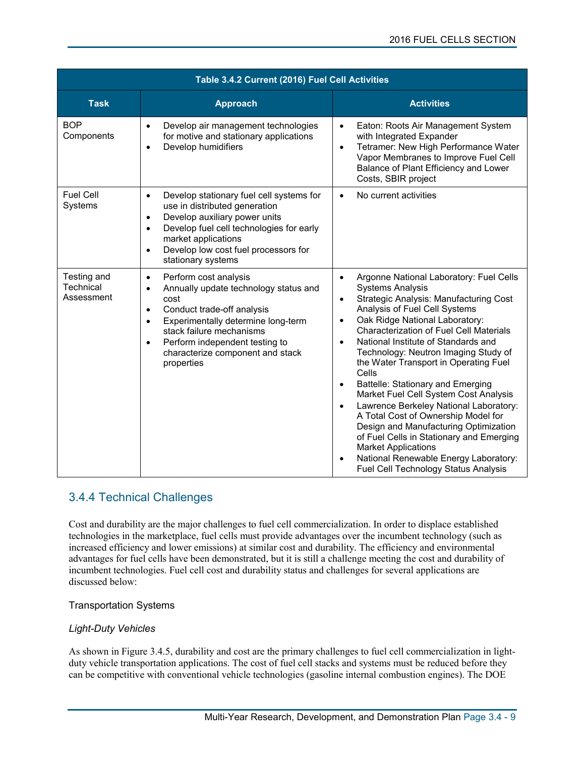| Table 3.4.2 Current (2016) Fuel Cell Activities | | |
|---|---|---|
| **Task** | **Approach** | **Activities** |
| BOP Components | • Develop air management technologies for motive and stationary applications<br>• Develop humidifiers | • Eaton: Roots Air Management System with Integrated Expander<br>• Tetramer: New High Performance Water Vapor Membranes to Improve Fuel Cell Balance of Plant Efficiency and Lower Costs, SBIR project |
| Fuel Cell Systems | • Develop stationary fuel cell systems for use in distributed generation<br>• Develop auxiliary power units<br>• Develop fuel cell technologies for early market applications<br>• Develop low cost fuel processors for stationary systems | • No current activities |
| Testing and Technical Assessment | • Perform cost analysis<br>• Annually update technology status and cost<br>• Conduct trade-off analysis<br>• Experimentally determine long-term stack failure mechanisms<br>• Perform independent testing to characterize component and stack properties | • Argonne National Laboratory: Fuel Cells Systems Analysis<br>• Strategic Analysis: Manufacturing Cost Analysis of Fuel Cell Systems<br>• Oak Ridge National Laboratory: Characterization of Fuel Cell Materials<br>• National Institute of Standards and Technology: Neutron Imaging Study of the Water Transport in Operating Fuel Cells<br>• Battelle: Stationary and Emerging Market Fuel Cell System Cost Analysis<br>• Lawrence Berkeley National Laboratory: A Total Cost of Ownership Model for Design and Manufacturing Optimization of Fuel Cells in Stationary and Emerging Market Applications<br>• National Renewable Energy Laboratory: Fuel Cell Technology Status Analysis |

## 3.4.4 Technical Challenges

Cost and durability are the major challenges to fuel cell commercialization. In order to displace established technologies in the marketplace, fuel cells must provide advantages over the incumbent technology (such as increased efficiency and lower emissions) at similar cost and durability. The efficiency and environmental advantages for fuel cells have been demonstrated, but it is still a challenge meeting the cost and durability of incumbent technologies. Fuel cell cost and durability status and challenges for several applications are discussed below:

### Transportation Systems

#### *Light-Duty Vehicles*

As shown in Figure 3.4.5, durability and cost are the primary challenges to fuel cell commercialization in light-duty vehicle transportation applications. The cost of fuel cell stacks and systems must be reduced before they can be competitive with conventional vehicle technologies (gasoline internal combustion engines). The DOE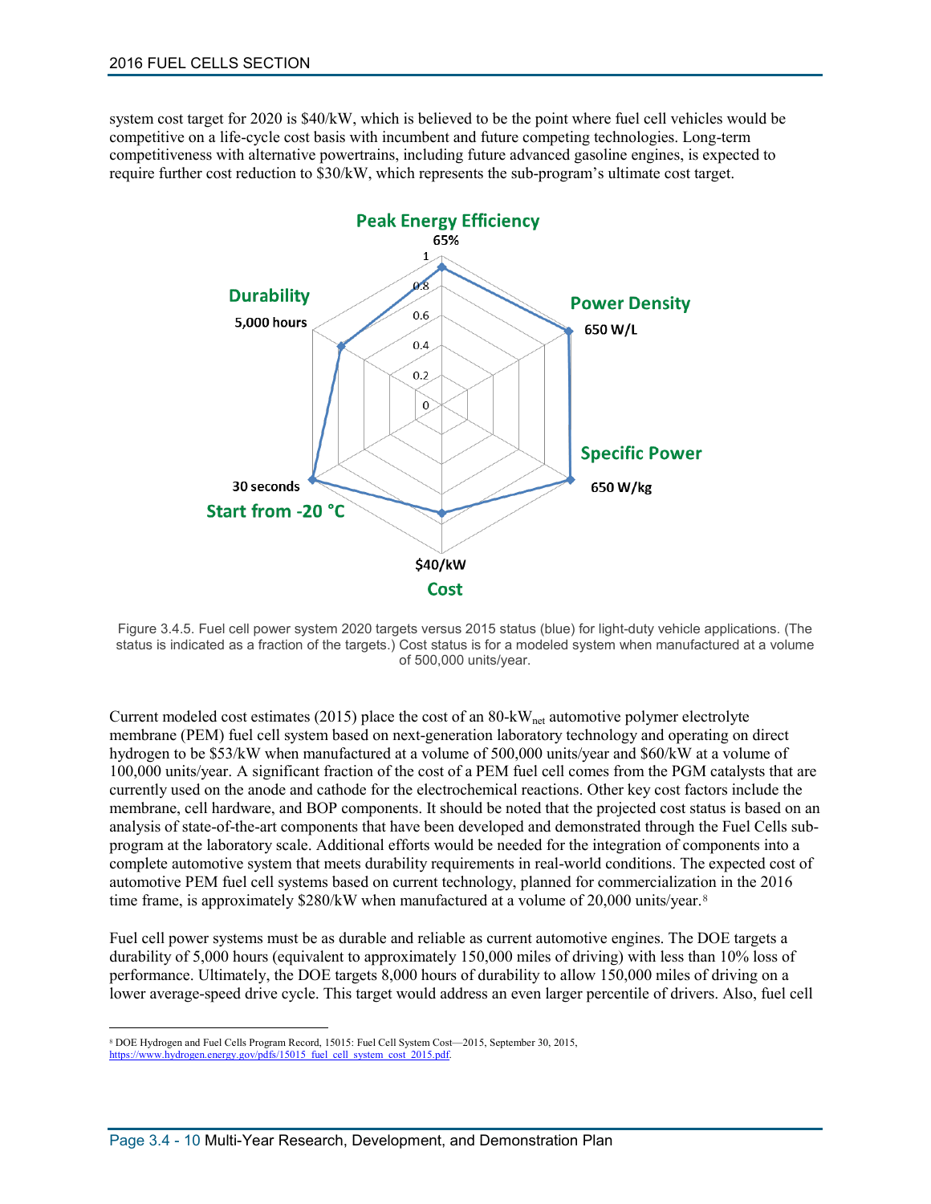system cost target for 2020 is $40/kW, which is believed to be the point where fuel cell vehicles would be competitive on a life-cycle cost basis with incumbent and future competing technologies. Long-term competitiveness with alternative powertrains, including future advanced gasoline engines, is expected to require further cost reduction to $30/kW, which represents the sub-program's ultimate cost target.

Figure 3.4.5. Fuel cell power system 2020 targets versus 2015 status (blue) for light-duty vehicle applications. (The status is indicated as a fraction of the targets.) Cost status is for a modeled system when manufactured at a volume of 500,000 units/year.

Current modeled cost estimates (2015) place the cost of an 80-$kW_{net}$ automotive polymer electrolyte membrane (PEM) fuel cell system based on next-generation laboratory technology and operating on direct hydrogen to be $53/kW when manufactured at a volume of 500,000 units/year and $60/kW at a volume of 100,000 units/year. A significant fraction of the cost of a PEM fuel cell comes from the PGM catalysts that are currently used on the anode and cathode for the electrochemical reactions. Other key cost factors include the membrane, cell hardware, and BOP components. It should be noted that the projected cost status is based on an analysis of state-of-the-art components that have been developed and demonstrated through the Fuel Cells sub-program at the laboratory scale. Additional efforts would be needed for the integration of components into a complete automotive system that meets durability requirements in real-world conditions. The expected cost of automotive PEM fuel cell systems based on current technology, planned for commercialization in the 2016 time frame, is approximately $280/kW when manufactured at a volume of 20,000 units/year.[8]

Fuel cell power systems must be as durable and reliable as current automotive engines. The DOE targets a durability of 5,000 hours (equivalent to approximately 150,000 miles of driving) with less than 10% loss of performance. Ultimately, the DOE targets 8,000 hours of durability to allow 150,000 miles of driving on a lower average-speed drive cycle. This target would address an even larger percentile of drivers. Also, fuel cell

[8] DOE Hydrogen and Fuel Cells Program Record, 15015: Fuel Cell System Cost—2015, September 30, 2015, https://www.hydrogen.energy.gov/pdfs/15015_fuel_cell_system_cost_2015.pdf.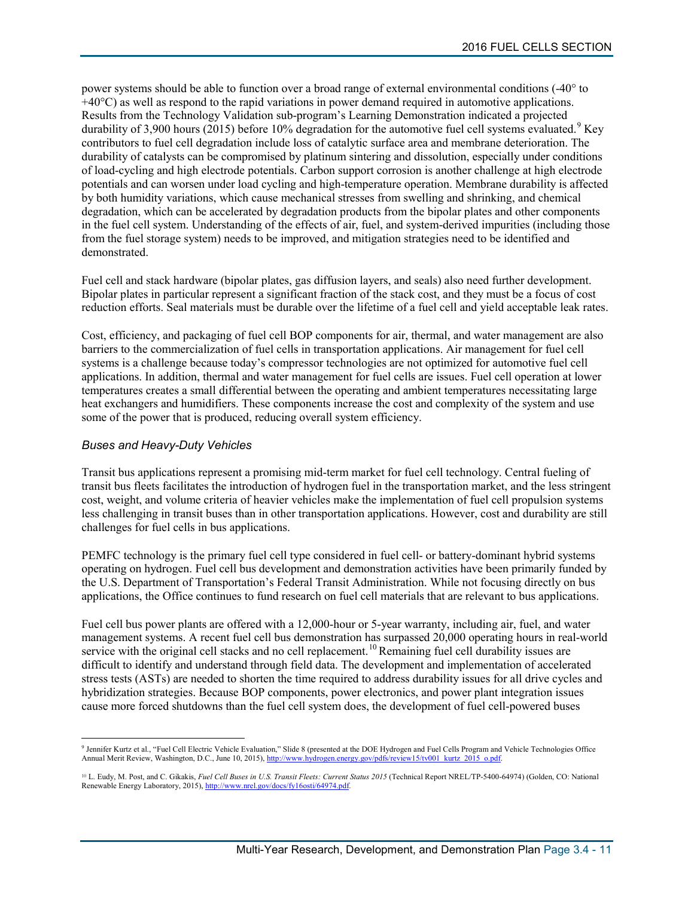power systems should be able to function over a broad range of external environmental conditions (-40° to +40°C) as well as respond to the rapid variations in power demand required in automotive applications. Results from the Technology Validation sub-program's Learning Demonstration indicated a projected durability of 3,900 hours (2015) before 10% degradation for the automotive fuel cell systems evaluated.[9] Key contributors to fuel cell degradation include loss of catalytic surface area and membrane deterioration. The durability of catalysts can be compromised by platinum sintering and dissolution, especially under conditions of load-cycling and high electrode potentials. Carbon support corrosion is another challenge at high electrode potentials and can worsen under load cycling and high-temperature operation. Membrane durability is affected by both humidity variations, which cause mechanical stresses from swelling and shrinking, and chemical degradation, which can be accelerated by degradation products from the bipolar plates and other components in the fuel cell system. Understanding of the effects of air, fuel, and system-derived impurities (including those from the fuel storage system) needs to be improved, and mitigation strategies need to be identified and demonstrated.

Fuel cell and stack hardware (bipolar plates, gas diffusion layers, and seals) also need further development. Bipolar plates in particular represent a significant fraction of the stack cost, and they must be a focus of cost reduction efforts. Seal materials must be durable over the lifetime of a fuel cell and yield acceptable leak rates.

Cost, efficiency, and packaging of fuel cell BOP components for air, thermal, and water management are also barriers to the commercialization of fuel cells in transportation applications. Air management for fuel cell systems is a challenge because today's compressor technologies are not optimized for automotive fuel cell applications. In addition, thermal and water management for fuel cells are issues. Fuel cell operation at lower temperatures creates a small differential between the operating and ambient temperatures necessitating large heat exchangers and humidifiers. These components increase the cost and complexity of the system and use some of the power that is produced, reducing overall system efficiency.

### *Buses and Heavy-Duty Vehicles*

Transit bus applications represent a promising mid-term market for fuel cell technology. Central fueling of transit bus fleets facilitates the introduction of hydrogen fuel in the transportation market, and the less stringent cost, weight, and volume criteria of heavier vehicles make the implementation of fuel cell propulsion systems less challenging in transit buses than in other transportation applications. However, cost and durability are still challenges for fuel cells in bus applications.

PEMFC technology is the primary fuel cell type considered in fuel cell- or battery-dominant hybrid systems operating on hydrogen. Fuel cell bus development and demonstration activities have been primarily funded by the U.S. Department of Transportation's Federal Transit Administration. While not focusing directly on bus applications, the Office continues to fund research on fuel cell materials that are relevant to bus applications.

Fuel cell bus power plants are offered with a 12,000-hour or 5-year warranty, including air, fuel, and water management systems. A recent fuel cell bus demonstration has surpassed 20,000 operating hours in real-world service with the original cell stacks and no cell replacement.[10] Remaining fuel cell durability issues are difficult to identify and understand through field data. The development and implementation of accelerated stress tests (ASTs) are needed to shorten the time required to address durability issues for all drive cycles and hybridization strategies. Because BOP components, power electronics, and power plant integration issues cause more forced shutdowns than the fuel cell system does, the development of fuel cell-powered buses

---

[9] Jennifer Kurtz et al., "Fuel Cell Electric Vehicle Evaluation," Slide 8 (presented at the DOE Hydrogen and Fuel Cells Program and Vehicle Technologies Office Annual Merit Review, Washington, D.C., June 10, 2015), http://www.hydrogen.energy.gov/pdfs/review15/tv001_kurtz_2015_o.pdf.

[10] L. Eudy, M. Post, and C. Gikakis, *Fuel Cell Buses in U.S. Transit Fleets: Current Status 2015* (Technical Report NREL/TP-5400-64974) (Golden, CO: National Renewable Energy Laboratory, 2015), http://www.nrel.gov/docs/fy16osti/64974.pdf.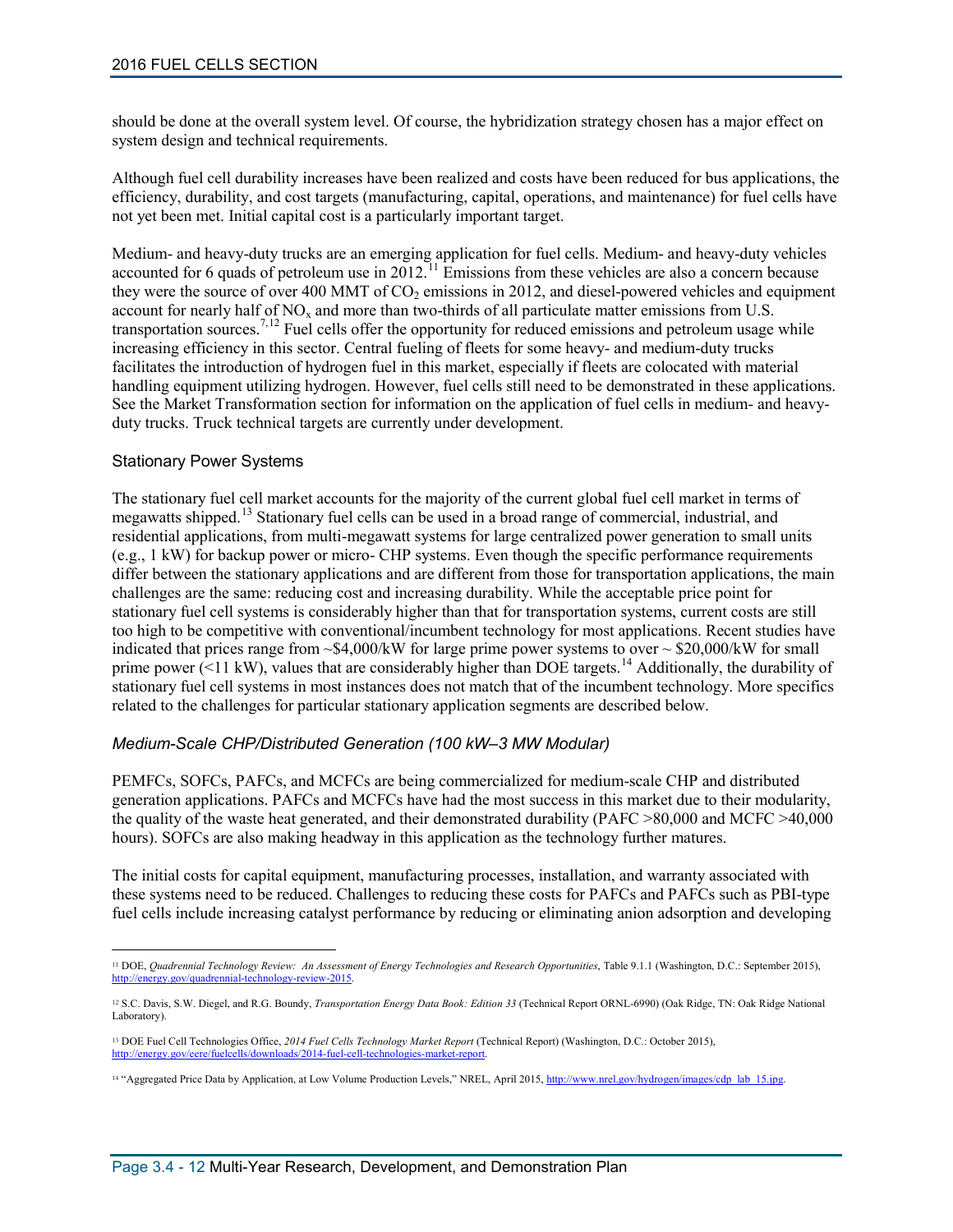should be done at the overall system level. Of course, the hybridization strategy chosen has a major effect on system design and technical requirements.

Although fuel cell durability increases have been realized and costs have been reduced for bus applications, the efficiency, durability, and cost targets (manufacturing, capital, operations, and maintenance) for fuel cells have not yet been met. Initial capital cost is a particularly important target.

Medium- and heavy-duty trucks are an emerging application for fuel cells. Medium- and heavy-duty vehicles accounted for 6 quads of petroleum use in 2012.[11] Emissions from these vehicles are also a concern because they were the source of over 400 MMT of $CO_2$ emissions in 2012, and diesel-powered vehicles and equipment account for nearly half of $NO_x$ and more than two-thirds of all particulate matter emissions from U.S. transportation sources.[7,12] Fuel cells offer the opportunity for reduced emissions and petroleum usage while increasing efficiency in this sector. Central fueling of fleets for some heavy- and medium-duty trucks facilitates the introduction of hydrogen fuel in this market, especially if fleets are colocated with material handling equipment utilizing hydrogen. However, fuel cells still need to be demonstrated in these applications. See the Market Transformation section for information on the application of fuel cells in medium- and heavy-duty trucks. Truck technical targets are currently under development.

### Stationary Power Systems

The stationary fuel cell market accounts for the majority of the current global fuel cell market in terms of megawatts shipped.[13] Stationary fuel cells can be used in a broad range of commercial, industrial, and residential applications, from multi-megawatt systems for large centralized power generation to small units (e.g., 1 kW) for backup power or micro- CHP systems. Even though the specific performance requirements differ between the stationary applications and are different from those for transportation applications, the main challenges are the same: reducing cost and increasing durability. While the acceptable price point for stationary fuel cell systems is considerably higher than that for transportation systems, current costs are still too high to be competitive with conventional/incumbent technology for most applications. Recent studies have indicated that prices range from ~\$4,000/kW for large prime power systems to over ~ \$20,000/kW for small prime power (<11 kW), values that are considerably higher than DOE targets.[14] Additionally, the durability of stationary fuel cell systems in most instances does not match that of the incumbent technology. More specifics related to the challenges for particular stationary application segments are described below.

#### *Medium-Scale CHP/Distributed Generation (100 kW–3 MW Modular)*

PEMFCs, SOFCs, PAFCs, and MCFCs are being commercialized for medium-scale CHP and distributed generation applications. PAFCs and MCFCs have had the most success in this market due to their modularity, the quality of the waste heat generated, and their demonstrated durability (PAFC >80,000 and MCFC >40,000 hours). SOFCs are also making headway in this application as the technology further matures.

The initial costs for capital equipment, manufacturing processes, installation, and warranty associated with these systems need to be reduced. Challenges to reducing these costs for PAFCs and PAFCs such as PBI-type fuel cells include increasing catalyst performance by reducing or eliminating anion adsorption and developing

---

[11] DOE, *Quadrennial Technology Review: An Assessment of Energy Technologies and Research Opportunities*, Table 9.1.1 (Washington, D.C.: September 2015), http://energy.gov/quadrennial-technology-review-2015.

[12] S.C. Davis, S.W. Diegel, and R.G. Boundy, *Transportation Energy Data Book: Edition 33* (Technical Report ORNL-6990) (Oak Ridge, TN: Oak Ridge National Laboratory).

[13] DOE Fuel Cell Technologies Office, *2014 Fuel Cells Technology Market Report* (Technical Report) (Washington, D.C.: October 2015), http://energy.gov/eere/fuelcells/downloads/2014-fuel-cell-technologies-market-report.

[14] "Aggregated Price Data by Application, at Low Volume Production Levels," NREL, April 2015, http://www.nrel.gov/hydrogen/images/cdp_lab_15.jpg.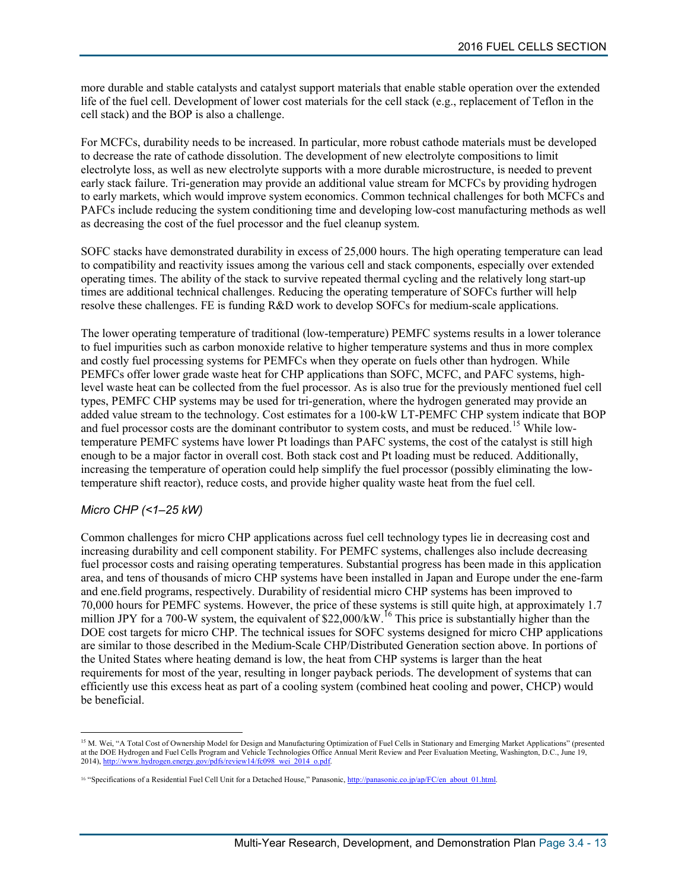more durable and stable catalysts and catalyst support materials that enable stable operation over the extended life of the fuel cell. Development of lower cost materials for the cell stack (e.g., replacement of Teflon in the cell stack) and the BOP is also a challenge.

For MCFCs, durability needs to be increased. In particular, more robust cathode materials must be developed to decrease the rate of cathode dissolution. The development of new electrolyte compositions to limit electrolyte loss, as well as new electrolyte supports with a more durable microstructure, is needed to prevent early stack failure. Tri-generation may provide an additional value stream for MCFCs by providing hydrogen to early markets, which would improve system economics. Common technical challenges for both MCFCs and PAFCs include reducing the system conditioning time and developing low-cost manufacturing methods as well as decreasing the cost of the fuel processor and the fuel cleanup system.

SOFC stacks have demonstrated durability in excess of 25,000 hours. The high operating temperature can lead to compatibility and reactivity issues among the various cell and stack components, especially over extended operating times. The ability of the stack to survive repeated thermal cycling and the relatively long start-up times are additional technical challenges. Reducing the operating temperature of SOFCs further will help resolve these challenges. FE is funding R&D work to develop SOFCs for medium-scale applications.

The lower operating temperature of traditional (low-temperature) PEMFC systems results in a lower tolerance to fuel impurities such as carbon monoxide relative to higher temperature systems and thus in more complex and costly fuel processing systems for PEMFCs when they operate on fuels other than hydrogen. While PEMFCs offer lower grade waste heat for CHP applications than SOFC, MCFC, and PAFC systems, high-level waste heat can be collected from the fuel processor. As is also true for the previously mentioned fuel cell types, PEMFC CHP systems may be used for tri-generation, where the hydrogen generated may provide an added value stream to the technology. Cost estimates for a 100-kW LT-PEMFC CHP system indicate that BOP and fuel processor costs are the dominant contributor to system costs, and must be reduced.[15] While low-temperature PEMFC systems have lower Pt loadings than PAFC systems, the cost of the catalyst is still high enough to be a major factor in overall cost. Both stack cost and Pt loading must be reduced. Additionally, increasing the temperature of operation could help simplify the fuel processor (possibly eliminating the low-temperature shift reactor), reduce costs, and provide higher quality waste heat from the fuel cell.

### *Micro CHP (<1–25 kW)*

Common challenges for micro CHP applications across fuel cell technology types lie in decreasing cost and increasing durability and cell component stability. For PEMFC systems, challenges also include decreasing fuel processor costs and raising operating temperatures. Substantial progress has been made in this application area, and tens of thousands of micro CHP systems have been installed in Japan and Europe under the ene-farm and ene.field programs, respectively. Durability of residential micro CHP systems has been improved to 70,000 hours for PEMFC systems. However, the price of these systems is still quite high, at approximately 1.7 million JPY for a 700-W system, the equivalent of $22,000/kW.[16] This price is substantially higher than the DOE cost targets for micro CHP. The technical issues for SOFC systems designed for micro CHP applications are similar to those described in the Medium-Scale CHP/Distributed Generation section above. In portions of the United States where heating demand is low, the heat from CHP systems is larger than the heat requirements for most of the year, resulting in longer payback periods. The development of systems that can efficiently use this excess heat as part of a cooling system (combined heat cooling and power, CHCP) would be beneficial.

---

[15] M. Wei, "A Total Cost of Ownership Model for Design and Manufacturing Optimization of Fuel Cells in Stationary and Emerging Market Applications" (presented at the DOE Hydrogen and Fuel Cells Program and Vehicle Technologies Office Annual Merit Review and Peer Evaluation Meeting, Washington, D.C., June 19, 2014), http://www.hydrogen.energy.gov/pdfs/review14/fc098_wei_2014_o.pdf.

[16] "Specifications of a Residential Fuel Cell Unit for a Detached House," Panasonic, http://panasonic.co.jp/ap/FC/en_about_01.html.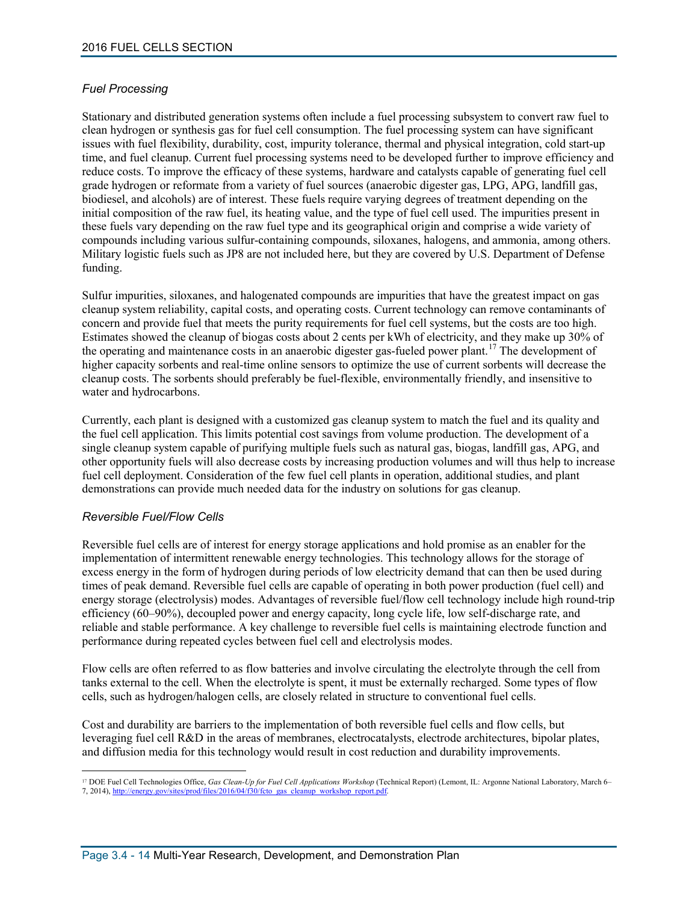### *Fuel Processing*

Stationary and distributed generation systems often include a fuel processing subsystem to convert raw fuel to clean hydrogen or synthesis gas for fuel cell consumption. The fuel processing system can have significant issues with fuel flexibility, durability, cost, impurity tolerance, thermal and physical integration, cold start-up time, and fuel cleanup. Current fuel processing systems need to be developed further to improve efficiency and reduce costs. To improve the efficacy of these systems, hardware and catalysts capable of generating fuel cell grade hydrogen or reformate from a variety of fuel sources (anaerobic digester gas, LPG, APG, landfill gas, biodiesel, and alcohols) are of interest. These fuels require varying degrees of treatment depending on the initial composition of the raw fuel, its heating value, and the type of fuel cell used. The impurities present in these fuels vary depending on the raw fuel type and its geographical origin and comprise a wide variety of compounds including various sulfur-containing compounds, siloxanes, halogens, and ammonia, among others. Military logistic fuels such as JP8 are not included here, but they are covered by U.S. Department of Defense funding.

Sulfur impurities, siloxanes, and halogenated compounds are impurities that have the greatest impact on gas cleanup system reliability, capital costs, and operating costs. Current technology can remove contaminants of concern and provide fuel that meets the purity requirements for fuel cell systems, but the costs are too high. Estimates showed the cleanup of biogas costs about 2 cents per kWh of electricity, and they make up 30% of the operating and maintenance costs in an anaerobic digester gas-fueled power plant.[17] The development of higher capacity sorbents and real-time online sensors to optimize the use of current sorbents will decrease the cleanup costs. The sorbents should preferably be fuel-flexible, environmentally friendly, and insensitive to water and hydrocarbons.

Currently, each plant is designed with a customized gas cleanup system to match the fuel and its quality and the fuel cell application. This limits potential cost savings from volume production. The development of a single cleanup system capable of purifying multiple fuels such as natural gas, biogas, landfill gas, APG, and other opportunity fuels will also decrease costs by increasing production volumes and will thus help to increase fuel cell deployment. Consideration of the few fuel cell plants in operation, additional studies, and plant demonstrations can provide much needed data for the industry on solutions for gas cleanup.

### *Reversible Fuel/Flow Cells*

Reversible fuel cells are of interest for energy storage applications and hold promise as an enabler for the implementation of intermittent renewable energy technologies. This technology allows for the storage of excess energy in the form of hydrogen during periods of low electricity demand that can then be used during times of peak demand. Reversible fuel cells are capable of operating in both power production (fuel cell) and energy storage (electrolysis) modes. Advantages of reversible fuel/flow cell technology include high round-trip efficiency (60–90%), decoupled power and energy capacity, long cycle life, low self-discharge rate, and reliable and stable performance. A key challenge to reversible fuel cells is maintaining electrode function and performance during repeated cycles between fuel cell and electrolysis modes.

Flow cells are often referred to as flow batteries and involve circulating the electrolyte through the cell from tanks external to the cell. When the electrolyte is spent, it must be externally recharged. Some types of flow cells, such as hydrogen/halogen cells, are closely related in structure to conventional fuel cells.

Cost and durability are barriers to the implementation of both reversible fuel cells and flow cells, but leveraging fuel cell R&D in the areas of membranes, electrocatalysts, electrode architectures, bipolar plates, and diffusion media for this technology would result in cost reduction and durability improvements.

---

[17] DOE Fuel Cell Technologies Office, *Gas Clean-Up for Fuel Cell Applications Workshop* (Technical Report) (Lemont, IL: Argonne National Laboratory, March 6–7, 2014), http://energy.gov/sites/prod/files/2016/04/f30/fcto_gas_cleanup_workshop_report.pdf.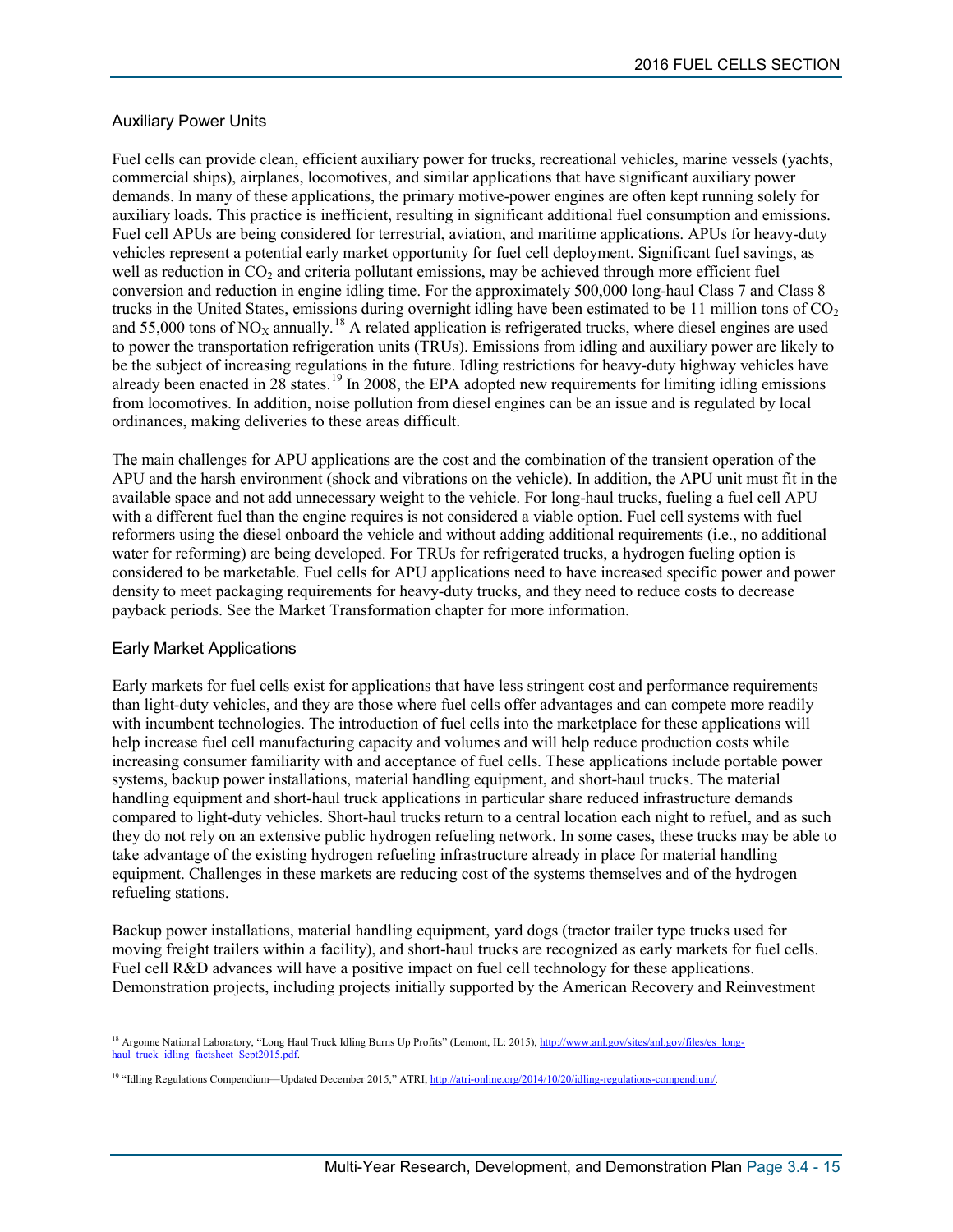### Auxiliary Power Units

Fuel cells can provide clean, efficient auxiliary power for trucks, recreational vehicles, marine vessels (yachts, commercial ships), airplanes, locomotives, and similar applications that have significant auxiliary power demands. In many of these applications, the primary motive-power engines are often kept running solely for auxiliary loads. This practice is inefficient, resulting in significant additional fuel consumption and emissions. Fuel cell APUs are being considered for terrestrial, aviation, and maritime applications. APUs for heavy-duty vehicles represent a potential early market opportunity for fuel cell deployment. Significant fuel savings, as well as reduction in $CO_2$ and criteria pollutant emissions, may be achieved through more efficient fuel conversion and reduction in engine idling time. For the approximately 500,000 long-haul Class 7 and Class 8 trucks in the United States, emissions during overnight idling have been estimated to be 11 million tons of $CO_2$ and 55,000 tons of $NO_X$ annually.[18] A related application is refrigerated trucks, where diesel engines are used to power the transportation refrigeration units (TRUs). Emissions from idling and auxiliary power are likely to be the subject of increasing regulations in the future. Idling restrictions for heavy-duty highway vehicles have already been enacted in 28 states.[19] In 2008, the EPA adopted new requirements for limiting idling emissions from locomotives. In addition, noise pollution from diesel engines can be an issue and is regulated by local ordinances, making deliveries to these areas difficult.

The main challenges for APU applications are the cost and the combination of the transient operation of the APU and the harsh environment (shock and vibrations on the vehicle). In addition, the APU unit must fit in the available space and not add unnecessary weight to the vehicle. For long-haul trucks, fueling a fuel cell APU with a different fuel than the engine requires is not considered a viable option. Fuel cell systems with fuel reformers using the diesel onboard the vehicle and without adding additional requirements (i.e., no additional water for reforming) are being developed. For TRUs for refrigerated trucks, a hydrogen fueling option is considered to be marketable. Fuel cells for APU applications need to have increased specific power and power density to meet packaging requirements for heavy-duty trucks, and they need to reduce costs to decrease payback periods. See the Market Transformation chapter for more information.

### Early Market Applications

Early markets for fuel cells exist for applications that have less stringent cost and performance requirements than light-duty vehicles, and they are those where fuel cells offer advantages and can compete more readily with incumbent technologies. The introduction of fuel cells into the marketplace for these applications will help increase fuel cell manufacturing capacity and volumes and will help reduce production costs while increasing consumer familiarity with and acceptance of fuel cells. These applications include portable power systems, backup power installations, material handling equipment, and short-haul trucks. The material handling equipment and short-haul truck applications in particular share reduced infrastructure demands compared to light-duty vehicles. Short-haul trucks return to a central location each night to refuel, and as such they do not rely on an extensive public hydrogen refueling network. In some cases, these trucks may be able to take advantage of the existing hydrogen refueling infrastructure already in place for material handling equipment. Challenges in these markets are reducing cost of the systems themselves and of the hydrogen refueling stations.

Backup power installations, material handling equipment, yard dogs (tractor trailer type trucks used for moving freight trailers within a facility), and short-haul trucks are recognized as early markets for fuel cells. Fuel cell R&D advances will have a positive impact on fuel cell technology for these applications. Demonstration projects, including projects initially supported by the American Recovery and Reinvestment

---

[18] Argonne National Laboratory, "Long Haul Truck Idling Burns Up Profits" (Lemont, IL: 2015), http://www.anl.gov/sites/anl.gov/files/es_long-haul_truck_idling_factsheet_Sept2015.pdf.

[19] "Idling Regulations Compendium—Updated December 2015," ATRI, http://atri-online.org/2014/10/20/idling-regulations-compendium/.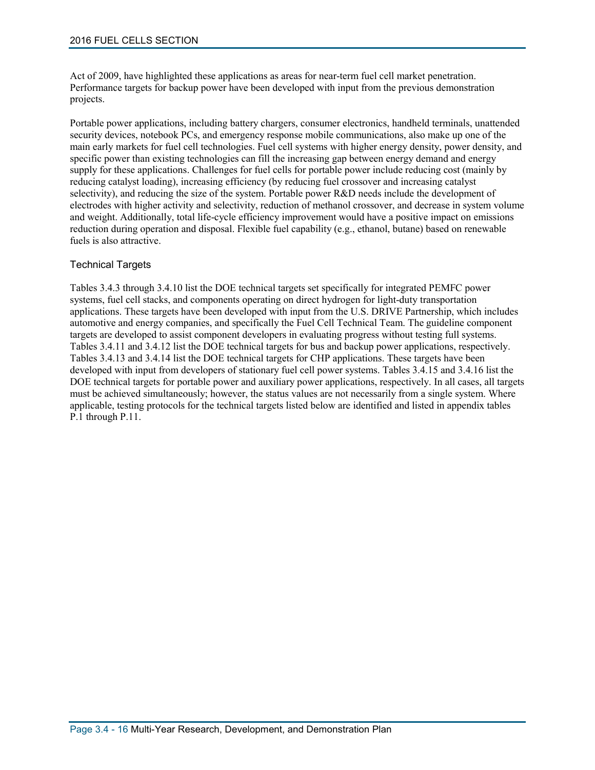Act of 2009, have highlighted these applications as areas for near-term fuel cell market penetration. Performance targets for backup power have been developed with input from the previous demonstration projects.

Portable power applications, including battery chargers, consumer electronics, handheld terminals, unattended security devices, notebook PCs, and emergency response mobile communications, also make up one of the main early markets for fuel cell technologies. Fuel cell systems with higher energy density, power density, and specific power than existing technologies can fill the increasing gap between energy demand and energy supply for these applications. Challenges for fuel cells for portable power include reducing cost (mainly by reducing catalyst loading), increasing efficiency (by reducing fuel crossover and increasing catalyst selectivity), and reducing the size of the system. Portable power R&D needs include the development of electrodes with higher activity and selectivity, reduction of methanol crossover, and decrease in system volume and weight. Additionally, total life-cycle efficiency improvement would have a positive impact on emissions reduction during operation and disposal. Flexible fuel capability (e.g., ethanol, butane) based on renewable fuels is also attractive.

### Technical Targets

Tables 3.4.3 through 3.4.10 list the DOE technical targets set specifically for integrated PEMFC power systems, fuel cell stacks, and components operating on direct hydrogen for light-duty transportation applications. These targets have been developed with input from the U.S. DRIVE Partnership, which includes automotive and energy companies, and specifically the Fuel Cell Technical Team. The guideline component targets are developed to assist component developers in evaluating progress without testing full systems. Tables 3.4.11 and 3.4.12 list the DOE technical targets for bus and backup power applications, respectively. Tables 3.4.13 and 3.4.14 list the DOE technical targets for CHP applications. These targets have been developed with input from developers of stationary fuel cell power systems. Tables 3.4.15 and 3.4.16 list the DOE technical targets for portable power and auxiliary power applications, respectively. In all cases, all targets must be achieved simultaneously; however, the status values are not necessarily from a single system. Where applicable, testing protocols for the technical targets listed below are identified and listed in appendix tables P.1 through P.11.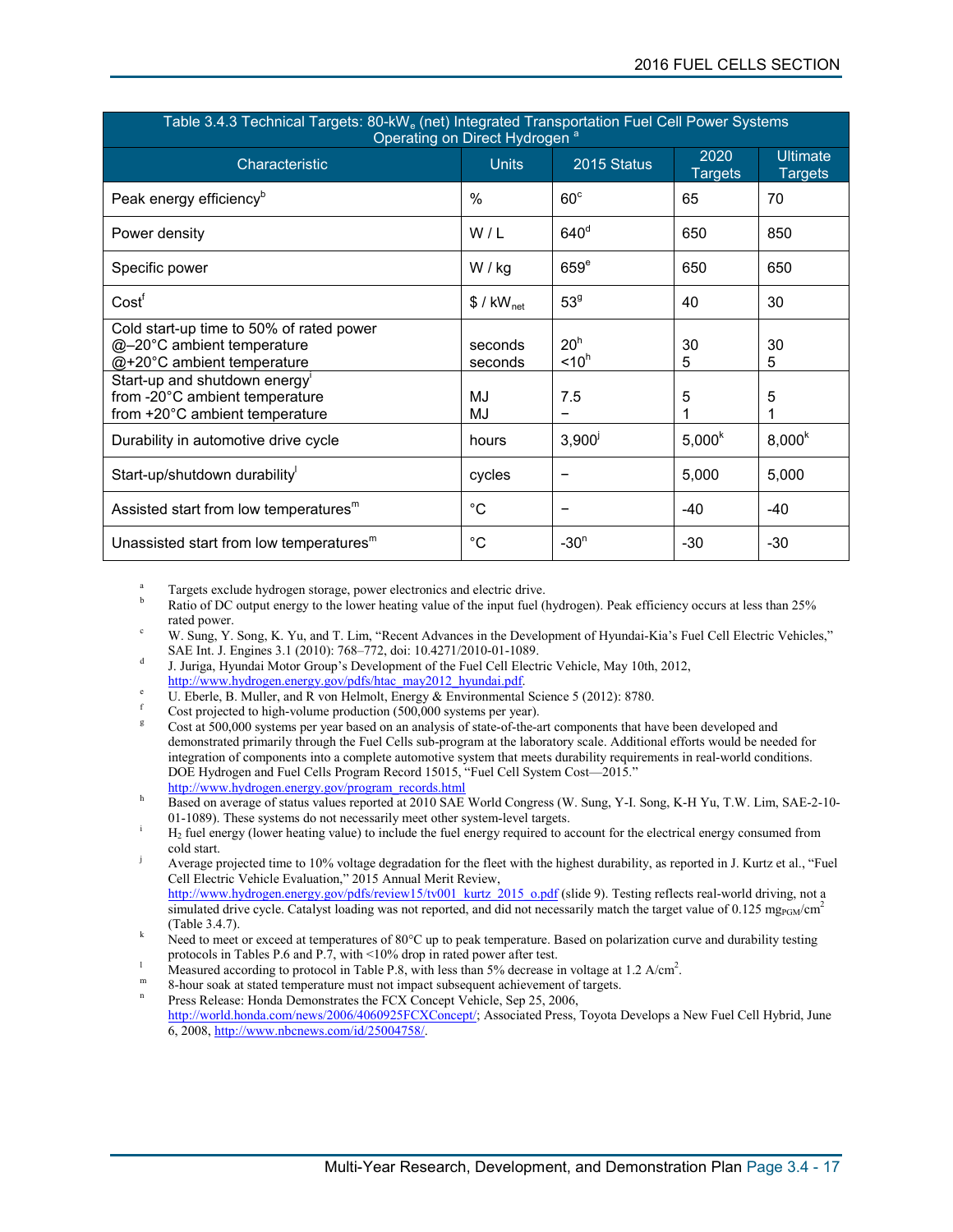Table 3.4.3 Technical Targets: 80-kW$_e$ (net) Integrated Transportation Fuel Cell Power Systems Operating on Direct Hydrogen [a]

| Characteristic | Units | 2015 Status | 2020 Targets | Ultimate Targets |
|---|---|---|---|---|
| Peak energy efficiency[b] | % | 60[c] | 65 | 70 |
| Power density | W / L | 640[d] | 650 | 850 |
| Specific power | W / kg | 659[e] | 650 | 650 |
| Cost[f] | $ / kW$_{net}$ | 53[g] | 40 | 30 |
| Cold start-up time to 50% of rated power<br>@–20°C ambient temperature<br>@+20°C ambient temperature | <br>seconds<br>seconds | <br>20[h]<br><10[h] | <br>30<br>5 | <br>30<br>5 |
| Start-up and shutdown energy[i]<br>from -20°C ambient temperature<br>from +20°C ambient temperature | <br>MJ<br>MJ | <br>7.5<br>– | <br>5<br>1 | <br>5<br>1 |
| Durability in automotive drive cycle | hours | 3,900[j] | 5,000[k] | 8,000[k] |
| Start-up/shutdown durability[l] | cycles | – | 5,000 | 5,000 |
| Assisted start from low temperatures[m] | °C | – | -40 | -40 |
| Unassisted start from low temperatures[m] | °C | -30[n] | -30 | -30 |

[a] Targets exclude hydrogen storage, power electronics and electric drive.

[b] Ratio of DC output energy to the lower heating value of the input fuel (hydrogen). Peak efficiency occurs at less than 25% rated power.

[c] W. Sung, Y. Song, K. Yu, and T. Lim, "Recent Advances in the Development of Hyundai-Kia's Fuel Cell Electric Vehicles," SAE Int. J. Engines 3.1 (2010): 768–772, doi: 10.4271/2010-01-1089.

[d] J. Juriga, Hyundai Motor Group's Development of the Fuel Cell Electric Vehicle, May 10th, 2012, http://www.hydrogen.energy.gov/pdfs/htac_may2012_hyundai.pdf.

[e] U. Eberle, B. Muller, and R von Helmolt, Energy & Environmental Science 5 (2012): 8780.

[f] Cost projected to high-volume production (500,000 systems per year).

[g] Cost at 500,000 systems per year based on an analysis of state-of-the-art components that have been developed and demonstrated primarily through the Fuel Cells sub-program at the laboratory scale. Additional efforts would be needed for integration of components into a complete automotive system that meets durability requirements in real-world conditions. DOE Hydrogen and Fuel Cells Program Record 15015, "Fuel Cell System Cost—2015." http://www.hydrogen.energy.gov/program_records.html

[h] Based on average of status values reported at 2010 SAE World Congress (W. Sung, Y-I. Song, K-H Yu, T.W. Lim, SAE-2-10-01-1089). These systems do not necessarily meet other system-level targets.

[i] $H_2$ fuel energy (lower heating value) to include the fuel energy required to account for the electrical energy consumed from cold start.

[j] Average projected time to 10% voltage degradation for the fleet with the highest durability, as reported in J. Kurtz et al., "Fuel Cell Electric Vehicle Evaluation," 2015 Annual Merit Review, http://www.hydrogen.energy.gov/pdfs/review15/tv001_kurtz_2015_o.pdf (slide 9). Testing reflects real-world driving, not a simulated drive cycle. Catalyst loading was not reported, and did not necessarily match the target value of 0.125 $mg_{PGM}/cm^2$ (Table 3.4.7).

[k] Need to meet or exceed at temperatures of 80°C up to peak temperature. Based on polarization curve and durability testing protocols in Tables P.6 and P.7, with <10% drop in rated power after test.

[l] Measured according to protocol in Table P.8, with less than 5% decrease in voltage at 1.2 $A/cm^2$.

[m] 8-hour soak at stated temperature must not impact subsequent achievement of targets.

[n] Press Release: Honda Demonstrates the FCX Concept Vehicle, Sep 25, 2006, http://world.honda.com/news/2006/4060925FCXConcept/; Associated Press, Toyota Develops a New Fuel Cell Hybrid, June 6, 2008, http://www.nbcnews.com/id/25004758/.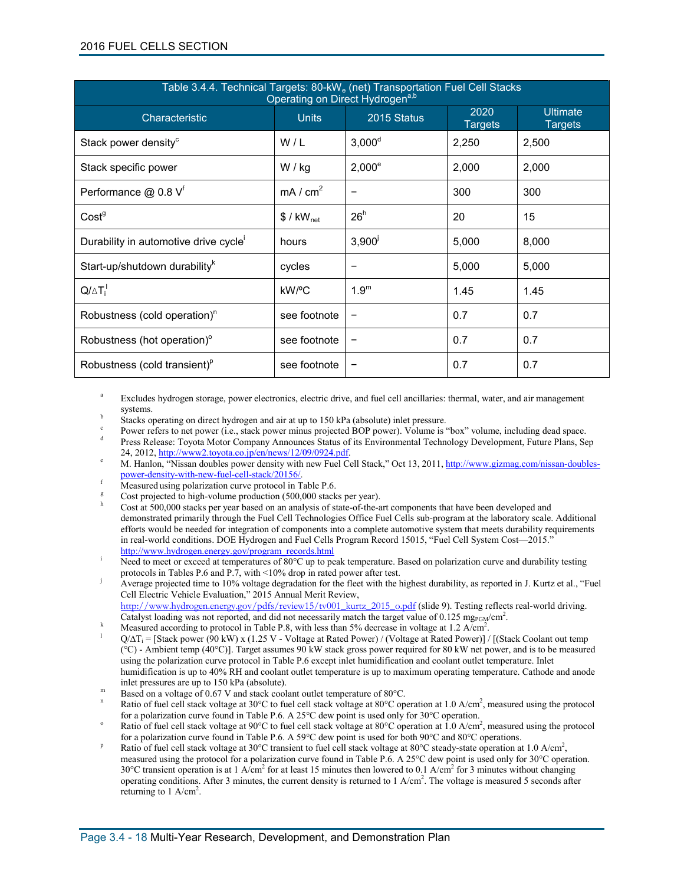Table 3.4.4. Technical Targets: 80-$kW_e$ (net) Transportation Fuel Cell Stacks Operating on Direct Hydrogen[a,b]

| Characteristic | Units | 2015 Status | 2020 Targets | Ultimate Targets |
|---|---|---|---|---|
| Stack power density[c] | W / L | 3,000[d] | 2,250 | 2,500 |
| Stack specific power | W / kg | 2,000[e] | 2,000 | 2,000 |
| Performance @ 0.8 V[f] | mA / $cm^2$ | – | 300 | 300 |
| Cost[g] | \$ / $kW_{net}$ | 26[h] | 20 | 15 |
| Durability in automotive drive cycle[i] | hours | 3,900[j] | 5,000 | 8,000 |
| Start-up/shutdown durability[k] | cycles | – | 5,000 | 5,000 |
| $Q/\Delta T_i$[l] | kW/ºC | 1.9[m] | 1.45 | 1.45 |
| Robustness (cold operation)[n] | see footnote | – | 0.7 | 0.7 |
| Robustness (hot operation)[o] | see footnote | – | 0.7 | 0.7 |
| Robustness (cold transient)[p] | see footnote | – | 0.7 | 0.7 |

[a] Excludes hydrogen storage, power electronics, electric drive, and fuel cell ancillaries: thermal, water, and air management systems.

[b] Stacks operating on direct hydrogen and air at up to 150 kPa (absolute) inlet pressure.

[c] Power refers to net power (i.e., stack power minus projected BOP power). Volume is "box" volume, including dead space.

[d] Press Release: Toyota Motor Company Announces Status of its Environmental Technology Development, Future Plans, Sep 24, 2012, http://www2.toyota.co.jp/en/news/12/09/0924.pdf.

[e] M. Hanlon, "Nissan doubles power density with new Fuel Cell Stack," Oct 13, 2011, http://www.gizmag.com/nissan-doubles-power-density-with-new-fuel-cell-stack/20156/.

[f] Measured using polarization curve protocol in Table P.6.

[g] Cost projected to high-volume production (500,000 stacks per year).

[h] Cost at 500,000 stacks per year based on an analysis of state-of-the-art components that have been developed and demonstrated primarily through the Fuel Cell Technologies Office Fuel Cells sub-program at the laboratory scale. Additional efforts would be needed for integration of components into a complete automotive system that meets durability requirements in real-world conditions. DOE Hydrogen and Fuel Cells Program Record 15015, "Fuel Cell System Cost—2015." http://www.hydrogen.energy.gov/program_records.html

[i] Need to meet or exceed at temperatures of 80°C up to peak temperature. Based on polarization curve and durability testing protocols in Tables P.6 and P.7, with <10% drop in rated power after test.

[j] Average projected time to 10% voltage degradation for the fleet with the highest durability, as reported in J. Kurtz et al., "Fuel Cell Vehicle Evaluation," 2015 Annual Merit Review, http://www.hydrogen.energy.gov/pdfs/review15/tv001_kurtz_2015_o.pdf (slide 9). Testing reflects real-world driving. Catalyst loading was not reported, and did not necessarily match the target value of 0.125 $mg_{PGM}/cm^2$.

[k] Measured according to protocol in Table P.8, with less than 5% decrease in voltage at 1.2 A/$cm^2$.

[l] $Q/\Delta T_i$ = [Stack power (90 kW) x (1.25 V - Voltage at Rated Power) / (Voltage at Rated Power)] / [(Stack Coolant out temp (°C) - Ambient temp (40°C)]. Target assumes 90 kW stack gross power required for 80 kW net power, and is to be measured using the polarization curve protocol in Table P.6 except inlet humidification and coolant outlet temperature. Inlet humidification is up to 40% RH and coolant outlet temperature is up to maximum operating temperature. Cathode and anode inlet pressures are up to 150 kPa (absolute).

[m] Based on a voltage of 0.67 V and stack coolant outlet temperature of 80°C.

[n] Ratio of fuel cell stack voltage at 30°C to fuel cell stack voltage at 80°C operation at 1.0 A/$cm^2$, measured using the protocol for a polarization curve found in Table P.6. A 25°C dew point is used only for 30°C operation.

[o] Ratio of fuel cell stack voltage at 90°C to fuel cell stack voltage at 80°C operation at 1.0 A/$cm^2$, measured using the protocol for a polarization curve found in Table P.6. A 59°C dew point is used for both 90°C and 80°C operations.

[p] Ratio of fuel cell stack voltage at 30°C transient to fuel cell stack voltage at 80°C steady-state operation at 1.0 A/$cm^2$, measured using the protocol for a polarization curve found in Table P.6. A 25°C dew point is used only for 30°C operation. 30°C transient operation is at 1 A/$cm^2$ for at least 15 minutes then lowered to 0.1 A/$cm^2$ for 3 minutes without changing operating conditions. After 3 minutes, the current density is returned to 1 A/$cm^2$. The voltage is measured 5 seconds after returning to 1 A/$cm^2$.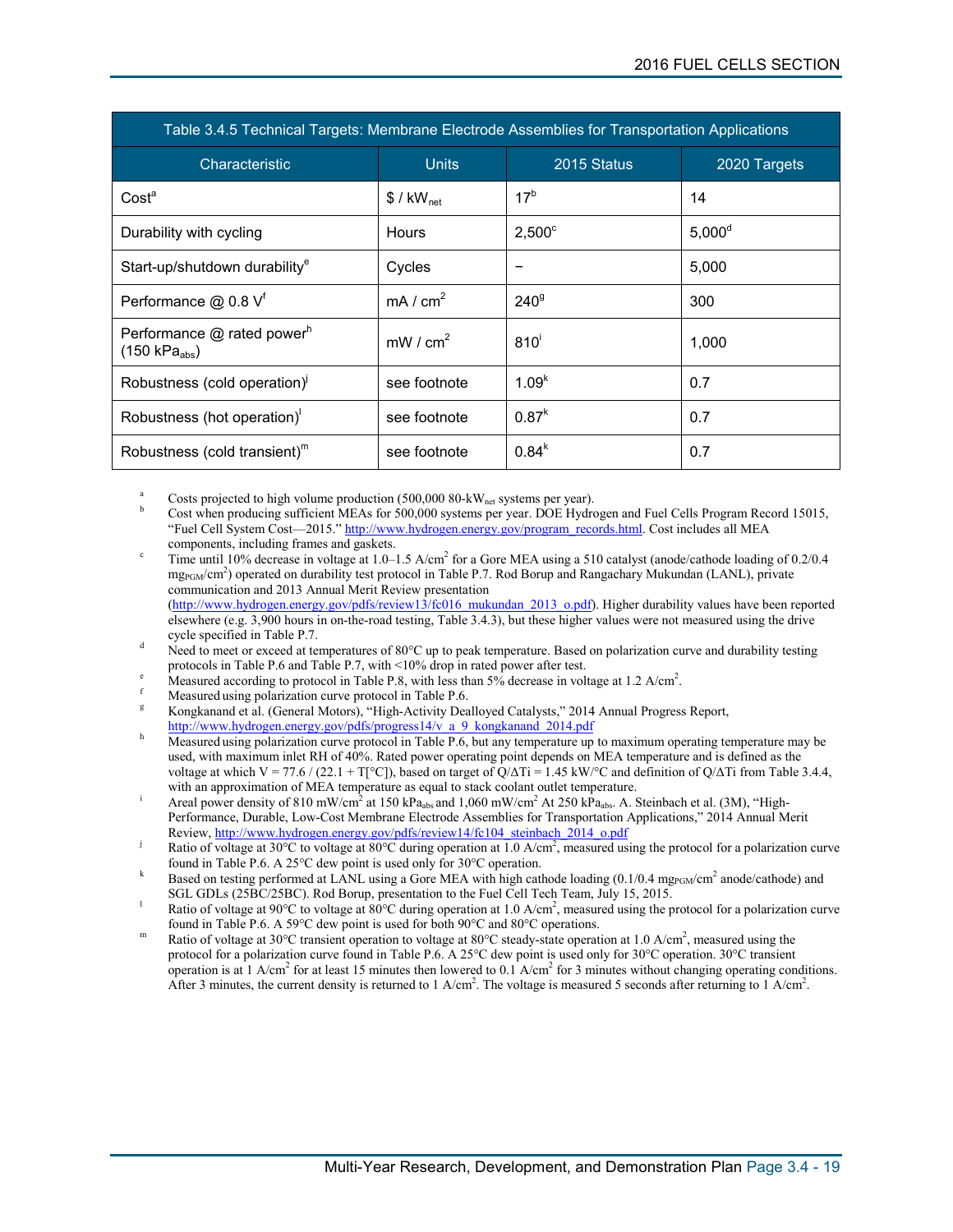| Table 3.4.5 Technical Targets: Membrane Electrode Assemblies for Transportation Applications | | | |
|---|---|---|---|
| Characteristic | Units | 2015 Status | 2020 Targets |
| Cost[a] | $ / $kW_{net}$ | 17[b] | 14 |
| Durability with cycling | Hours | 2,500[c] | 5,000[d] |
| Start-up/shutdown durability[e] | Cycles | – | 5,000 |
| Performance @ 0.8 V[f] | mA / $cm^2$ | 240[g] | 300 |
| Performance @ rated power[h] (150 $kPa_{abs}$) | mW / $cm^2$ | 810[i] | 1,000 |
| Robustness (cold operation)[j] | see footnote | 1.09[k] | 0.7 |
| Robustness (hot operation)[l] | see footnote | 0.87[k] | 0.7 |
| Robustness (cold transient)[m] | see footnote | 0.84[k] | 0.7 |

[a] Costs projected to high volume production (500,000 80-$kW_{net}$ systems per year).

[b] Cost when producing sufficient MEAs for 500,000 systems per year. DOE Hydrogen and Fuel Cells Program Record 15015, "Fuel Cell System Cost—2015." http://www.hydrogen.energy.gov/program_records.html. Cost includes all MEA components, including frames and gaskets.

[c] Time until 10% decrease in voltage at 1.0–1.5 A/$cm^2$ for a Gore MEA using a 510 catalyst (anode/cathode loading of 0.2/0.4 $mg_{PGM}/cm^2$) operated on durability test protocol in Table P.7. Rod Borup and Rangachary Mukundan (LANL), private communication and 2013 Annual Merit Review presentation (http://www.hydrogen.energy.gov/pdfs/review13/fc016_mukundan_2013_o.pdf). Higher durability values have been reported elsewhere (e.g. 3,900 hours in on-the-road testing, Table 3.4.3), but these higher values were not measured using the drive cycle specified in Table P.7.

[d] Need to meet or exceed at temperatures of 80°C up to peak temperature. Based on polarization curve and durability testing protocols in Table P.6 and Table P.7, with <10% drop in rated power after test.

[e] Measured according to protocol in Table P.8, with less than 5% decrease in voltage at 1.2 A/$cm^2$.

[f] Measured using polarization curve protocol in Table P.6.

[g] Kongkanand et al. (General Motors), "High-Activity Dealloyed Catalysts," 2014 Annual Progress Report, http://www.hydrogen.energy.gov/pdfs/progress14/v_a_9_kongkanand_2014.pdf

[h] Measured using polarization curve protocol in Table P.6, but any temperature up to maximum operating temperature may be used, with maximum inlet RH of 40%. Rated power operating point depends on MEA temperature and is defined as the voltage at which V = 77.6 / (22.1 + T[°C]), based on target of Q/ΔTi = 1.45 kW/°C and definition of Q/ΔTi from Table 3.4.4, with an approximation of MEA temperature as equal to stack coolant outlet temperature.

[i] Areal power density of 810 mW/$cm^2$ at 150 $kPa_{abs}$ and 1,060 mW/$cm^2$ At 250 $kPa_{abs}$. A. Steinbach et al. (3M), "High-Performance, Durable, Low-Cost Membrane Electrode Assemblies for Transportation Applications," 2014 Annual Merit Review, http://www.hydrogen.energy.gov/pdfs/review14/fc104_steinbach_2014_o.pdf

[j] Ratio of voltage at 30°C to voltage at 80°C during operation at 1.0 A/$cm^2$, measured using the protocol for a polarization curve found in Table P.6. A 25°C dew point is used only for 30°C operation.

[k] Based on testing performed at LANL using a Gore MEA with high cathode loading (0.1/0.4 $mg_{PGM}/cm^2$ anode/cathode) and SGL GDLs (25BC/25BC). Rod Borup, presentation to the Fuel Cell Tech Team, July 15, 2015.

[l] Ratio of voltage at 90°C to voltage at 80°C during operation at 1.0 A/$cm^2$, measured using the protocol for a polarization curve found in Table P.6. A 59°C dew point is used for both 90°C and 80°C operations.

[m] Ratio of voltage at 30°C transient operation to voltage at 80°C steady-state operation at 1.0 A/$cm^2$, measured using the protocol for a polarization curve found in Table P.6. A 25°C dew point is used only for 30°C operation. 30°C transient operation is at 1 A/$cm^2$ for at least 15 minutes then lowered to 0.1 A/$cm^2$ for 3 minutes without changing operating conditions. After 3 minutes, the current density is returned to 1 A/$cm^2$. The voltage is measured 5 seconds after returning to 1 A/$cm^2$.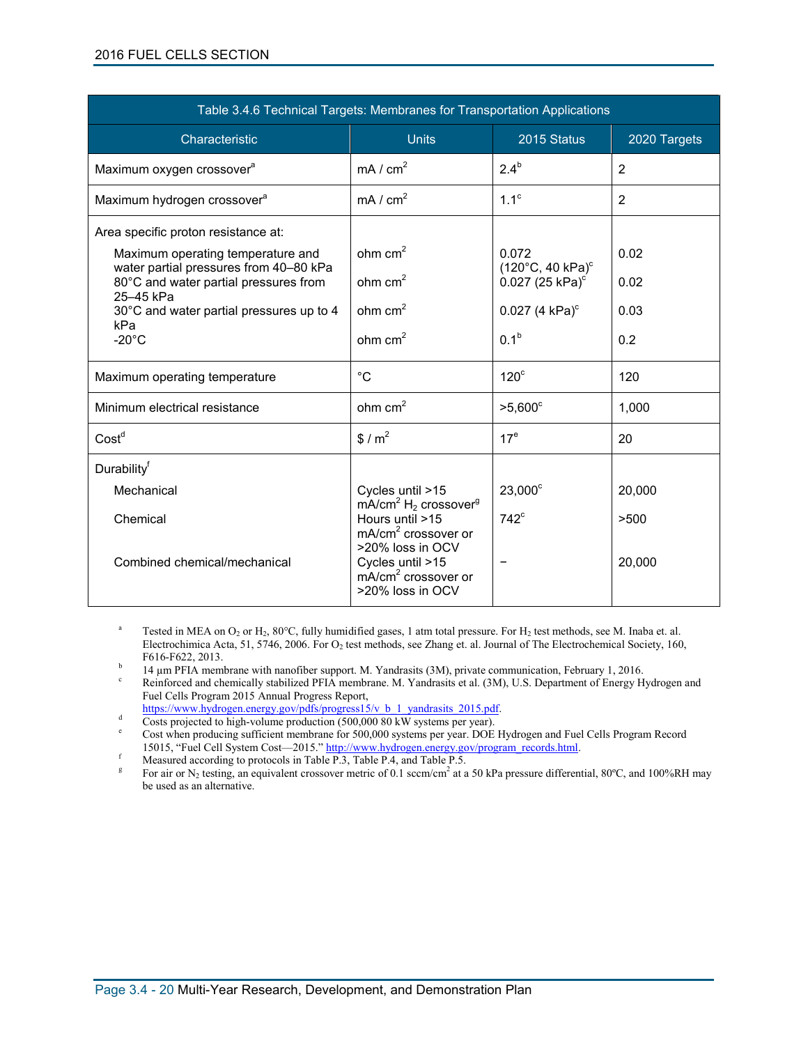| Table 3.4.6 Technical Targets: Membranes for Transportation Applications | | | |
|---|---|---|---|
| Characteristic | Units | 2015 Status | 2020 Targets |
| Maximum oxygen crossover[a] | mA / cm$^2$ | 2.4[b] | 2 |
| Maximum hydrogen crossover[a] | mA / cm$^2$ | 1.1[c] | 2 |
| Area specific proton resistance at: | | | |
| Maximum operating temperature and water partial pressures from 40–80 kPa | ohm cm$^2$ | 0.072 (120°C, 40 kPa)[c] | 0.02 |
| 80°C and water partial pressures from 25–45 kPa | ohm cm$^2$ | 0.027 (25 kPa)[c] | 0.02 |
| 30°C and water partial pressures up to 4 kPa | ohm cm$^2$ | 0.027 (4 kPa)[c] | 0.03 |
| -20°C | ohm cm$^2$ | 0.1[b] | 0.2 |
| Maximum operating temperature | °C | 120[c] | 120 |
| Minimum electrical resistance | ohm cm$^2$ | >5,600[c] | 1,000 |
| Cost[d] | \$ / m$^2$ | 17[e] | 20 |
| Durability[f] | | | |
| Mechanical | Cycles until >15 mA/cm$^2$ $H_2$ crossover[g] | 23,000[c] | 20,000 |
| Chemical | Hours until >15 mA/cm$^2$ crossover or >20% loss in OCV | 742[c] | >500 |
| Combined chemical/mechanical | Cycles until >15 mA/cm$^2$ crossover or >20% loss in OCV | – | 20,000 |

[a] Tested in MEA on $O_2$ or $H_2$, 80°C, fully humidified gases, 1 atm total pressure. For $H_2$ test methods, see M. Inaba et. al. Electrochimica Acta, 51, 5746, 2006. For $O_2$ test methods, see Zhang et. al. Journal of The Electrochemical Society, 160, F616-F622, 2013.

[b] 14 µm PFIA membrane with nanofiber support. M. Yandrasits (3M), private communication, February 1, 2016.

[c] Reinforced and chemically stabilized PFIA membrane. M. Yandrasits et al. (3M), U.S. Department of Energy Hydrogen and Fuel Cells Program 2015 Annual Progress Report, https://www.hydrogen.energy.gov/pdfs/progress15/v_b_1_yandrasits_2015.pdf.

[d] Costs projected to high-volume production (500,000 80 kW systems per year).

[e] Cost when producing sufficient membrane for 500,000 systems per year. DOE Hydrogen and Fuel Cells Program Record 15015, "Fuel Cell System Cost—2015." http://www.hydrogen.energy.gov/program_records.html.

[f] Measured according to protocols in Table P.3, Table P.4, and Table P.5.

[g] For air or $N_2$ testing, an equivalent crossover metric of 0.1 sccm/cm$^2$ at a 50 kPa pressure differential, 80ºC, and 100%RH may be used as an alternative.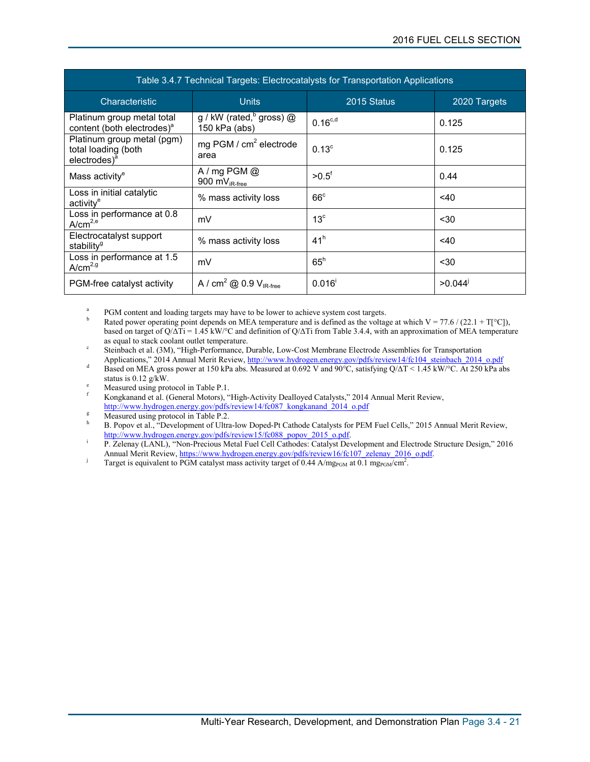| Table 3.4.7 Technical Targets: Electrocatalysts for Transportation Applications | | | |
|---|---|---|---|
| Characteristic | Units | 2015 Status | 2020 Targets |
| Platinum group metal total content (both electrodes)[a] | g / kW (rated,[b] gross) @ 150 kPa (abs) | 0.16[c,d] | 0.125 |
| Platinum group metal (pgm) total loading (both electrodes)[a] | mg PGM / $cm^2$ electrode area | 0.13[c] | 0.125 |
| Mass activity[e] | A / mg PGM @ 900 $mV_{iR\text{-}free}$ | >0.5[f] | 0.44 |
| Loss in initial catalytic activity[e] | % mass activity loss | 66[c] | <40 |
| Loss in performance at 0.8 $A/cm^2$[e] | mV | 13[c] | <30 |
| Electrocatalyst support stability[g] | % mass activity loss | 41[h] | <40 |
| Loss in performance at 1.5 $A/cm^2$[g] | mV | 65[h] | <30 |
| PGM-free catalyst activity | A / $cm^2$ @ 0.9 $V_{IR\text{-}free}$ | 0.016[i] | >0.044[j] |

[a] PGM content and loading targets may have to be lower to achieve system cost targets.

[b] Rated power operating point depends on MEA temperature and is defined as the voltage at which V = 77.6 / (22.1 + T[°C]), based on target of $Q/\Delta Ti$ = 1.45 kW/°C and definition of $Q/\Delta Ti$ from Table 3.4.4, with an approximation of MEA temperature as equal to stack coolant outlet temperature.

[c] Steinbach et al. (3M), "High-Performance, Durable, Low-Cost Membrane Electrode Assemblies for Transportation Applications," 2014 Annual Merit Review, http://www.hydrogen.energy.gov/pdfs/review14/fc104_steinbach_2014_o.pdf

[d] Based on MEA gross power at 150 kPa abs. Measured at 0.692 V and 90°C, satisfying $Q/\Delta T$ < 1.45 kW/°C. At 250 kPa abs status is 0.12 g/kW.

[e] Measured using protocol in Table P.1.

[f] Kongkanand et al. (General Motors), "High-Activity Dealloyed Catalysts," 2014 Annual Merit Review, http://www.hydrogen.energy.gov/pdfs/review14/fc087_kongkanand_2014_o.pdf

[g] Measured using protocol in Table P.2.

[h] B. Popov et al., "Development of Ultra-low Doped-Pt Cathode Catalysts for PEM Fuel Cells," 2015 Annual Merit Review, http://www.hydrogen.energy.gov/pdfs/review15/fc088_popov_2015_o.pdf.

[i] P. Zelenay (LANL), "Non-Precious Metal Fuel Cell Cathodes: Catalyst Development and Electrode Structure Design," 2016 Annual Merit Review, https://www.hydrogen.energy.gov/pdfs/review16/fc107_zelenay_2016_o.pdf.

[j] Target is equivalent to PGM catalyst mass activity target of 0.44 $A/mg_{PGM}$ at 0.1 $mg_{PGM}/cm^2$.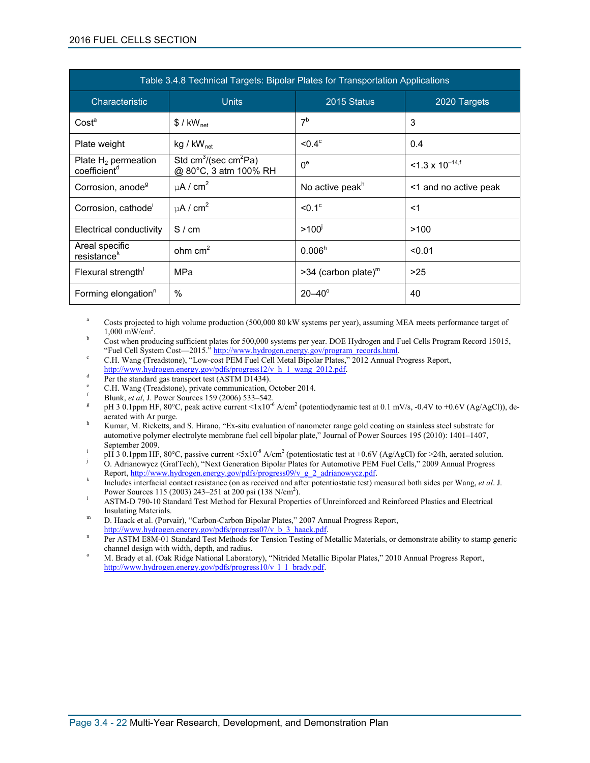| Table 3.4.8 Technical Targets: Bipolar Plates for Transportation Applications | | | |
|---|---|---|---|
| Characteristic | Units | 2015 Status | 2020 Targets |
| Cost[a] | $ / $kW_{net}$ | 7[b] | 3 |
| Plate weight | kg / $kW_{net}$ | <0.4[c] | 0.4 |
| Plate $H_2$ permeation coefficient[d] | Std $cm^3/(sec\ cm^2 Pa)$ @ 80°C, 3 atm 100% RH | 0[e] | $<1.3 \times 10^{-14}$[f] |
| Corrosion, anode[g] | $\mu A / cm^2$ | No active peak[h] | <1 and no active peak |
| Corrosion, cathode[i] | $\mu A / cm^2$ | <0.1[c] | <1 |
| Electrical conductivity | S / cm | >100[j] | >100 |
| Areal specific resistance[k] | ohm $cm^2$ | 0.006[h] | <0.01 |
| Flexural strength[l] | MPa | >34 (carbon plate)[m] | >25 |
| Forming elongation[n] | % | 20–40[o] | 40 |

[a] Costs projected to high volume production (500,000 80 kW systems per year), assuming MEA meets performance target of 1,000 $mW/cm^2$.

[b] Cost when producing sufficient plates for 500,000 systems per year. DOE Hydrogen and Fuel Cells Program Record 15015, "Fuel Cell System Cost—2015." http://www.hydrogen.energy.gov/program_records.html.

[c] C.H. Wang (Treadstone), "Low-cost PEM Fuel Cell Metal Bipolar Plates," 2012 Annual Progress Report, http://www.hydrogen.energy.gov/pdfs/progress12/v_h_1_wang_2012.pdf.

[d] Per the standard gas transport test (ASTM D1434).

[e] C.H. Wang (Treadstone), private communication, October 2014.

[f] Blunk, *et al*, J. Power Sources 159 (2006) 533–542.

[g] pH 3 0.1ppm HF, 80°C, peak active current $<1\times10^{-6}$ $A/cm^2$ (potentiodynamic test at 0.1 mV/s, -0.4V to +0.6V (Ag/AgCl)), de-aerated with Ar purge.

[h] Kumar, M. Ricketts, and S. Hirano, "Ex-situ evaluation of nanometer range gold coating on stainless steel substrate for automotive polymer electrolyte membrane fuel cell bipolar plate," Journal of Power Sources 195 (2010): 1401–1407, September 2009.

[i] pH 3 0.1ppm HF, 80°C, passive current $<5\times10^{-8}$ $A/cm^2$ (potentiostatic test at +0.6V (Ag/AgCl) for >24h, aerated solution.

[j] O. Adrianowycz (GrafTech), "Next Generation Bipolar Plates for Automotive PEM Fuel Cells," 2009 Annual Progress Report, http://www.hydrogen.energy.gov/pdfs/progress09/v_g_2_adrianowycz.pdf.

[k] Includes interfacial contact resistance (on as received and after potentiostatic test) measured both sides per Wang, *et al*. J. Power Sources 115 (2003) 243–251 at 200 psi (138 $N/cm^2$).

[l] ASTM-D 790-10 Standard Test Method for Flexural Properties of Unreinforced and Reinforced Plastics and Electrical Insulating Materials.

[m] D. Haack et al. (Porvair), "Carbon-Carbon Bipolar Plates," 2007 Annual Progress Report, http://www.hydrogen.energy.gov/pdfs/progress07/v_b_3_haack.pdf.

[n] Per ASTM E8M-01 Standard Test Methods for Tension Testing of Metallic Materials, or demonstrate ability to stamp generic channel design with width, depth, and radius.

[o] M. Brady et al. (Oak Ridge National Laboratory), "Nitrided Metallic Bipolar Plates," 2010 Annual Progress Report, http://www.hydrogen.energy.gov/pdfs/progress10/v_l_1_brady.pdf.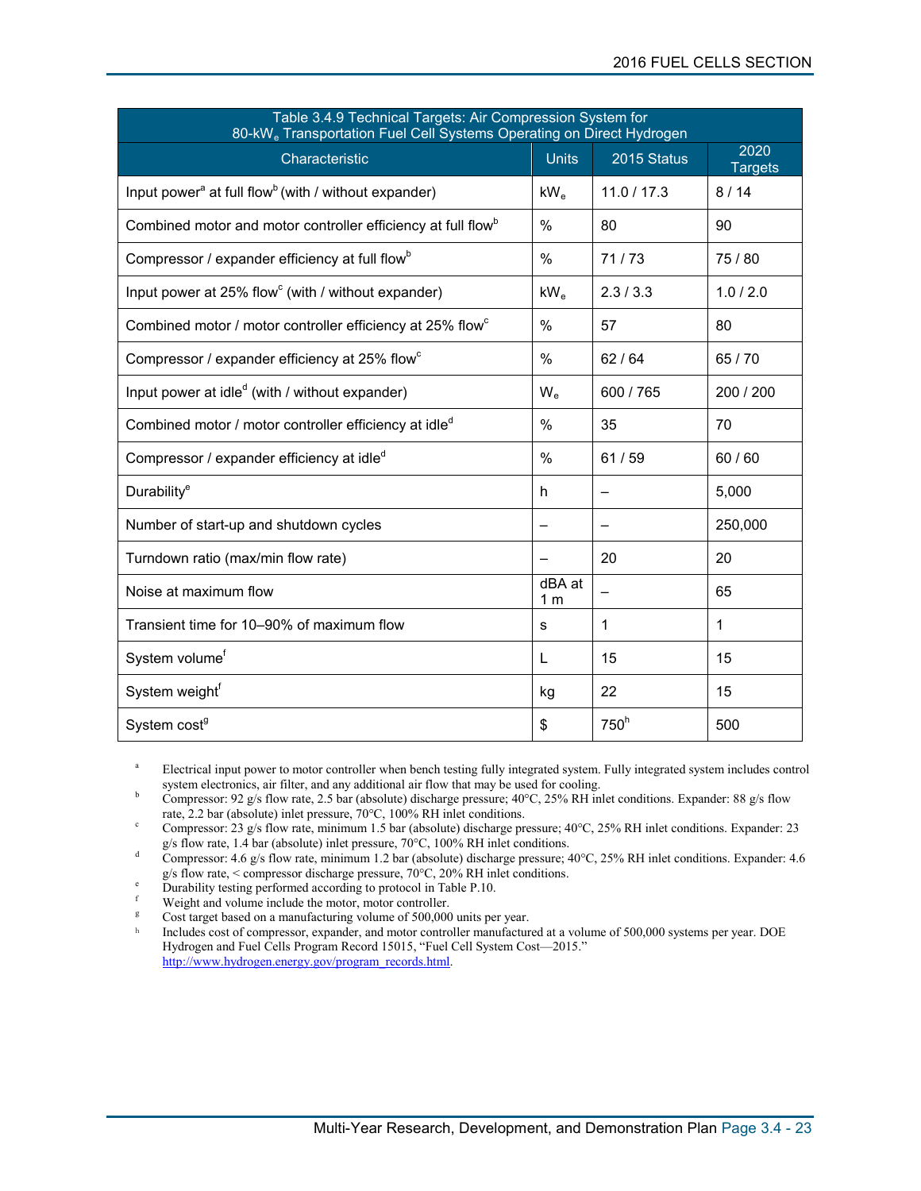| Table 3.4.9 Technical Targets: Air Compression System for 80-kW$_e$ Transportation Fuel Cell Systems Operating on Direct Hydrogen | | | |
|---|---|---|---|
| Characteristic | Units | 2015 Status | 2020 Targets |
| Input power[a] at full flow[b] (with / without expander) | kW$_e$ | 11.0 / 17.3 | 8 / 14 |
| Combined motor and motor controller efficiency at full flow[b] | % | 80 | 90 |
| Compressor / expander efficiency at full flow[b] | % | 71 / 73 | 75 / 80 |
| Input power at 25% flow[c] (with / without expander) | kW$_e$ | 2.3 / 3.3 | 1.0 / 2.0 |
| Combined motor / motor controller efficiency at 25% flow[c] | % | 57 | 80 |
| Compressor / expander efficiency at 25% flow[c] | % | 62 / 64 | 65 / 70 |
| Input power at idle[d] (with / without expander) | W$_e$ | 600 / 765 | 200 / 200 |
| Combined motor / motor controller efficiency at idle[d] | % | 35 | 70 |
| Compressor / expander efficiency at idle[d] | % | 61 / 59 | 60 / 60 |
| Durability[e] | h | – | 5,000 |
| Number of start-up and shutdown cycles | – | – | 250,000 |
| Turndown ratio (max/min flow rate) | – | 20 | 20 |
| Noise at maximum flow | dBA at 1 m | – | 65 |
| Transient time for 10–90% of maximum flow | s | 1 | 1 |
| System volume[f] | L | 15 | 15 |
| System weight[f] | kg | 22 | 15 |
| System cost[g] | $ | 750[h] | 500 |

[a] Electrical input power to motor controller when bench testing fully integrated system. Fully integrated system includes control system electronics, air filter, and any additional air flow that may be used for cooling.

[b] Compressor: 92 g/s flow rate, 2.5 bar (absolute) discharge pressure; 40°C, 25% RH inlet conditions. Expander: 88 g/s flow rate, 2.2 bar (absolute) inlet pressure, 70°C, 100% RH inlet conditions.

[c] Compressor: 23 g/s flow rate, minimum 1.5 bar (absolute) discharge pressure; 40°C, 25% RH inlet conditions. Expander: 23 g/s flow rate, 1.4 bar (absolute) inlet pressure, 70°C, 100% RH inlet conditions.

[d] Compressor: 4.6 g/s flow rate, minimum 1.2 bar (absolute) discharge pressure; 40°C, 25% RH inlet conditions. Expander: 4.6 g/s flow rate, < compressor discharge pressure, 70°C, 20% RH inlet conditions.

[e] Durability testing performed according to protocol in Table P.10.

[f] Weight and volume include the motor, motor controller.

[g] Cost target based on a manufacturing volume of 500,000 units per year.

[h] Includes cost of compressor, expander, and motor controller manufactured at a volume of 500,000 systems per year. DOE Hydrogen and Fuel Cells Program Record 15015, "Fuel Cell System Cost—2015." http://www.hydrogen.energy.gov/program_records.html.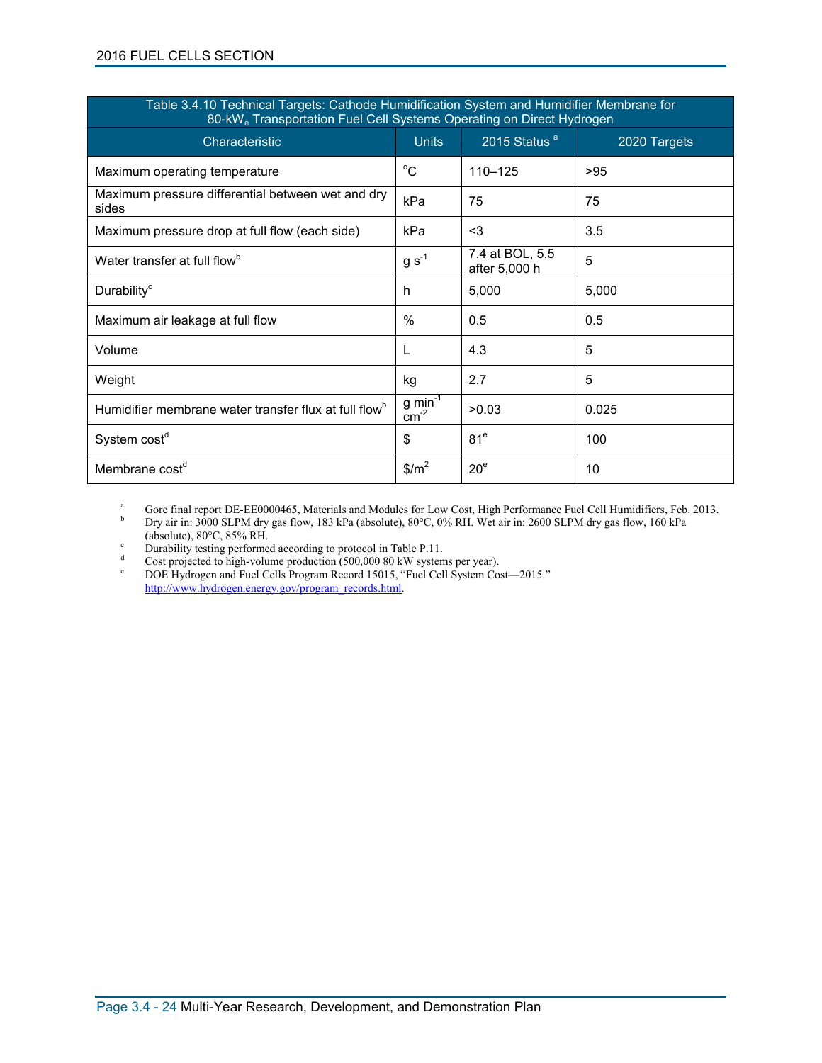Table 3.4.10 Technical Targets: Cathode Humidification System and Humidifier Membrane for 80-$kW_e$ Transportation Fuel Cell Systems Operating on Direct Hydrogen

| Characteristic | Units | 2015 Status [a] | 2020 Targets |
|---|---|---|---|
| Maximum operating temperature | °C | 110–125 | >95 |
| Maximum pressure differential between wet and dry sides | kPa | 75 | 75 |
| Maximum pressure drop at full flow (each side) | kPa | <3 | 3.5 |
| Water transfer at full flow[b] | g $s^{-1}$ | 7.4 at BOL, 5.5 after 5,000 h | 5 |
| Durability[c] | h | 5,000 | 5,000 |
| Maximum air leakage at full flow | % | 0.5 | 0.5 |
| Volume | L | 4.3 | 5 |
| Weight | kg | 2.7 | 5 |
| Humidifier membrane water transfer flux at full flow[b] | g $min^{-1}$ $cm^{-2}$ | >0.03 | 0.025 |
| System cost[d] | $ | 81[e] | 100 |
| Membrane cost[d] | $/$m^2$ | 20[e] | 10 |

[a] Gore final report DE-EE0000465, Materials and Modules for Low Cost, High Performance Fuel Cell Humidifiers, Feb. 2013.
[b] Dry air in: 3000 SLPM dry gas flow, 183 kPa (absolute), 80°C, 0% RH. Wet air in: 2600 SLPM dry gas flow, 160 kPa (absolute), 80°C, 85% RH.
[c] Durability testing performed according to protocol in Table P.11.
[d] Cost projected to high-volume production (500,000 80 kW systems per year).
[e] DOE Hydrogen and Fuel Cells Program Record 15015, "Fuel Cell System Cost—2015." http://www.hydrogen.energy.gov/program_records.html.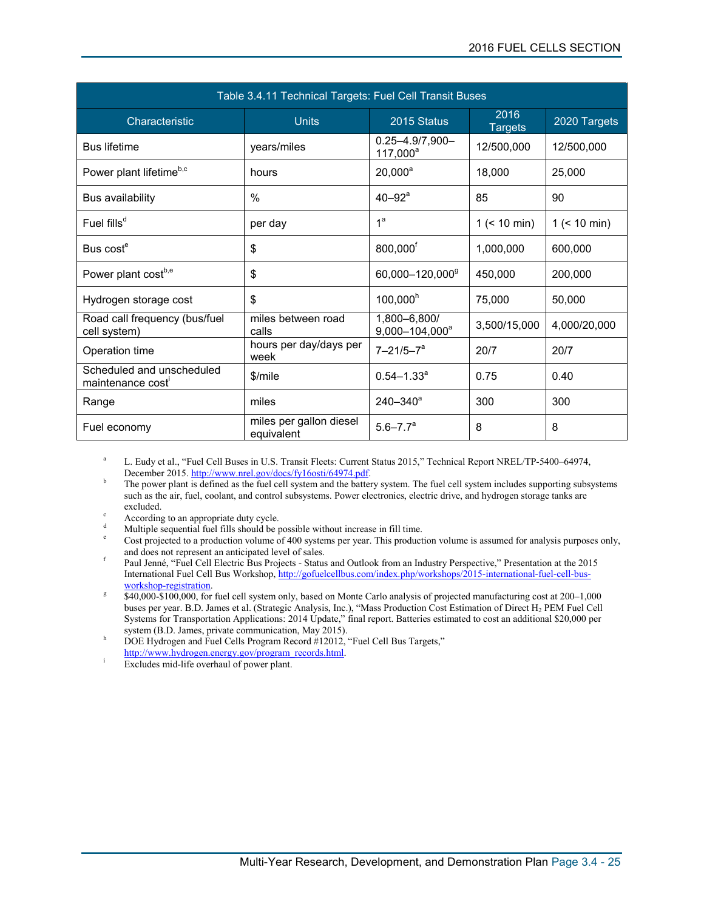| Table 3.4.11 Technical Targets: Fuel Cell Transit Buses | | | | |
|---|---|---|---|---|
| Characteristic | Units | 2015 Status | 2016 Targets | 2020 Targets |
| Bus lifetime | years/miles | 0.25–4.9/7,900–117,000[a] | 12/500,000 | 12/500,000 |
| Power plant lifetime[b,c] | hours | 20,000[a] | 18,000 | 25,000 |
| Bus availability | % | 40–92[a] | 85 | 90 |
| Fuel fills[d] | per day | 1[a] | 1 (< 10 min) | 1 (< 10 min) |
| Bus cost[e] | $ | 800,000[f] | 1,000,000 | 600,000 |
| Power plant cost[b,e] | $ | 60,000–120,000[g] | 450,000 | 200,000 |
| Hydrogen storage cost | $ | 100,000[h] | 75,000 | 50,000 |
| Road call frequency (bus/fuel cell system) | miles between road calls | 1,800–6,800/ 9,000–104,000[a] | 3,500/15,000 | 4,000/20,000 |
| Operation time | hours per day/days per week | 7–21/5–7[a] | 20/7 | 20/7 |
| Scheduled and unscheduled maintenance cost[i] | $/mile | 0.54–1.33[a] | 0.75 | 0.40 |
| Range | miles | 240–340[a] | 300 | 300 |
| Fuel economy | miles per gallon diesel equivalent | 5.6–7.7[a] | 8 | 8 |

[a] L. Eudy et al., "Fuel Cell Buses in U.S. Transit Fleets: Current Status 2015," Technical Report NREL/TP-5400–64974, December 2015. http://www.nrel.gov/docs/fy16osti/64974.pdf.

[b] The power plant is defined as the fuel cell system and the battery system. The fuel cell system includes supporting subsystems such as the air, fuel, coolant, and control subsystems. Power electronics, electric drive, and hydrogen storage tanks are excluded.

[c] According to an appropriate duty cycle.

[d] Multiple sequential fuel fills should be possible without increase in fill time.

[e] Cost projected to a production volume of 400 systems per year. This production volume is assumed for analysis purposes only, and does not represent an anticipated level of sales.

[f] Paul Jenné, "Fuel Cell Electric Bus Projects - Status and Outlook from an Industry Perspective," Presentation at the 2015 International Fuel Cell Bus Workshop, http://gofuelcellbus.com/index.php/workshops/2015-international-fuel-cell-bus-workshop-registration.

[g] $40,000-$100,000, for fuel cell system only, based on Monte Carlo analysis of projected manufacturing cost at 200–1,000 buses per year. B.D. James et al. (Strategic Analysis, Inc.), "Mass Production Cost Estimation of Direct $H_2$ PEM Fuel Cell Systems for Transportation Applications: 2014 Update," final report. Batteries estimated to cost an additional $20,000 per system (B.D. James, private communication, May 2015).

[h] DOE Hydrogen and Fuel Cells Program Record #12012, "Fuel Cell Bus Targets," http://www.hydrogen.energy.gov/program_records.html.

[i] Excludes mid-life overhaul of power plant.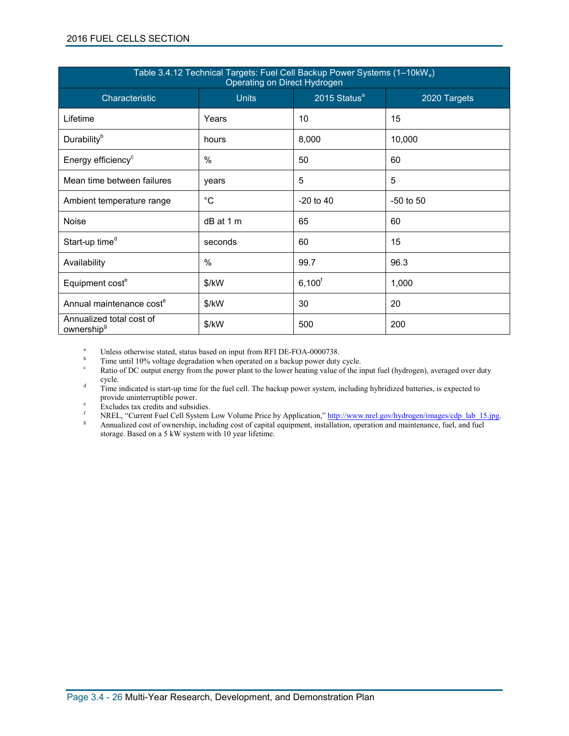| Table 3.4.12 Technical Targets: Fuel Cell Backup Power Systems (1–10kW$_e$) Operating on Direct Hydrogen | | | |
|---|---|---|---|
| Characteristic | Units | 2015 Status[a] | 2020 Targets |
| Lifetime | Years | 10 | 15 |
| Durability[b] | hours | 8,000 | 10,000 |
| Energy efficiency[c] | % | 50 | 60 |
| Mean time between failures | years | 5 | 5 |
| Ambient temperature range | °C | -20 to 40 | -50 to 50 |
| Noise | dB at 1 m | 65 | 60 |
| Start-up time[d] | seconds | 60 | 15 |
| Availability | % | 99.7 | 96.3 |
| Equipment cost[e] | $/kW | 6,100[f] | 1,000 |
| Annual maintenance cost[e] | $/kW | 30 | 20 |
| Annualized total cost of ownership[g] | $/kW | 500 | 200 |

[a] Unless otherwise stated, status based on input from RFI DE-FOA-0000738.
[b] Time until 10% voltage degradation when operated on a backup power duty cycle.
[c] Ratio of DC output energy from the power plant to the lower heating value of the input fuel (hydrogen), averaged over duty cycle.
[d] Time indicated is start-up time for the fuel cell. The backup power system, including hybridized batteries, is expected to provide uninterruptible power.
[e] Excludes tax credits and subsidies.
[f] NREL, "Current Fuel Cell System Low Volume Price by Application," http://www.nrel.gov/hydrogen/images/cdp_lab_15.jpg.
[g] Annualized cost of ownership, including cost of capital equipment, installation, operation and maintenance, fuel, and fuel storage. Based on a 5 kW system with 10 year lifetime.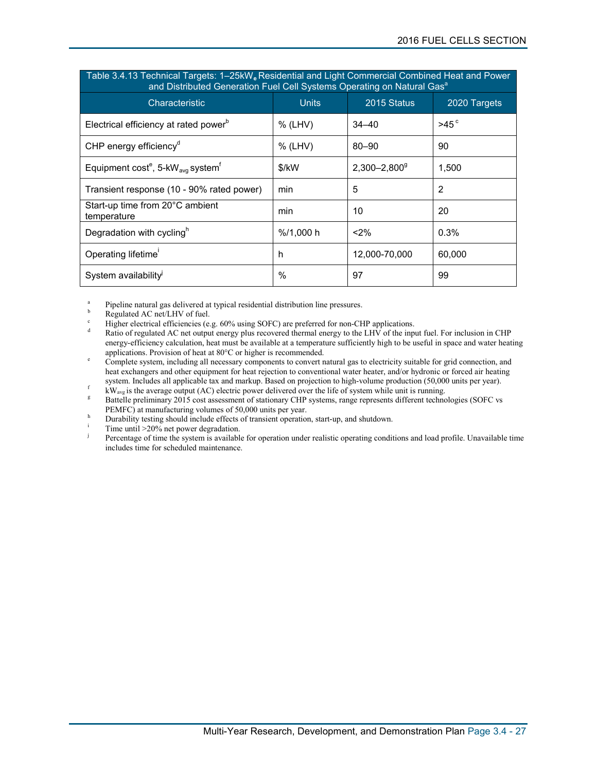Table 3.4.13 Technical Targets: 1–25kW$_e$ Residential and Light Commercial Combined Heat and Power and Distributed Generation Fuel Cell Systems Operating on Natural Gas[a]

| Characteristic | Units | 2015 Status | 2020 Targets |
|---|---|---|---|
| Electrical efficiency at rated power[b] | % (LHV) | 34–40 | >45[c] |
| CHP energy efficiency[d] | % (LHV) | 80–90 | 90 |
| Equipment cost[e], 5-kW$_{avg}$ system[f] | $/kW | 2,300–2,800[g] | 1,500 |
| Transient response (10 - 90% rated power) | min | 5 | 2 |
| Start-up time from 20°C ambient temperature | min | 10 | 20 |
| Degradation with cycling[h] | %/1,000 h | <2% | 0.3% |
| Operating lifetime[i] | h | 12,000-70,000 | 60,000 |
| System availability[j] | % | 97 | 99 |

[a] Pipeline natural gas delivered at typical residential distribution line pressures.
[b] Regulated AC net/LHV of fuel.
[c] Higher electrical efficiencies (e.g. 60% using SOFC) are preferred for non-CHP applications.
[d] Ratio of regulated AC net output energy plus recovered thermal energy to the LHV of the input fuel. For inclusion in CHP energy-efficiency calculation, heat must be available at a temperature sufficiently high to be useful in space and water heating applications. Provision of heat at 80°C or higher is recommended.
[e] Complete system, including all necessary components to convert natural gas to electricity suitable for grid connection, and heat exchangers and other equipment for heat rejection to conventional water heater, and/or hydronic or forced air heating system. Includes all applicable tax and markup. Based on projection to high-volume production (50,000 units per year).
[f] kW$_{avg}$ is the average output (AC) electric power delivered over the life of system while unit is running.
[g] Battelle preliminary 2015 cost assessment of stationary CHP systems, range represents different technologies (SOFC vs PEMFC) at manufacturing volumes of 50,000 units per year.
[h] Durability testing should include effects of transient operation, start-up, and shutdown.
[i] Time until >20% net power degradation.
[j] Percentage of time the system is available for operation under realistic operating conditions and load profile. Unavailable time includes time for scheduled maintenance.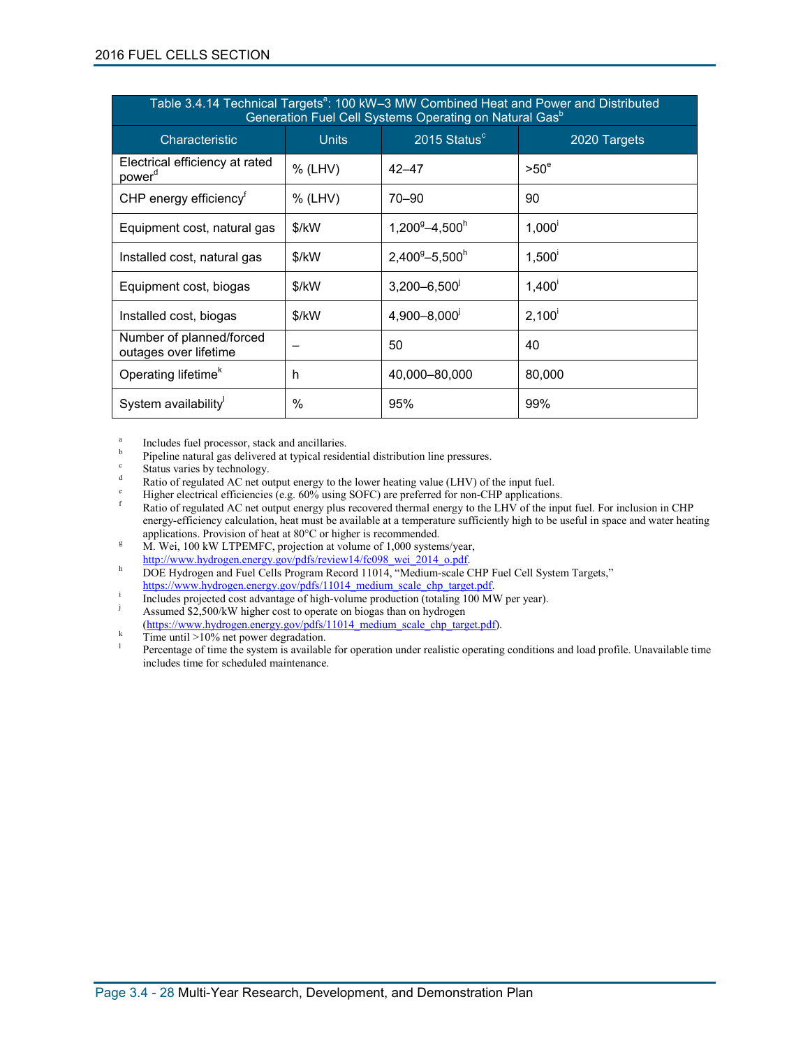| Table 3.4.14 Technical Targets[a]: 100 kW–3 MW Combined Heat and Power and Distributed Generation Fuel Cell Systems Operating on Natural Gas[b] | | | |
|---|---|---|---|
| Characteristic | Units | 2015 Status[c] | 2020 Targets |
| Electrical efficiency at rated power[d] | % (LHV) | 42–47 | >50[e] |
| CHP energy efficiency[f] | % (LHV) | 70–90 | 90 |
| Equipment cost, natural gas | $/kW | 1,200[g]–4,500[h] | 1,000[i] |
| Installed cost, natural gas | $/kW | 2,400[g]–5,500[h] | 1,500[i] |
| Equipment cost, biogas | $/kW | 3,200–6,500[j] | 1,400[i] |
| Installed cost, biogas | $/kW | 4,900–8,000[j] | 2,100[i] |
| Number of planned/forced outages over lifetime | – | 50 | 40 |
| Operating lifetime[k] | h | 40,000–80,000 | 80,000 |
| System availability[l] | % | 95% | 99% |

[a] Includes fuel processor, stack and ancillaries.
[b] Pipeline natural gas delivered at typical residential distribution line pressures.
[c] Status varies by technology.
[d] Ratio of regulated AC net output energy to the lower heating value (LHV) of the input fuel.
[e] Higher electrical efficiencies (e.g. 60% using SOFC) are preferred for non-CHP applications.
[f] Ratio of regulated AC net output energy plus recovered thermal energy to the LHV of the input fuel. For inclusion in CHP energy-efficiency calculation, heat must be available at a temperature sufficiently high to be useful in space and water heating applications. Provision of heat at 80°C or higher is recommended.
[g] M. Wei, 100 kW LTPEMFC, projection at volume of 1,000 systems/year, http://www.hydrogen.energy.gov/pdfs/review14/fc098_wei_2014_o.pdf.
[h] DOE Hydrogen and Fuel Cells Program Record 11014, "Medium-scale CHP Fuel Cell System Targets," https://www.hydrogen.energy.gov/pdfs/11014_medium_scale_chp_target.pdf.
[i] Includes projected cost advantage of high-volume production (totaling 100 MW per year).
[j] Assumed $2,500/kW higher cost to operate on biogas than on hydrogen (https://www.hydrogen.energy.gov/pdfs/11014_medium_scale_chp_target.pdf).
[k] Time until >10% net power degradation.
[l] Percentage of time the system is available for operation under realistic operating conditions and load profile. Unavailable time includes time for scheduled maintenance.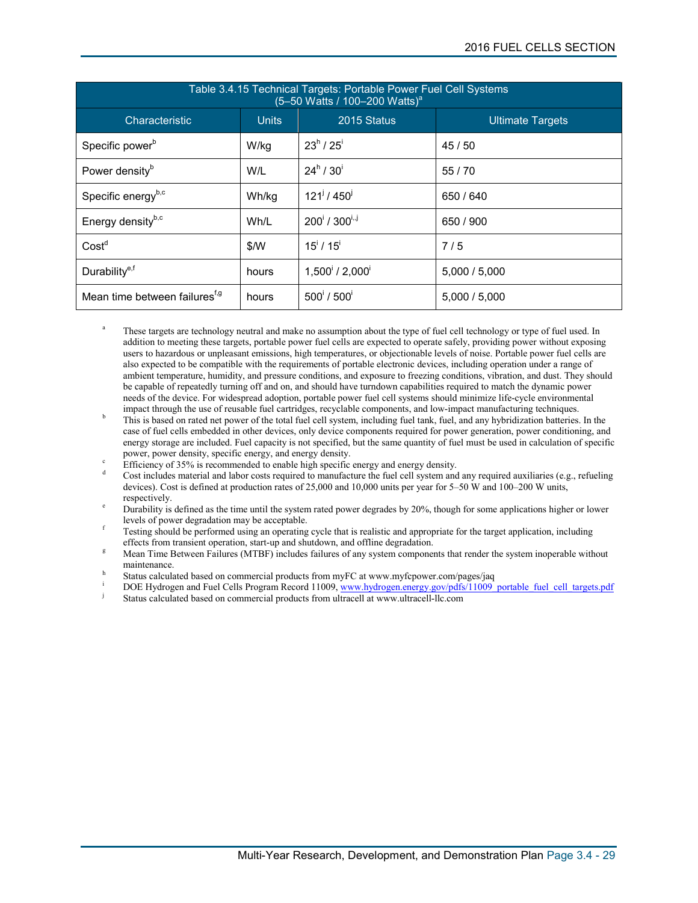Table 3.4.15 Technical Targets: Portable Power Fuel Cell Systems (5–50 Watts / 100–200 Watts)[a]

| Characteristic | Units | 2015 Status | Ultimate Targets |
|---|---|---|---|
| Specific power[b] | W/kg | 23[h] / 25[i] | 45 / 50 |
| Power density[b] | W/L | 24[h] / 30[i] | 55 / 70 |
| Specific energy[b,c] | Wh/kg | 121[j] / 450[j] | 650 / 640 |
| Energy density[b,c] | Wh/L | 200[i] / 300[i,j] | 650 / 900 |
| Cost[d] | $/W | 15[i] / 15[i] | 7 / 5 |
| Durability[e,f] | hours | 1,500[i] / 2,000[i] | 5,000 / 5,000 |
| Mean time between failures[f,g] | hours | 500[i] / 500[i] | 5,000 / 5,000 |

[a] These targets are technology neutral and make no assumption about the type of fuel cell technology or type of fuel used. In addition to meeting these targets, portable power fuel cells are expected to operate safely, providing power without exposing users to hazardous or unpleasant emissions, high temperatures, or objectionable levels of noise. Portable power fuel cells are also expected to be compatible with the requirements of portable electronic devices, including operation under a range of ambient temperature, humidity, and pressure conditions, and exposure to freezing conditions, vibration, and dust. They should be capable of repeatedly turning off and on, and should have turndown capabilities required to match the dynamic power needs of the device. For widespread adoption, portable power fuel cell systems should minimize life-cycle environmental impact through the use of reusable fuel cartridges, recyclable components, and low-impact manufacturing techniques.

[b] This is based on rated net power of the total fuel cell system, including fuel tank, fuel, and any hybridization batteries. In the case of fuel cells embedded in other devices, only device components required for power generation, power conditioning, and energy storage are included. Fuel capacity is not specified, but the same quantity of fuel must be used in calculation of specific power, power density, specific energy, and energy density.

[c] Efficiency of 35% is recommended to enable high specific energy and energy density.

[d] Cost includes material and labor costs required to manufacture the fuel cell system and any required auxiliaries (e.g., refueling devices). Cost is defined at production rates of 25,000 and 10,000 units per year for 5–50 W and 100–200 W units, respectively.

[e] Durability is defined as the time until the system rated power degrades by 20%, though for some applications higher or lower levels of power degradation may be acceptable.

[f] Testing should be performed using an operating cycle that is realistic and appropriate for the target application, including effects from transient operation, start-up and shutdown, and offline degradation.

[g] Mean Time Between Failures (MTBF) includes failures of any system components that render the system inoperable without maintenance.

[h] Status calculated based on commercial products from myFC at www.myfcpower.com/pages/jaq

[i] DOE Hydrogen and Fuel Cells Program Record 11009, www.hydrogen.energy.gov/pdfs/11009_portable_fuel_cell_targets.pdf

[j] Status calculated based on commercial products from ultracell at www.ultracell-llc.com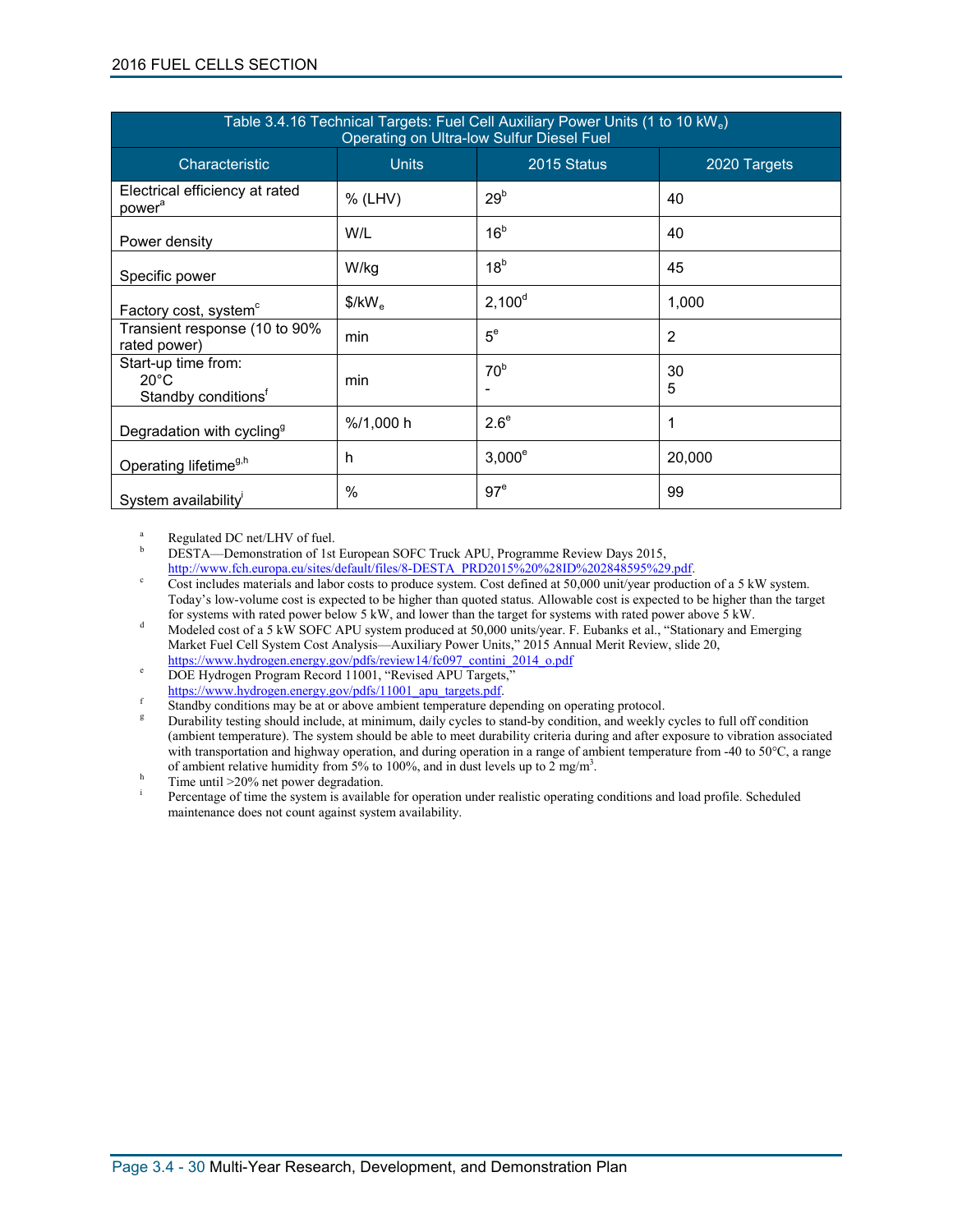| Table 3.4.16 Technical Targets: Fuel Cell Auxiliary Power Units (1 to 10 $kW_e$) Operating on Ultra-low Sulfur Diesel Fuel | | | |
|---|---|---|---|
| Characteristic | Units | 2015 Status | 2020 Targets |
| Electrical efficiency at rated power[a] | % (LHV) | 29[b] | 40 |
| Power density | W/L | 16[b] | 40 |
| Specific power | W/kg | 18[b] | 45 |
| Factory cost, system[c] | $/kW_e$ | 2,100[d] | 1,000 |
| Transient response (10 to 90% rated power) | min | 5[e] | 2 |
| Start-up time from: 20°C / Standby conditions[f] | min | 70[b] / - | 30 / 5 |
| Degradation with cycling[g] | %/1,000 h | 2.6[e] | 1 |
| Operating lifetime[g,h] | h | 3,000[e] | 20,000 |
| System availability[i] | % | 97[e] | 99 |

[a] Regulated DC net/LHV of fuel.

[b] DESTA—Demonstration of 1st European SOFC Truck APU, Programme Review Days 2015, http://www.fch.europa.eu/sites/default/files/8-DESTA_PRD2015%20%28ID%202848595%29.pdf.

[c] Cost includes materials and labor costs to produce system. Cost defined at 50,000 unit/year production of a 5 kW system. Today's low-volume cost is expected to be higher than quoted status. Allowable cost is expected to be higher than the target for systems with rated power below 5 kW, and lower than the target for systems with rated power above 5 kW.

[d] Modeled cost of a 5 kW SOFC APU system produced at 50,000 units/year. F. Eubanks et al., "Stationary and Emerging Market Fuel Cell System Cost Analysis—Auxiliary Power Units," 2015 Annual Merit Review, slide 20, https://www.hydrogen.energy.gov/pdfs/review14/fc097_contini_2014_o.pdf

[e] DOE Hydrogen Program Record 11001, "Revised APU Targets," https://www.hydrogen.energy.gov/pdfs/11001_apu_targets.pdf.

[f] Standby conditions may be at or above ambient temperature depending on operating protocol.

[g] Durability testing should include, at minimum, daily cycles to stand-by condition, and weekly cycles to full off condition (ambient temperature). The system should be able to meet durability criteria during and after exposure to vibration associated with transportation and highway operation, and during operation in a range of ambient temperature from -40 to 50°C, a range of ambient relative humidity from 5% to 100%, and in dust levels up to 2 $mg/m^3$.

[h] Time until >20% net power degradation.

[i] Percentage of time the system is available for operation under realistic operating conditions and load profile. Scheduled maintenance does not count against system availability.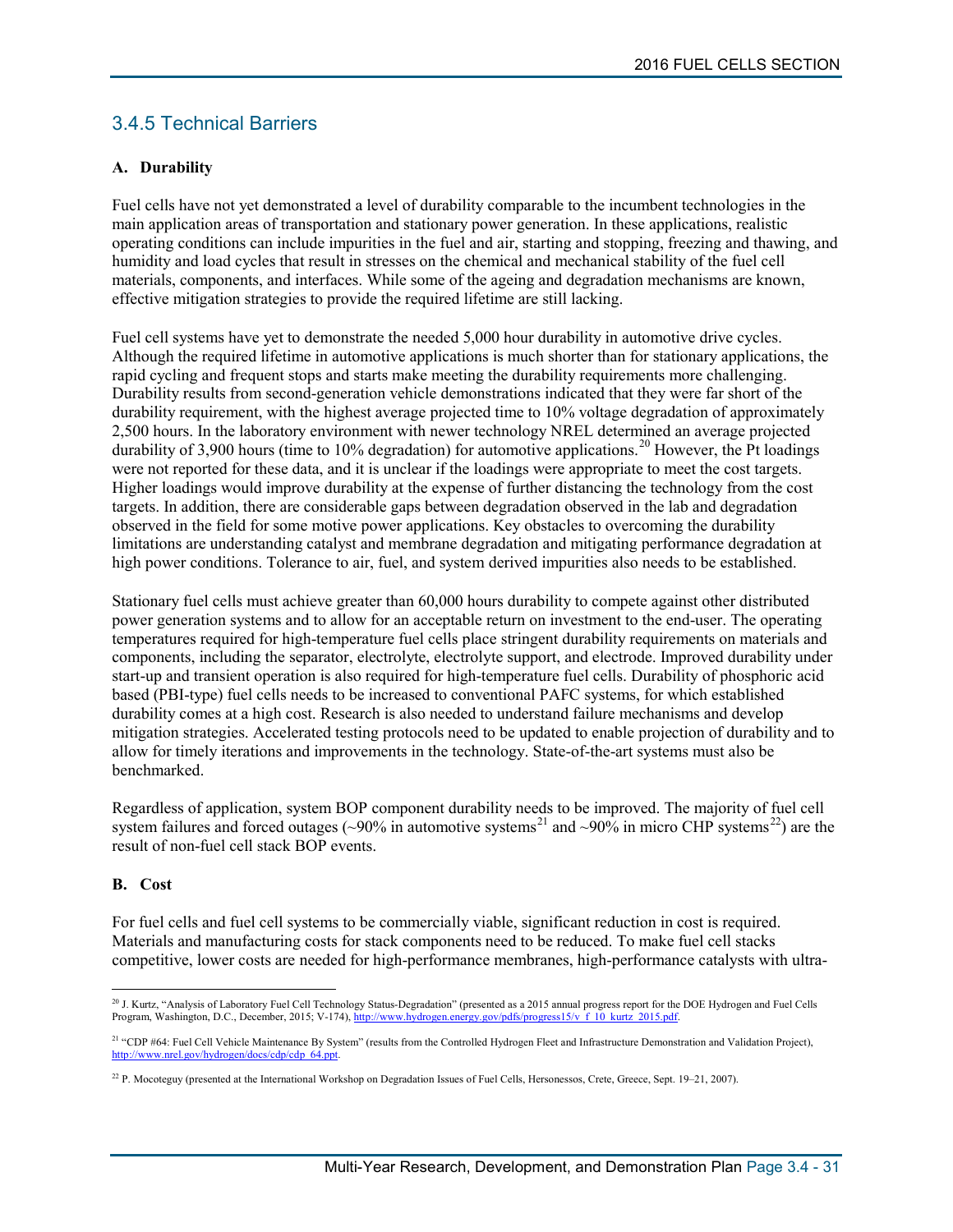## 3.4.5 Technical Barriers

### A. Durability

Fuel cells have not yet demonstrated a level of durability comparable to the incumbent technologies in the main application areas of transportation and stationary power generation. In these applications, realistic operating conditions can include impurities in the fuel and air, starting and stopping, freezing and thawing, and humidity and load cycles that result in stresses on the chemical and mechanical stability of the fuel cell materials, components, and interfaces. While some of the ageing and degradation mechanisms are known, effective mitigation strategies to provide the required lifetime are still lacking.

Fuel cell systems have yet to demonstrate the needed 5,000 hour durability in automotive drive cycles. Although the required lifetime in automotive applications is much shorter than for stationary applications, the rapid cycling and frequent stops and starts make meeting the durability requirements more challenging. Durability results from second-generation vehicle demonstrations indicated that they were far short of the durability requirement, with the highest average projected time to 10% voltage degradation of approximately 2,500 hours. In the laboratory environment with newer technology NREL determined an average projected durability of 3,900 hours (time to 10% degradation) for automotive applications.[20] However, the Pt loadings were not reported for these data, and it is unclear if the loadings were appropriate to meet the cost targets. Higher loadings would improve durability at the expense of further distancing the technology from the cost targets. In addition, there are considerable gaps between degradation observed in the lab and degradation observed in the field for some motive power applications. Key obstacles to overcoming the durability limitations are understanding catalyst and membrane degradation and mitigating performance degradation at high power conditions. Tolerance to air, fuel, and system derived impurities also needs to be established.

Stationary fuel cells must achieve greater than 60,000 hours durability to compete against other distributed power generation systems and to allow for an acceptable return on investment to the end-user. The operating temperatures required for high-temperature fuel cells place stringent durability requirements on materials and components, including the separator, electrolyte, electrolyte support, and electrode. Improved durability under start-up and transient operation is also required for high-temperature fuel cells. Durability of phosphoric acid based (PBI-type) fuel cells needs to be increased to conventional PAFC systems, for which established durability comes at a high cost. Research is also needed to understand failure mechanisms and develop mitigation strategies. Accelerated testing protocols need to be updated to enable projection of durability and to allow for timely iterations and improvements in the technology. State-of-the-art systems must also be benchmarked.

Regardless of application, system BOP component durability needs to be improved. The majority of fuel cell system failures and forced outages (~90% in automotive systems[21] and ~90% in micro CHP systems[22]) are the result of non-fuel cell stack BOP events.

### B. Cost

For fuel cells and fuel cell systems to be commercially viable, significant reduction in cost is required. Materials and manufacturing costs for stack components need to be reduced. To make fuel cell stacks competitive, lower costs are needed for high-performance membranes, high-performance catalysts with ultra-

---

[20] J. Kurtz, "Analysis of Laboratory Fuel Cell Technology Status-Degradation" (presented as a 2015 annual progress report for the DOE Hydrogen and Fuel Cells Program, Washington, D.C., December, 2015; V-174), http://www.hydrogen.energy.gov/pdfs/progress15/v_f_10_kurtz_2015.pdf.

[21] "CDP #64: Fuel Cell Vehicle Maintenance By System" (results from the Controlled Hydrogen Fleet and Infrastructure Demonstration and Validation Project), http://www.nrel.gov/hydrogen/docs/cdp/cdp_64.ppt.

[22] P. Mocoteguy (presented at the International Workshop on Degradation Issues of Fuel Cells, Hersonessos, Crete, Greece, Sept. 19–21, 2007).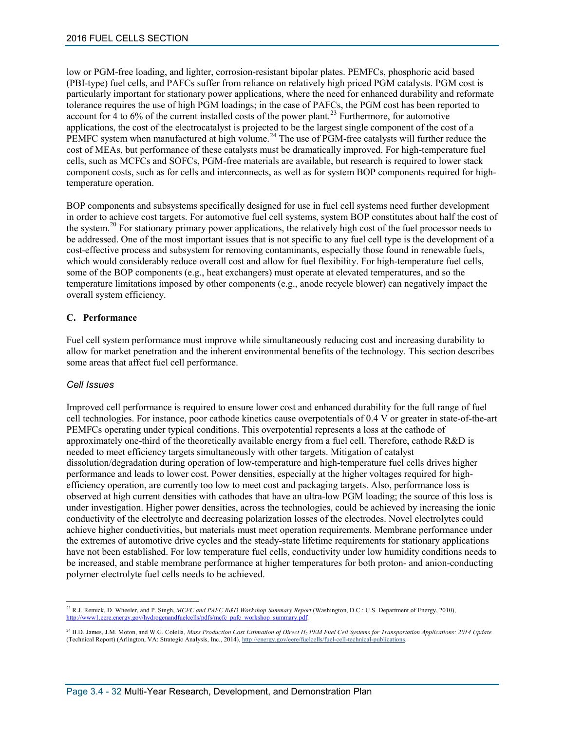low or PGM-free loading, and lighter, corrosion-resistant bipolar plates. PEMFCs, phosphoric acid based (PBI-type) fuel cells, and PAFCs suffer from reliance on relatively high priced PGM catalysts. PGM cost is particularly important for stationary power applications, where the need for enhanced durability and reformate tolerance requires the use of high PGM loadings; in the case of PAFCs, the PGM cost has been reported to account for 4 to 6% of the current installed costs of the power plant.[23] Furthermore, for automotive applications, the cost of the electrocatalyst is projected to be the largest single component of the cost of a PEMFC system when manufactured at high volume.[24] The use of PGM-free catalysts will further reduce the cost of MEAs, but performance of these catalysts must be dramatically improved. For high-temperature fuel cells, such as MCFCs and SOFCs, PGM-free materials are available, but research is required to lower stack component costs, such as for cells and interconnects, as well as for system BOP components required for high-temperature operation.

BOP components and subsystems specifically designed for use in fuel cell systems need further development in order to achieve cost targets. For automotive fuel cell systems, system BOP constitutes about half the cost of the system.[20] For stationary primary power applications, the relatively high cost of the fuel processor needs to be addressed. One of the most important issues that is not specific to any fuel cell type is the development of a cost-effective process and subsystem for removing contaminants, especially those found in renewable fuels, which would considerably reduce overall cost and allow for fuel flexibility. For high-temperature fuel cells, some of the BOP components (e.g., heat exchangers) must operate at elevated temperatures, and so the temperature limitations imposed by other components (e.g., anode recycle blower) can negatively impact the overall system efficiency.

### C. Performance

Fuel cell system performance must improve while simultaneously reducing cost and increasing durability to allow for market penetration and the inherent environmental benefits of the technology. This section describes some areas that affect fuel cell performance.

#### *Cell Issues*

Improved cell performance is required to ensure lower cost and enhanced durability for the full range of fuel cell technologies. For instance, poor cathode kinetics cause overpotentials of 0.4 V or greater in state-of-the-art PEMFCs operating under typical conditions. This overpotential represents a loss at the cathode of approximately one-third of the theoretically available energy from a fuel cell. Therefore, cathode R&D is needed to meet efficiency targets simultaneously with other targets. Mitigation of catalyst dissolution/degradation during operation of low-temperature and high-temperature fuel cells drives higher performance and leads to lower cost. Power densities, especially at the higher voltages required for high-efficiency operation, are currently too low to meet cost and packaging targets. Also, performance loss is observed at high current densities with cathodes that have an ultra-low PGM loading; the source of this loss is under investigation. Higher power densities, across the technologies, could be achieved by increasing the ionic conductivity of the electrolyte and decreasing polarization losses of the electrodes. Novel electrolytes could achieve higher conductivities, but materials must meet operation requirements. Membrane performance under the extremes of automotive drive cycles and the steady-state lifetime requirements for stationary applications have not been established. For low temperature fuel cells, conductivity under low humidity conditions needs to be increased, and stable membrane performance at higher temperatures for both proton- and anion-conducting polymer electrolyte fuel cells needs to be achieved.

---

[23] R.J. Remick, D. Wheeler, and P. Singh, *MCFC and PAFC R&D Workshop Summary Report* (Washington, D.C.: U.S. Department of Energy, 2010), http://www1.eere.energy.gov/hydrogenandfuelcells/pdfs/mcfc_pafc_workshop_summary.pdf.

[24] B.D. James, J.M. Moton, and W.G. Colella, *Mass Production Cost Estimation of Direct $H_2$ PEM Fuel Cell Systems for Transportation Applications: 2014 Update* (Technical Report) (Arlington, VA: Strategic Analysis, Inc., 2014), http://energy.gov/eere/fuelcells/fuel-cell-technical-publications.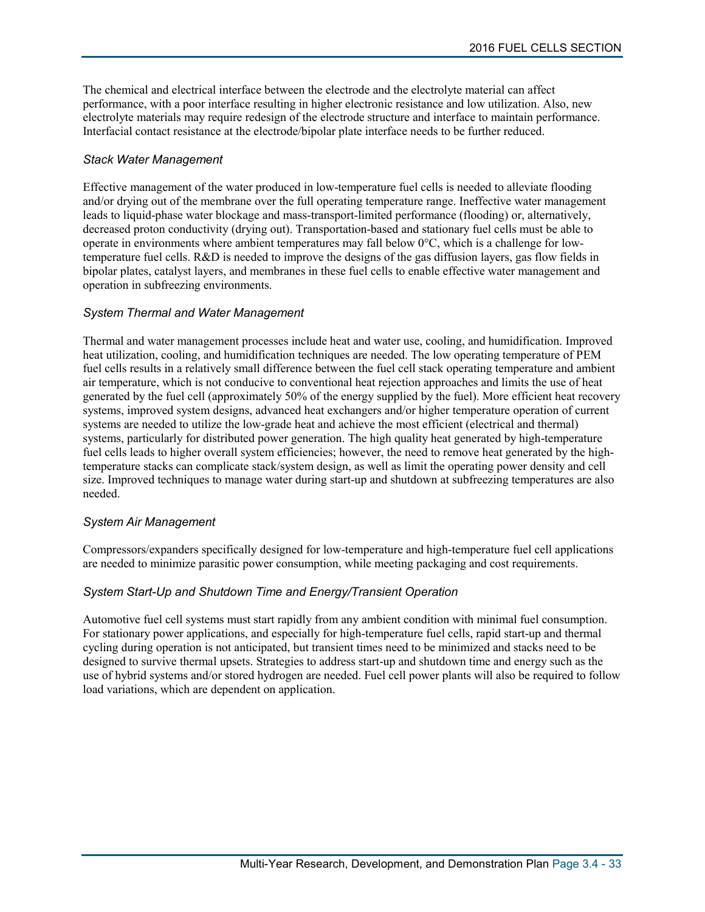The chemical and electrical interface between the electrode and the electrolyte material can affect performance, with a poor interface resulting in higher electronic resistance and low utilization. Also, new electrolyte materials may require redesign of the electrode structure and interface to maintain performance. Interfacial contact resistance at the electrode/bipolar plate interface needs to be further reduced.

*Stack Water Management*

Effective management of the water produced in low-temperature fuel cells is needed to alleviate flooding and/or drying out of the membrane over the full operating temperature range. Ineffective water management leads to liquid-phase water blockage and mass-transport-limited performance (flooding) or, alternatively, decreased proton conductivity (drying out). Transportation-based and stationary fuel cells must be able to operate in environments where ambient temperatures may fall below 0°C, which is a challenge for low-temperature fuel cells. R&D is needed to improve the designs of the gas diffusion layers, gas flow fields in bipolar plates, catalyst layers, and membranes in these fuel cells to enable effective water management and operation in subfreezing environments.

*System Thermal and Water Management*

Thermal and water management processes include heat and water use, cooling, and humidification. Improved heat utilization, cooling, and humidification techniques are needed. The low operating temperature of PEM fuel cells results in a relatively small difference between the fuel cell stack operating temperature and ambient air temperature, which is not conducive to conventional heat rejection approaches and limits the use of heat generated by the fuel cell (approximately 50% of the energy supplied by the fuel). More efficient heat recovery systems, improved system designs, advanced heat exchangers and/or higher temperature operation of current systems are needed to utilize the low-grade heat and achieve the most efficient (electrical and thermal) systems, particularly for distributed power generation. The high quality heat generated by high-temperature fuel cells leads to higher overall system efficiencies; however, the need to remove heat generated by the high-temperature stacks can complicate stack/system design, as well as limit the operating power density and cell size. Improved techniques to manage water during start-up and shutdown at subfreezing temperatures are also needed.

*System Air Management*

Compressors/expanders specifically designed for low-temperature and high-temperature fuel cell applications are needed to minimize parasitic power consumption, while meeting packaging and cost requirements.

*System Start-Up and Shutdown Time and Energy/Transient Operation*

Automotive fuel cell systems must start rapidly from any ambient condition with minimal fuel consumption. For stationary power applications, and especially for high-temperature fuel cells, rapid start-up and thermal cycling during operation is not anticipated, but transient times need to be minimized and stacks need to be designed to survive thermal upsets. Strategies to address start-up and shutdown time and energy such as the use of hybrid systems and/or stored hydrogen are needed. Fuel cell power plants will also be required to follow load variations, which are dependent on application.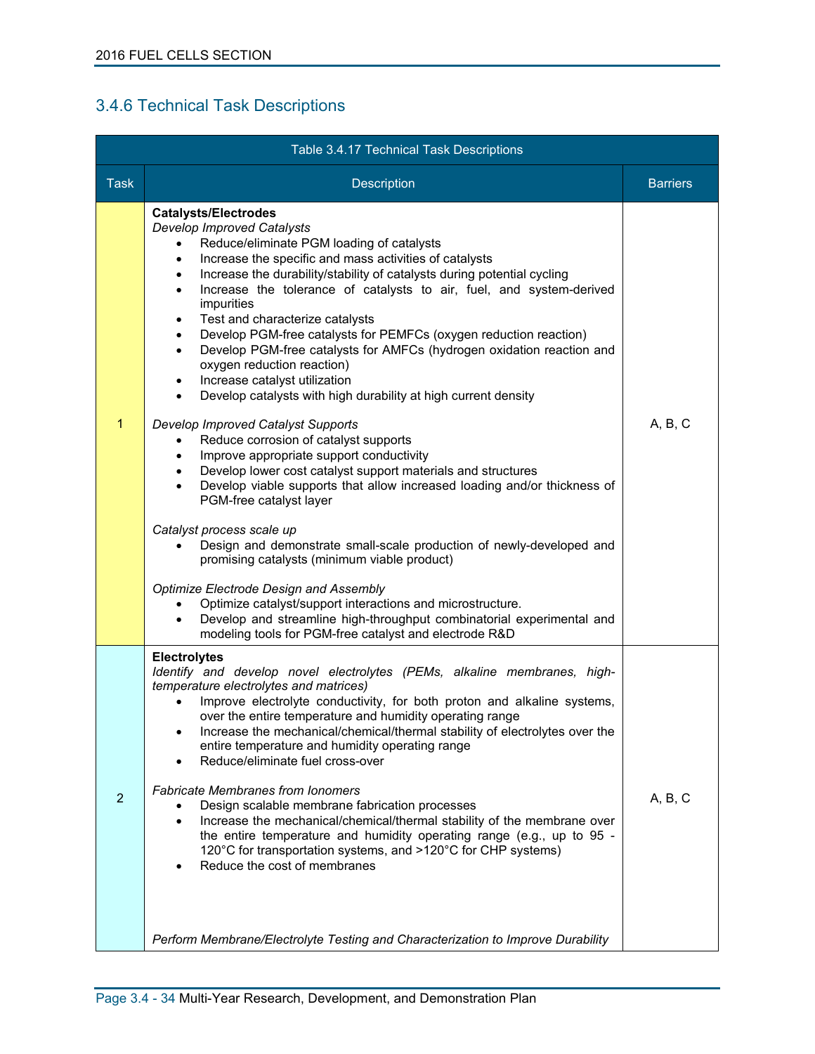## 3.4.6 Technical Task Descriptions

| Table 3.4.17 Technical Task Descriptions | | |
|---|---|---|
| Task | Description | Barriers |
| 1 | **Catalysts/Electrodes**<br>*Develop Improved Catalysts*<br>• Reduce/eliminate PGM loading of catalysts<br>• Increase the specific and mass activities of catalysts<br>• Increase the durability/stability of catalysts during potential cycling<br>• Increase the tolerance of catalysts to air, fuel, and system-derived impurities<br>• Test and characterize catalysts<br>• Develop PGM-free catalysts for PEMFCs (oxygen reduction reaction)<br>• Develop PGM-free catalysts for AMFCs (hydrogen oxidation reaction and oxygen reduction reaction)<br>• Increase catalyst utilization<br>• Develop catalysts with high durability at high current density<br><br>*Develop Improved Catalyst Supports*<br>• Reduce corrosion of catalyst supports<br>• Improve appropriate support conductivity<br>• Develop lower cost catalyst support materials and structures<br>• Develop viable supports that allow increased loading and/or thickness of PGM-free catalyst layer<br><br>*Catalyst process scale up*<br>• Design and demonstrate small-scale production of newly-developed and promising catalysts (minimum viable product)<br><br>*Optimize Electrode Design and Assembly*<br>• Optimize catalyst/support interactions and microstructure.<br>• Develop and streamline high-throughput combinatorial experimental and modeling tools for PGM-free catalyst and electrode R&D | A, B, C |
| 2 | **Electrolytes**<br>*Identify and develop novel electrolytes (PEMs, alkaline membranes, high-temperature electrolytes and matrices)*<br>• Improve electrolyte conductivity, for both proton and alkaline systems, over the entire temperature and humidity operating range<br>• Increase the mechanical/chemical/thermal stability of electrolytes over the entire temperature and humidity operating range<br>• Reduce/eliminate fuel cross-over<br><br>*Fabricate Membranes from Ionomers*<br>• Design scalable membrane fabrication processes<br>• Increase the mechanical/chemical/thermal stability of the membrane over the entire temperature and humidity operating range (e.g., up to 95 - 120°C for transportation systems, and >120°C for CHP systems)<br>• Reduce the cost of membranes<br><br>*Perform Membrane/Electrolyte Testing and Characterization to Improve Durability* | A, B, C |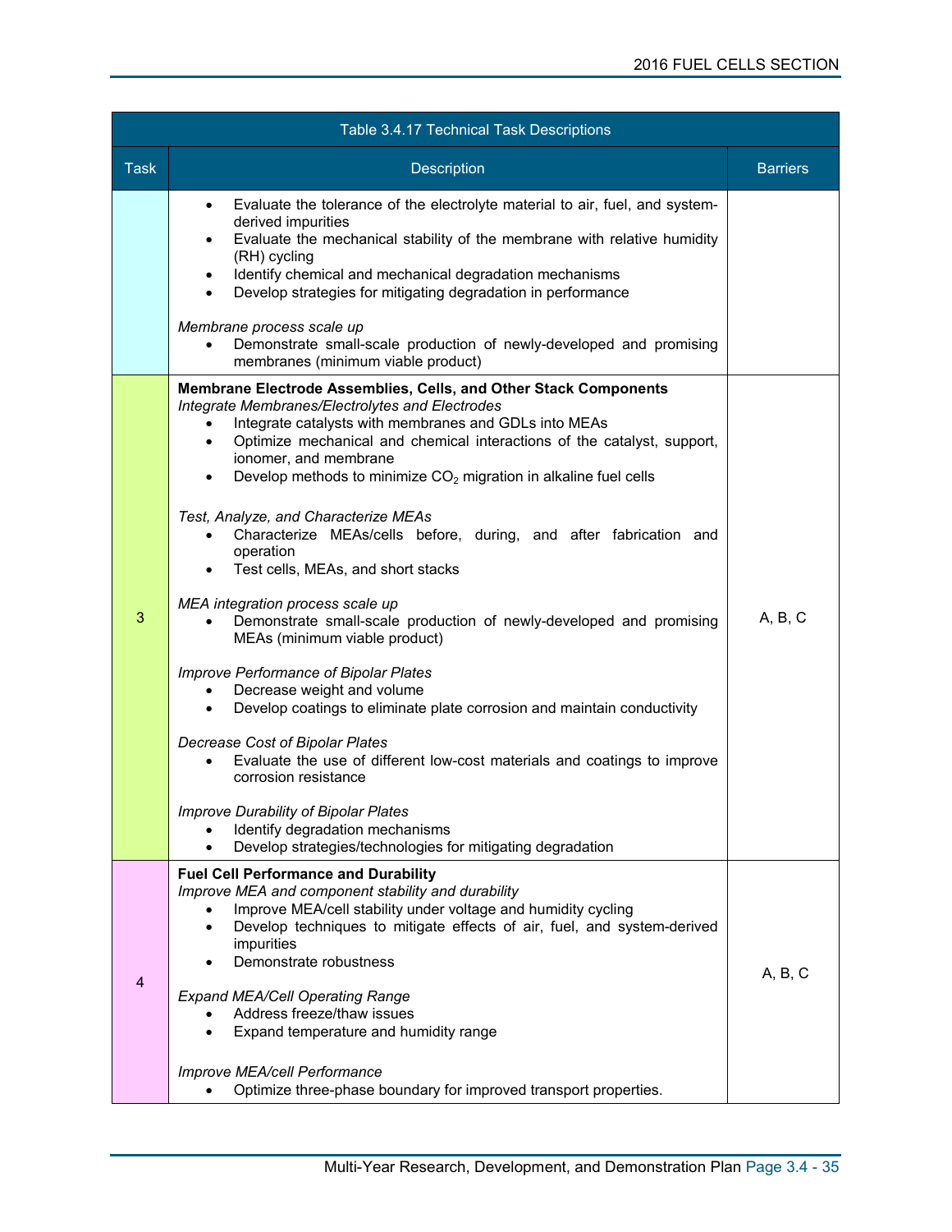Table 3.4.17 Technical Task Descriptions

| Task | Description | Barriers |
|---|---|---|
| | • Evaluate the tolerance of the electrolyte material to air, fuel, and system-derived impurities<br>• Evaluate the mechanical stability of the membrane with relative humidity (RH) cycling<br>• Identify chemical and mechanical degradation mechanisms<br>• Develop strategies for mitigating degradation in performance<br><br>*Membrane process scale up*<br>• Demonstrate small-scale production of newly-developed and promising membranes (minimum viable product) | |
| 3 | **Membrane Electrode Assemblies, Cells, and Other Stack Components**<br>*Integrate Membranes/Electrolytes and Electrodes*<br>• Integrate catalysts with membranes and GDLs into MEAs<br>• Optimize mechanical and chemical interactions of the catalyst, support, ionomer, and membrane<br>• Develop methods to minimize $CO_2$ migration in alkaline fuel cells<br><br>*Test, Analyze, and Characterize MEAs*<br>• Characterize MEAs/cells before, during, and after fabrication and operation<br>• Test cells, MEAs, and short stacks<br><br>*MEA integration process scale up*<br>• Demonstrate small-scale production of newly-developed and promising MEAs (minimum viable product)<br><br>*Improve Performance of Bipolar Plates*<br>• Decrease weight and volume<br>• Develop coatings to eliminate plate corrosion and maintain conductivity<br><br>*Decrease Cost of Bipolar Plates*<br>• Evaluate the use of different low-cost materials and coatings to improve corrosion resistance<br><br>*Improve Durability of Bipolar Plates*<br>• Identify degradation mechanisms<br>• Develop strategies/technologies for mitigating degradation | A, B, C |
| 4 | **Fuel Cell Performance and Durability**<br>*Improve MEA and component stability and durability*<br>• Improve MEA/cell stability under voltage and humidity cycling<br>• Develop techniques to mitigate effects of air, fuel, and system-derived impurities<br>• Demonstrate robustness<br><br>*Expand MEA/Cell Operating Range*<br>• Address freeze/thaw issues<br>• Expand temperature and humidity range<br><br>*Improve MEA/cell Performance*<br>• Optimize three-phase boundary for improved transport properties. | A, B, C |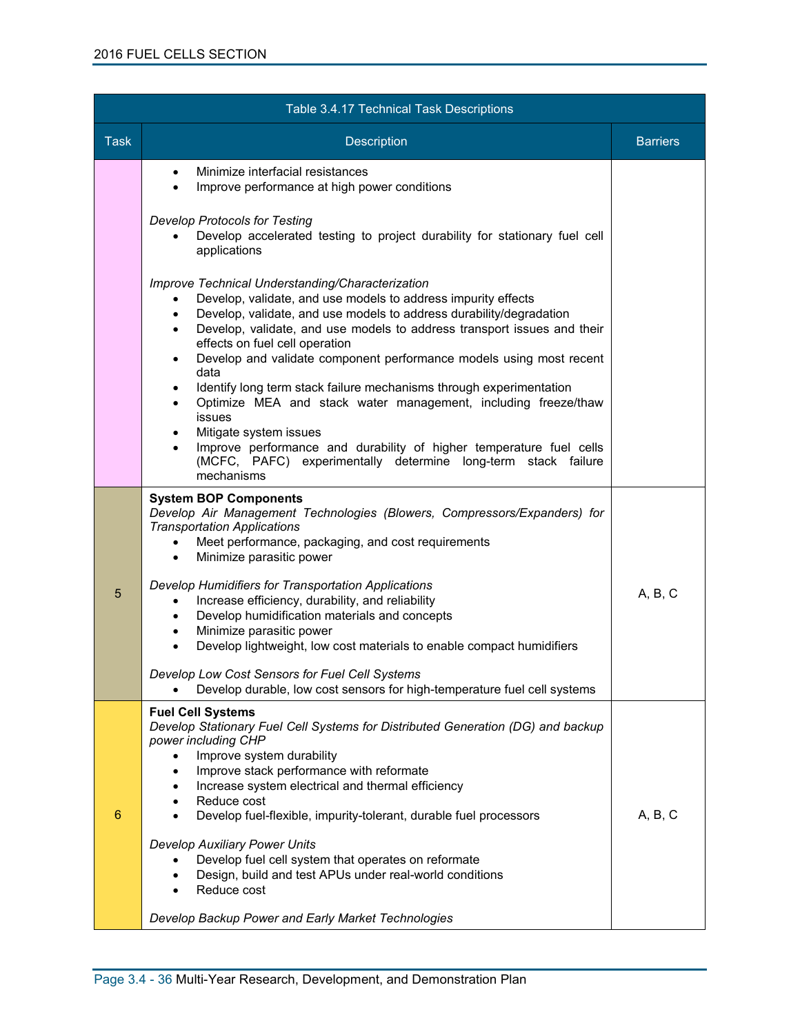| Table 3.4.17 Technical Task Descriptions | | |
|---|---|---|
| **Task** | **Description** | **Barriers** |
| | • Minimize interfacial resistances<br>• Improve performance at high power conditions<br><br>*Develop Protocols for Testing*<br>• Develop accelerated testing to project durability for stationary fuel cell applications<br><br>*Improve Technical Understanding/Characterization*<br>• Develop, validate, and use models to address impurity effects<br>• Develop, validate, and use models to address durability/degradation<br>• Develop, validate, and use models to address transport issues and their effects on fuel cell operation<br>• Develop and validate component performance models using most recent data<br>• Identify long term stack failure mechanisms through experimentation<br>• Optimize MEA and stack water management, including freeze/thaw issues<br>• Mitigate system issues<br>• Improve performance and durability of higher temperature fuel cells (MCFC, PAFC) experimentally determine long-term stack failure mechanisms | |
| 5 | **System BOP Components**<br>*Develop Air Management Technologies (Blowers, Compressors/Expanders) for Transportation Applications*<br>• Meet performance, packaging, and cost requirements<br>• Minimize parasitic power<br><br>*Develop Humidifiers for Transportation Applications*<br>• Increase efficiency, durability, and reliability<br>• Develop humidification materials and concepts<br>• Minimize parasitic power<br>• Develop lightweight, low cost materials to enable compact humidifiers<br><br>*Develop Low Cost Sensors for Fuel Cell Systems*<br>• Develop durable, low cost sensors for high-temperature fuel cell systems | A, B, C |
| 6 | **Fuel Cell Systems**<br>*Develop Stationary Fuel Cell Systems for Distributed Generation (DG) and backup power including CHP*<br>• Improve system durability<br>• Improve stack performance with reformate<br>• Increase system electrical and thermal efficiency<br>• Reduce cost<br>• Develop fuel-flexible, impurity-tolerant, durable fuel processors<br><br>*Develop Auxiliary Power Units*<br>• Develop fuel cell system that operates on reformate<br>• Design, build and test APUs under real-world conditions<br>• Reduce cost<br><br>*Develop Backup Power and Early Market Technologies* | A, B, C |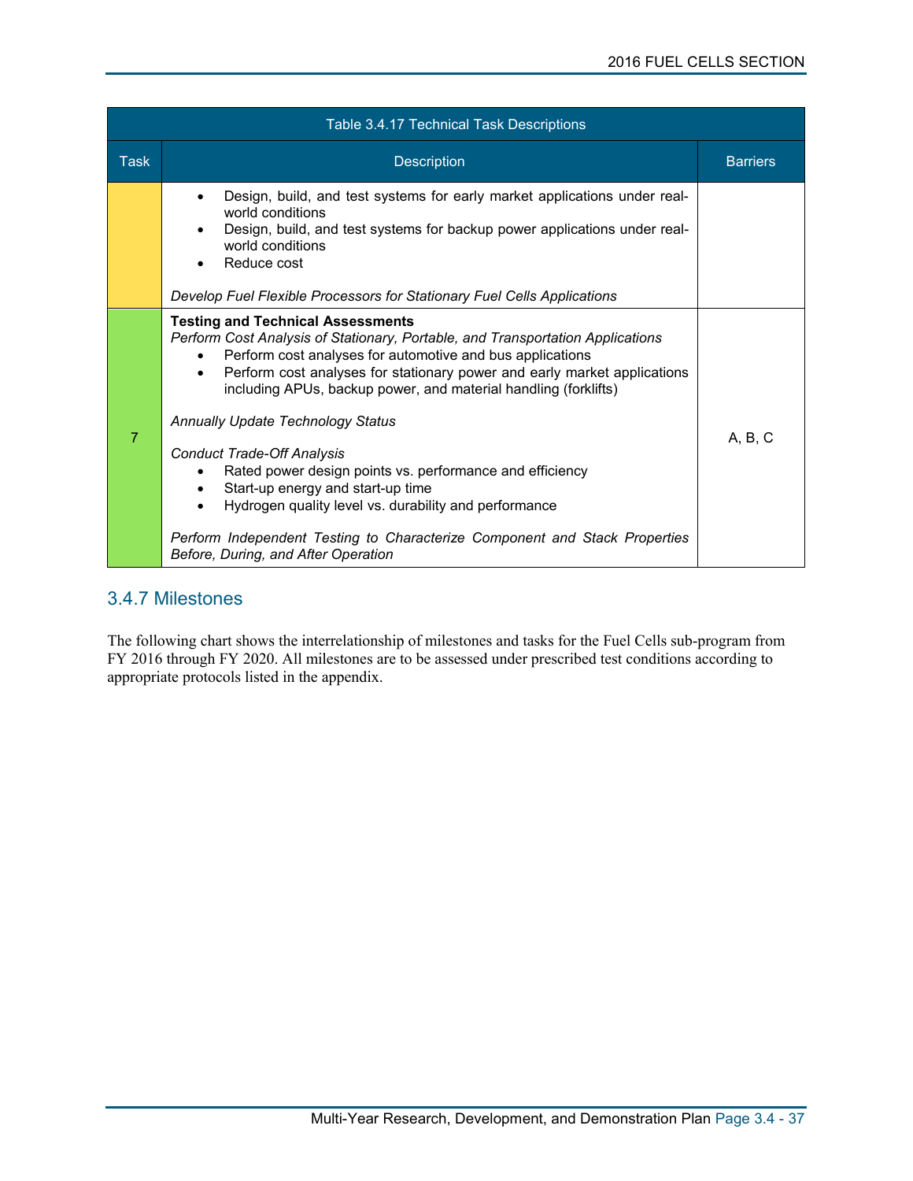| Table 3.4.17 Technical Task Descriptions | | |
|---|---|---|
| Task | Description | Barriers |
| | • Design, build, and test systems for early market applications under real-world conditions<br>• Design, build, and test systems for backup power applications under real-world conditions<br>• Reduce cost<br><br>*Develop Fuel Flexible Processors for Stationary Fuel Cells Applications* | |
| 7 | **Testing and Technical Assessments**<br>*Perform Cost Analysis of Stationary, Portable, and Transportation Applications*<br>• Perform cost analyses for automotive and bus applications<br>• Perform cost analyses for stationary power and early market applications including APUs, backup power, and material handling (forklifts)<br><br>*Annually Update Technology Status*<br><br>*Conduct Trade-Off Analysis*<br>• Rated power design points vs. performance and efficiency<br>• Start-up energy and start-up time<br>• Hydrogen quality level vs. durability and performance<br><br>*Perform Independent Testing to Characterize Component and Stack Properties Before, During, and After Operation* | A, B, C |

## 3.4.7 Milestones

The following chart shows the interrelationship of milestones and tasks for the Fuel Cells sub-program from FY 2016 through FY 2020. All milestones are to be assessed under prescribed test conditions according to appropriate protocols listed in the appendix.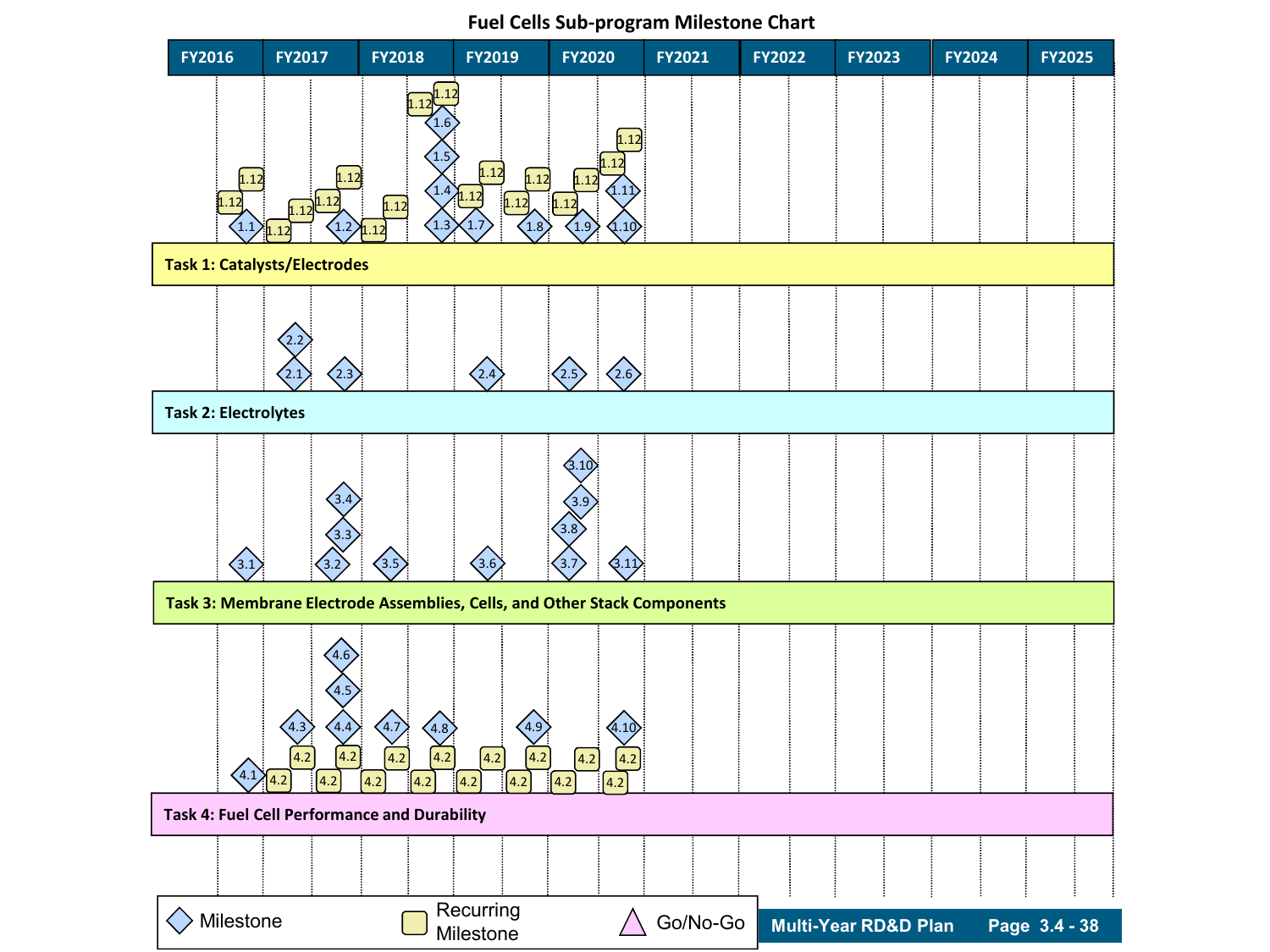# Fuel Cells Sub-program Milestone Chart

| FY2016 | FY2017 | FY2018 | FY2019 | FY2020 | FY2021 | FY2022 | FY2023 | FY2024 | FY2025 |
|---|---|---|---|---|---|---|---|---|---|

**Task 1: Catalysts/Electrodes**

Milestones: 1.1, 1.2, 1.3, 1.4, 1.5, 1.6, 1.7, 1.8, 1.9, 1.10, 1.11

Recurring Milestone: 1.12

**Task 2: Electrolytes**

Milestones: 2.1, 2.2, 2.3, 2.4, 2.5, 2.6

**Task 3: Membrane Electrode Assemblies, Cells, and Other Stack Components**

Milestones: 3.1, 3.2, 3.3, 3.4, 3.5, 3.6, 3.7, 3.8, 3.9, 3.10, 3.11

**Task 4: Fuel Cell Performance and Durability**

Milestones: 4.1, 4.3, 4.4, 4.5, 4.6, 4.7, 4.8, 4.9, 4.10

Recurring Milestone: 4.2

Legend: ◇ Milestone | ▢ Recurring Milestone | △ Go/No-Go

Multi-Year RD&D Plan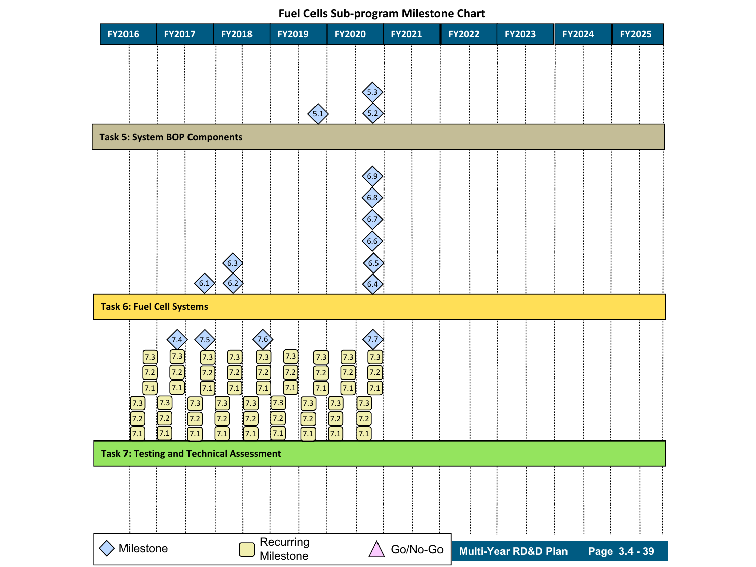# Fuel Cells Sub-program Milestone Chart

| FY2016 | FY2017 | FY2018 | FY2019 | FY2020 | FY2021 | FY2022 | FY2023 | FY2024 | FY2025 |
|---|---|---|---|---|---|---|---|---|---|

**Task 5: System BOP Components**

Milestones: 5.1, 5.2, 5.3

**Task 6: Fuel Cell Systems**

Milestones: 6.1, 6.2, 6.3, 6.4, 6.5, 6.6, 6.7, 6.8, 6.9

**Task 7: Testing and Technical Assessment**

Milestones: 7.4, 7.5, 7.6, 7.7

Recurring Milestones: 7.1, 7.2, 7.3

Legend: Milestone; Recurring Milestone; Go/No-Go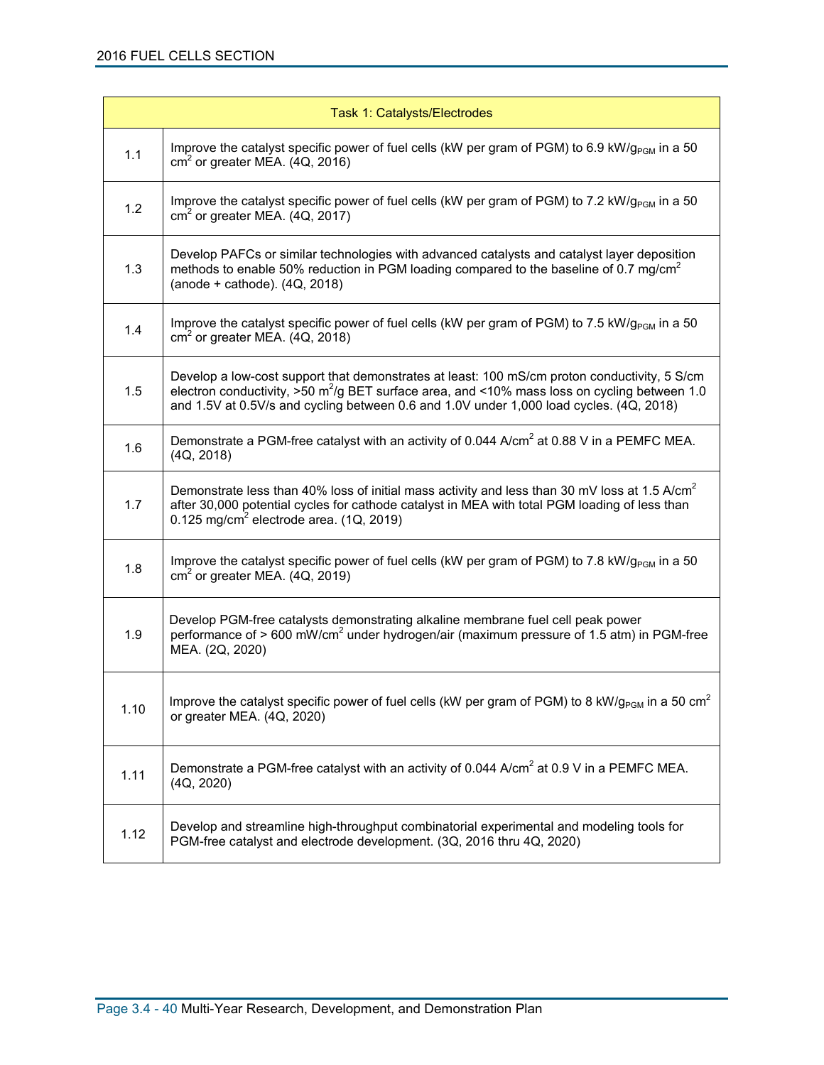| Task 1: Catalysts/Electrodes | |
| --- | --- |
| 1.1 | Improve the catalyst specific power of fuel cells (kW per gram of PGM) to 6.9 $kW/g_{PGM}$ in a 50 $cm^2$ or greater MEA. (4Q, 2016) |
| 1.2 | Improve the catalyst specific power of fuel cells (kW per gram of PGM) to 7.2 $kW/g_{PGM}$ in a 50 $cm^2$ or greater MEA. (4Q, 2017) |
| 1.3 | Develop PAFCs or similar technologies with advanced catalysts and catalyst layer deposition methods to enable 50% reduction in PGM loading compared to the baseline of 0.7 $mg/cm^2$ (anode + cathode). (4Q, 2018) |
| 1.4 | Improve the catalyst specific power of fuel cells (kW per gram of PGM) to 7.5 $kW/g_{PGM}$ in a 50 $cm^2$ or greater MEA. (4Q, 2018) |
| 1.5 | Develop a low-cost support that demonstrates at least: 100 mS/cm proton conductivity, 5 S/cm electron conductivity, >50 $m^2/g$ BET surface area, and <10% mass loss on cycling between 1.0 and 1.5V at 0.5V/s and cycling between 0.6 and 1.0V under 1,000 load cycles. (4Q, 2018) |
| 1.6 | Demonstrate a PGM-free catalyst with an activity of 0.044 $A/cm^2$ at 0.88 V in a PEMFC MEA. (4Q, 2018) |
| 1.7 | Demonstrate less than 40% loss of initial mass activity and less than 30 mV loss at 1.5 $A/cm^2$ after 30,000 potential cycles for cathode catalyst in MEA with total PGM loading of less than 0.125 $mg/cm^2$ electrode area. (1Q, 2019) |
| 1.8 | Improve the catalyst specific power of fuel cells (kW per gram of PGM) to 7.8 $kW/g_{PGM}$ in a 50 $cm^2$ or greater MEA. (4Q, 2019) |
| 1.9 | Develop PGM-free catalysts demonstrating alkaline membrane fuel cell peak power performance of > 600 $mW/cm^2$ under hydrogen/air (maximum pressure of 1.5 atm) in PGM-free MEA. (2Q, 2020) |
| 1.10 | Improve the catalyst specific power of fuel cells (kW per gram of PGM) to 8 $kW/g_{PGM}$ in a 50 $cm^2$ or greater MEA. (4Q, 2020) |
| 1.11 | Demonstrate a PGM-free catalyst with an activity of 0.044 $A/cm^2$ at 0.9 V in a PEMFC MEA. (4Q, 2020) |
| 1.12 | Develop and streamline high-throughput combinatorial experimental and modeling tools for PGM-free catalyst and electrode development. (3Q, 2016 thru 4Q, 2020) |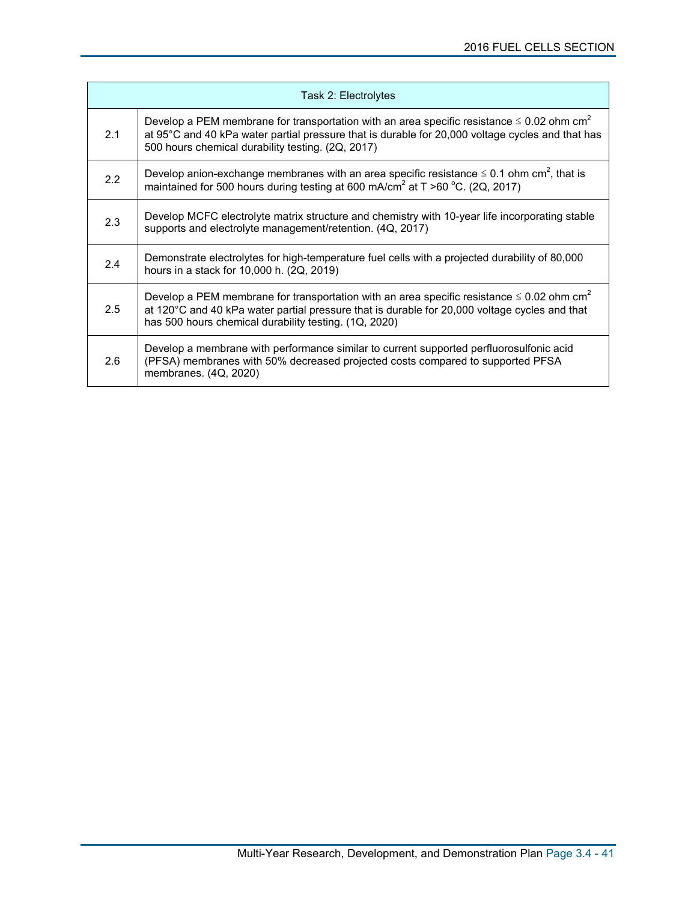| Task 2: Electrolytes | |
|---|---|
| 2.1 | Develop a PEM membrane for transportation with an area specific resistance ≤ 0.02 ohm $cm^2$ at 95°C and 40 kPa water partial pressure that is durable for 20,000 voltage cycles and that has 500 hours chemical durability testing. (2Q, 2017) |
| 2.2 | Develop anion-exchange membranes with an area specific resistance ≤ 0.1 ohm $cm^2$, that is maintained for 500 hours during testing at 600 $mA/cm^2$ at T >60 °C. (2Q, 2017) |
| 2.3 | Develop MCFC electrolyte matrix structure and chemistry with 10-year life incorporating stable supports and electrolyte management/retention. (4Q, 2017) |
| 2.4 | Demonstrate electrolytes for high-temperature fuel cells with a projected durability of 80,000 hours in a stack for 10,000 h. (2Q, 2019) |
| 2.5 | Develop a PEM membrane for transportation with an area specific resistance ≤ 0.02 ohm $cm^2$ at 120°C and 40 kPa water partial pressure that is durable for 20,000 voltage cycles and that has 500 hours chemical durability testing. (1Q, 2020) |
| 2.6 | Develop a membrane with performance similar to current supported perfluorosulfonic acid (PFSA) membranes with 50% decreased projected costs compared to supported PFSA membranes. (4Q, 2020) |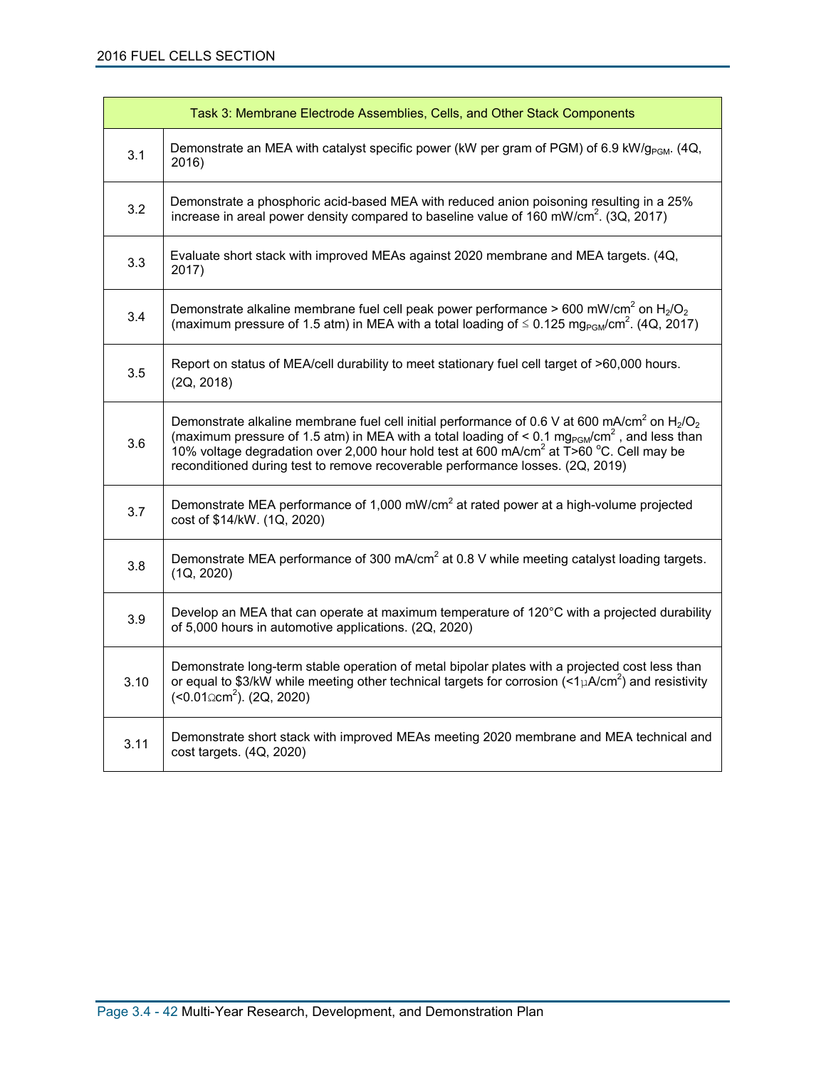| Task 3: Membrane Electrode Assemblies, Cells, and Other Stack Components | |
|---|---|
| 3.1 | Demonstrate an MEA with catalyst specific power (kW per gram of PGM) of 6.9 $kW/g_{PGM}$. (4Q, 2016) |
| 3.2 | Demonstrate a phosphoric acid-based MEA with reduced anion poisoning resulting in a 25% increase in areal power density compared to baseline value of 160 $mW/cm^2$. (3Q, 2017) |
| 3.3 | Evaluate short stack with improved MEAs against 2020 membrane and MEA targets. (4Q, 2017) |
| 3.4 | Demonstrate alkaline membrane fuel cell peak power performance > 600 $mW/cm^2$ on $H_2/O_2$ (maximum pressure of 1.5 atm) in MEA with a total loading of ≤ 0.125 $mg_{PGM}/cm^2$. (4Q, 2017) |
| 3.5 | Report on status of MEA/cell durability to meet stationary fuel cell target of >60,000 hours. (2Q, 2018) |
| 3.6 | Demonstrate alkaline membrane fuel cell initial performance of 0.6 V at 600 $mA/cm^2$ on $H_2/O_2$ (maximum pressure of 1.5 atm) in MEA with a total loading of < 0.1 $mg_{PGM}/cm^2$ , and less than 10% voltage degradation over 2,000 hour hold test at 600 $mA/cm^2$ at T>60 °C. Cell may be reconditioned during test to remove recoverable performance losses. (2Q, 2019) |
| 3.7 | Demonstrate MEA performance of 1,000 $mW/cm^2$ at rated power at a high-volume projected cost of $14/kW. (1Q, 2020) |
| 3.8 | Demonstrate MEA performance of 300 $mA/cm^2$ at 0.8 V while meeting catalyst loading targets. (1Q, 2020) |
| 3.9 | Develop an MEA that can operate at maximum temperature of 120°C with a projected durability of 5,000 hours in automotive applications. (2Q, 2020) |
| 3.10 | Demonstrate long-term stable operation of metal bipolar plates with a projected cost less than or equal to $3/kW while meeting other technical targets for corrosion (<1 $\mu A/cm^2$) and resistivity (<0.01 $\Omega cm^2$). (2Q, 2020) |
| 3.11 | Demonstrate short stack with improved MEAs meeting 2020 membrane and MEA technical and cost targets. (4Q, 2020) |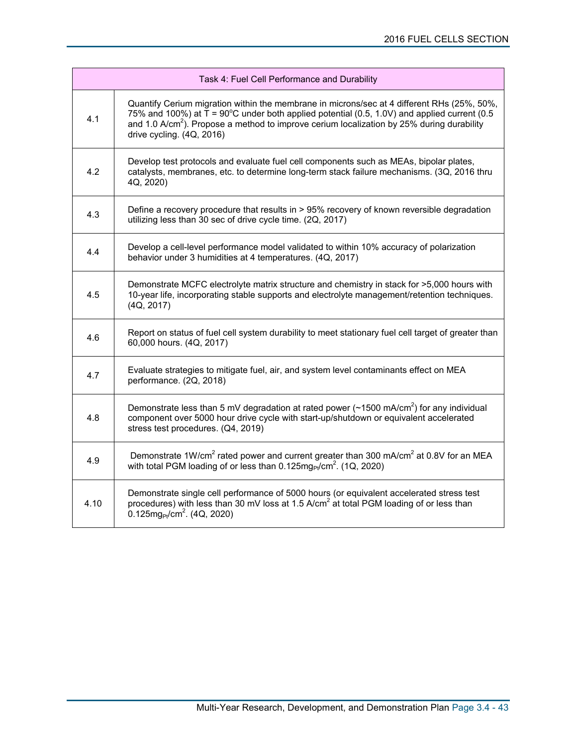| Task 4: Fuel Cell Performance and Durability | |
|---|---|
| 4.1 | Quantify Cerium migration within the membrane in microns/sec at 4 different RHs (25%, 50%, 75% and 100%) at T = 90$^{o}$C under both applied potential (0.5, 1.0V) and applied current (0.5 and 1.0 A/cm$^{2}$). Propose a method to improve cerium localization by 25% during durability drive cycling. (4Q, 2016) |
| 4.2 | Develop test protocols and evaluate fuel cell components such as MEAs, bipolar plates, catalysts, membranes, etc. to determine long-term stack failure mechanisms. (3Q, 2016 thru 4Q, 2020) |
| 4.3 | Define a recovery procedure that results in > 95% recovery of known reversible degradation utilizing less than 30 sec of drive cycle time. (2Q, 2017) |
| 4.4 | Develop a cell-level performance model validated to within 10% accuracy of polarization behavior under 3 humidities at 4 temperatures. (4Q, 2017) |
| 4.5 | Demonstrate MCFC electrolyte matrix structure and chemistry in stack for >5,000 hours with 10-year life, incorporating stable supports and electrolyte management/retention techniques. (4Q, 2017) |
| 4.6 | Report on status of fuel cell system durability to meet stationary fuel cell target of greater than 60,000 hours. (4Q, 2017) |
| 4.7 | Evaluate strategies to mitigate fuel, air, and system level contaminants effect on MEA performance. (2Q, 2018) |
| 4.8 | Demonstrate less than 5 mV degradation at rated power (~1500 mA/cm$^{2}$) for any individual component over 5000 hour drive cycle with start-up/shutdown or equivalent accelerated stress test procedures. (Q4, 2019) |
| 4.9 | Demonstrate 1W/cm$^{2}$ rated power and current greater than 300 mA/cm$^{2}$ at 0.8V for an MEA with total PGM loading of or less than 0.125mg$_{Pt}$/cm$^{2}$. (1Q, 2020) |
| 4.10 | Demonstrate single cell performance of 5000 hours (or equivalent accelerated stress test procedures) with less than 30 mV loss at 1.5 A/cm$^{2}$ at total PGM loading of or less than 0.125mg$_{Pt}$/cm$^{2}$. (4Q, 2020) |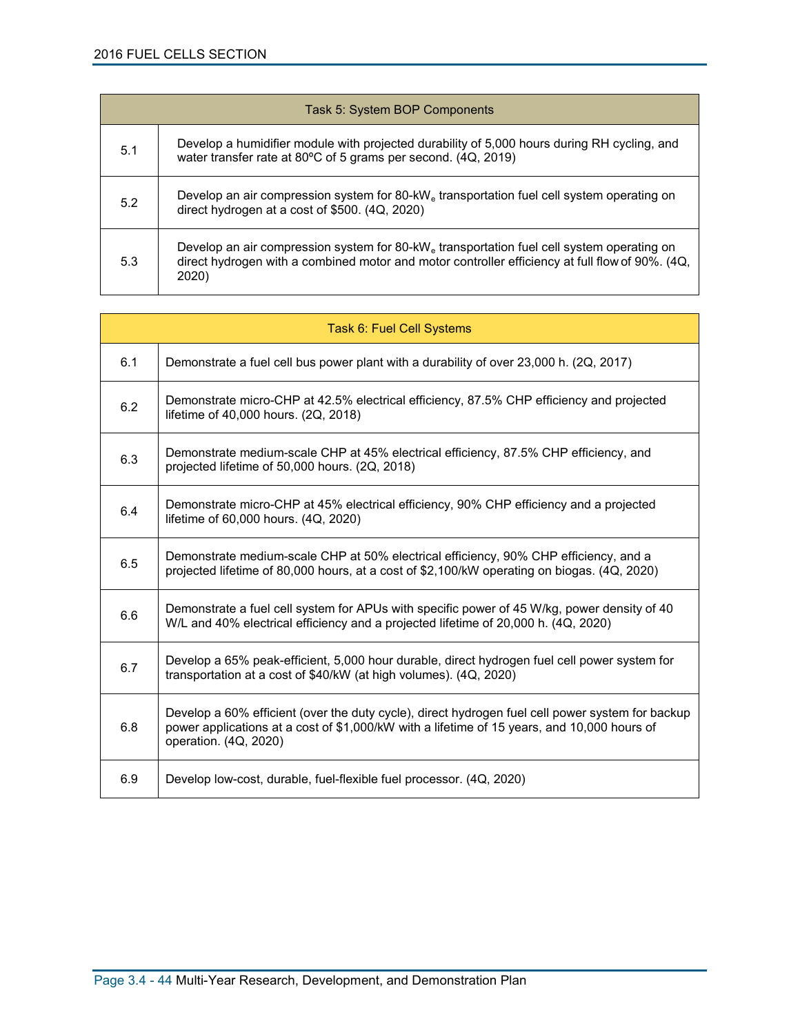| Task 5: System BOP Components | |
|---|---|
| 5.1 | Develop a humidifier module with projected durability of 5,000 hours during RH cycling, and water transfer rate at 80ºC of 5 grams per second. (4Q, 2019) |
| 5.2 | Develop an air compression system for 80-$kW_e$ transportation fuel cell system operating on direct hydrogen at a cost of $500. (4Q, 2020) |
| 5.3 | Develop an air compression system for 80-$kW_e$ transportation fuel cell system operating on direct hydrogen with a combined motor and motor controller efficiency at full flow of 90%. (4Q, 2020) |

| Task 6: Fuel Cell Systems | |
|---|---|
| 6.1 | Demonstrate a fuel cell bus power plant with a durability of over 23,000 h. (2Q, 2017) |
| 6.2 | Demonstrate micro-CHP at 42.5% electrical efficiency, 87.5% CHP efficiency and projected lifetime of 40,000 hours. (2Q, 2018) |
| 6.3 | Demonstrate medium-scale CHP at 45% electrical efficiency, 87.5% CHP efficiency, and projected lifetime of 50,000 hours. (2Q, 2018) |
| 6.4 | Demonstrate micro-CHP at 45% electrical efficiency, 90% CHP efficiency and a projected lifetime of 60,000 hours. (4Q, 2020) |
| 6.5 | Demonstrate medium-scale CHP at 50% electrical efficiency, 90% CHP efficiency, and a projected lifetime of 80,000 hours, at a cost of $2,100/kW operating on biogas. (4Q, 2020) |
| 6.6 | Demonstrate a fuel cell system for APUs with specific power of 45 W/kg, power density of 40 W/L and 40% electrical efficiency and a projected lifetime of 20,000 h. (4Q, 2020) |
| 6.7 | Develop a 65% peak-efficient, 5,000 hour durable, direct hydrogen fuel cell power system for transportation at a cost of $40/kW (at high volumes). (4Q, 2020) |
| 6.8 | Develop a 60% efficient (over the duty cycle), direct hydrogen fuel cell power system for backup power applications at a cost of $1,000/kW with a lifetime of 15 years, and 10,000 hours of operation. (4Q, 2020) |
| 6.9 | Develop low-cost, durable, fuel-flexible fuel processor. (4Q, 2020) |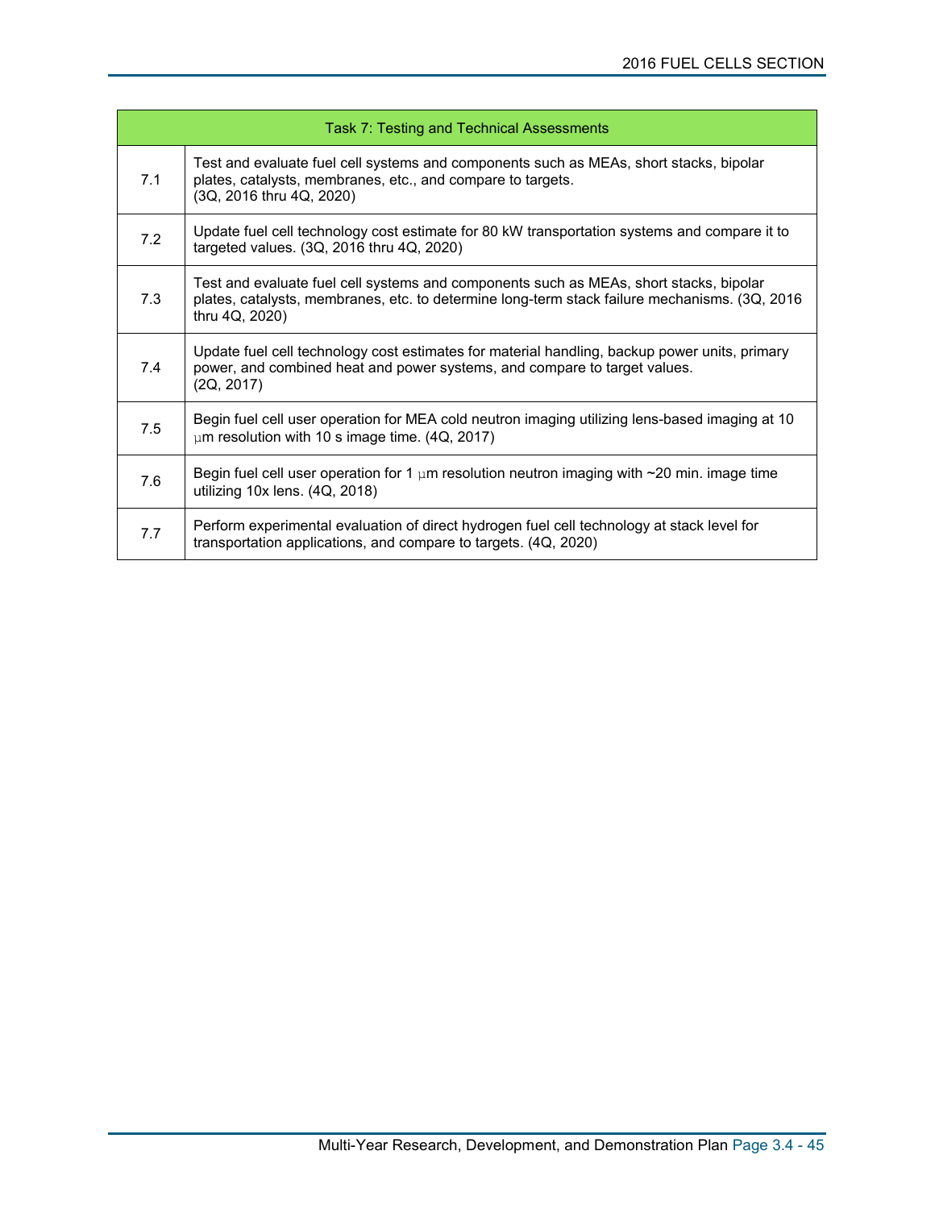| Task 7: Testing and Technical Assessments | |
|---|---|
| 7.1 | Test and evaluate fuel cell systems and components such as MEAs, short stacks, bipolar plates, catalysts, membranes, etc., and compare to targets. (3Q, 2016 thru 4Q, 2020) |
| 7.2 | Update fuel cell technology cost estimate for 80 kW transportation systems and compare it to targeted values. (3Q, 2016 thru 4Q, 2020) |
| 7.3 | Test and evaluate fuel cell systems and components such as MEAs, short stacks, bipolar plates, catalysts, membranes, etc. to determine long-term stack failure mechanisms. (3Q, 2016 thru 4Q, 2020) |
| 7.4 | Update fuel cell technology cost estimates for material handling, backup power units, primary power, and combined heat and power systems, and compare to target values. (2Q, 2017) |
| 7.5 | Begin fuel cell user operation for MEA cold neutron imaging utilizing lens-based imaging at 10 µm resolution with 10 s image time. (4Q, 2017) |
| 7.6 | Begin fuel cell user operation for 1 µm resolution neutron imaging with ~20 min. image time utilizing 10x lens. (4Q, 2018) |
| 7.7 | Perform experimental evaluation of direct hydrogen fuel cell technology at stack level for transportation applications, and compare to targets. (4Q, 2020) |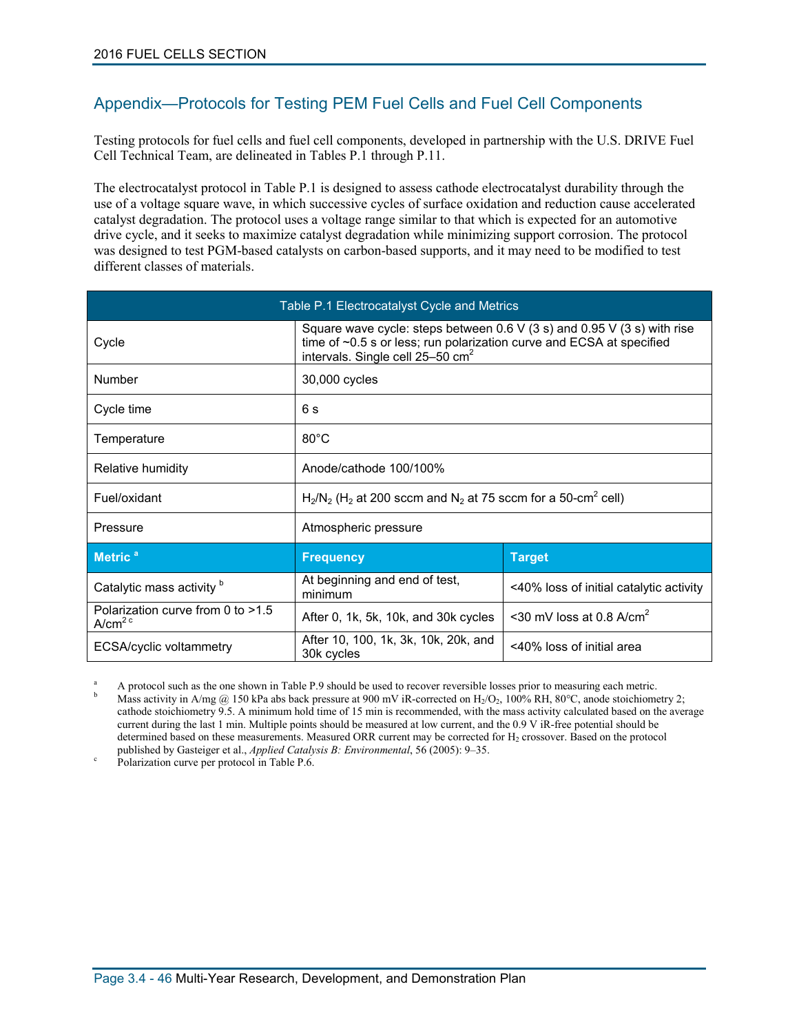## Appendix—Protocols for Testing PEM Fuel Cells and Fuel Cell Components

Testing protocols for fuel cells and fuel cell components, developed in partnership with the U.S. DRIVE Fuel Cell Technical Team, are delineated in Tables P.1 through P.11.

The electrocatalyst protocol in Table P.1 is designed to assess cathode electrocatalyst durability through the use of a voltage square wave, in which successive cycles of surface oxidation and reduction cause accelerated catalyst degradation. The protocol uses a voltage range similar to that which is expected for an automotive drive cycle, and it seeks to maximize catalyst degradation while minimizing support corrosion. The protocol was designed to test PGM-based catalysts on carbon-based supports, and it may need to be modified to test different classes of materials.

| Table P.1 Electrocatalyst Cycle and Metrics | | |
|---|---|---|
| Cycle | Square wave cycle: steps between 0.6 V (3 s) and 0.95 V (3 s) with rise time of ~0.5 s or less; run polarization curve and ECSA at specified intervals. Single cell 25–50 $cm^2$ | |
| Number | 30,000 cycles | |
| Cycle time | 6 s | |
| Temperature | 80°C | |
| Relative humidity | Anode/cathode 100/100% | |
| Fuel/oxidant | $H_2/N_2$ ($H_2$ at 200 sccm and $N_2$ at 75 sccm for a 50-$cm^2$ cell) | |
| Pressure | Atmospheric pressure | |
| **Metric [a]** | **Frequency** | **Target** |
| Catalytic mass activity [b] | At beginning and end of test, minimum | <40% loss of initial catalytic activity |
| Polarization curve from 0 to >1.5 $A/cm^2$ [c] | After 0, 1k, 5k, 10k, and 30k cycles | <30 mV loss at 0.8 $A/cm^2$ |
| ECSA/cyclic voltammetry | After 10, 100, 1k, 3k, 10k, 20k, and 30k cycles | <40% loss of initial area |

[a] A protocol such as the one shown in Table P.9 should be used to recover reversible losses prior to measuring each metric.
[b] Mass activity in A/mg @ 150 kPa abs back pressure at 900 mV iR-corrected on $H_2/O_2$, 100% RH, 80°C, anode stoichiometry 2; cathode stoichiometry 9.5. A minimum hold time of 15 min is recommended, with the mass activity calculated based on the average current during the last 1 min. Multiple points should be measured at low current, and the 0.9 V iR-free potential should be determined based on these measurements. Measured ORR current may be corrected for $H_2$ crossover. Based on the protocol published by Gasteiger et al., *Applied Catalysis B: Environmental*, 56 (2005): 9–35.
[c] Polarization curve per protocol in Table P.6.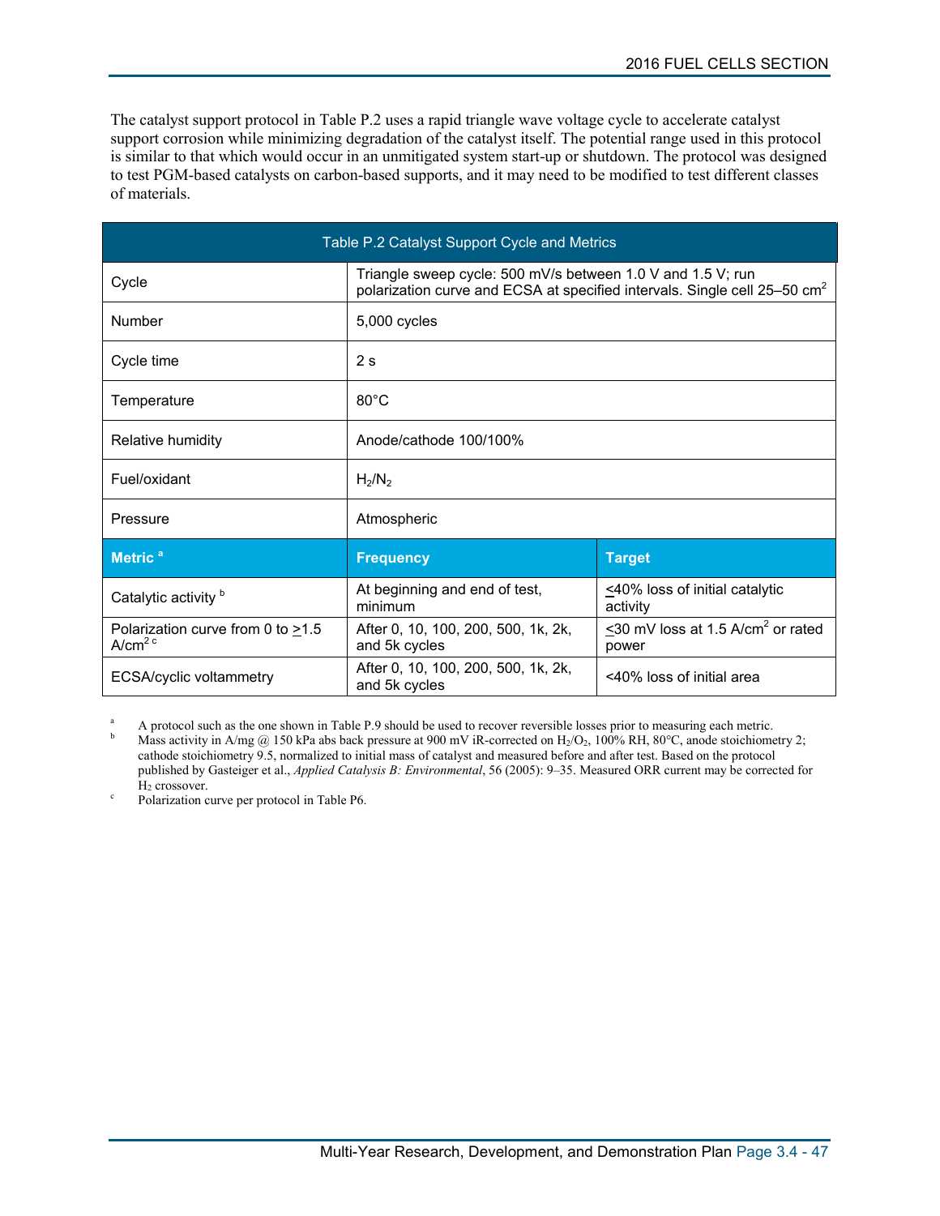The catalyst support protocol in Table P.2 uses a rapid triangle wave voltage cycle to accelerate catalyst support corrosion while minimizing degradation of the catalyst itself. The potential range used in this protocol is similar to that which would occur in an unmitigated system start-up or shutdown. The protocol was designed to test PGM-based catalysts on carbon-based supports, and it may need to be modified to test different classes of materials.

| Table P.2 Catalyst Support Cycle and Metrics | | |
|---|---|---|
| Cycle | Triangle sweep cycle: 500 mV/s between 1.0 V and 1.5 V; run polarization curve and ECSA at specified intervals. Single cell 25–50 $cm^2$ | |
| Number | 5,000 cycles | |
| Cycle time | 2 s | |
| Temperature | 80°C | |
| Relative humidity | Anode/cathode 100/100% | |
| Fuel/oxidant | $H_2/N_2$ | |
| Pressure | Atmospheric | |
| **Metric** [a] | **Frequency** | **Target** |
| Catalytic activity [b] | At beginning and end of test, minimum | ≤40% loss of initial catalytic activity |
| Polarization curve from 0 to ≥1.5 $A/cm^2$ [c] | After 0, 10, 100, 200, 500, 1k, 2k, and 5k cycles | ≤30 mV loss at 1.5 $A/cm^2$ or rated power |
| ECSA/cyclic voltammetry | After 0, 10, 100, 200, 500, 1k, 2k, and 5k cycles | <40% loss of initial area |

[a] A protocol such as the one shown in Table P.9 should be used to recover reversible losses prior to measuring each metric.

[b] Mass activity in A/mg @ 150 kPa abs back pressure at 900 mV iR-corrected on $H_2/O_2$, 100% RH, 80°C, anode stoichiometry 2; cathode stoichiometry 9.5, normalized to initial mass of catalyst and measured before and after test. Based on the protocol published by Gasteiger et al., *Applied Catalysis B: Environmental*, 56 (2005): 9–35. Measured ORR current may be corrected for $H_2$ crossover.

[c] Polarization curve per protocol in Table P6.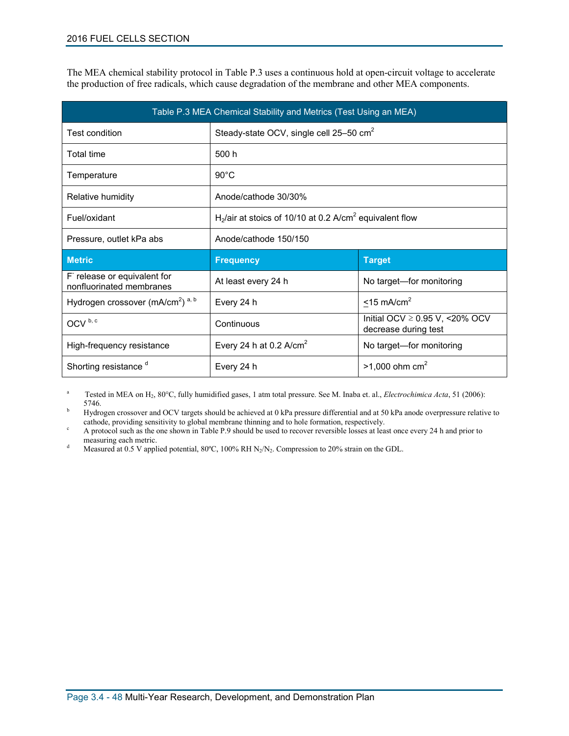The MEA chemical stability protocol in Table P.3 uses a continuous hold at open-circuit voltage to accelerate the production of free radicals, which cause degradation of the membrane and other MEA components.

| Table P.3 MEA Chemical Stability and Metrics (Test Using an MEA) | | |
|---|---|---|
| Test condition | Steady-state OCV, single cell 25–50 $cm^2$ | |
| Total time | 500 h | |
| Temperature | 90°C | |
| Relative humidity | Anode/cathode 30/30% | |
| Fuel/oxidant | $H_2$/air at stoics of 10/10 at 0.2 A/$cm^2$ equivalent flow | |
| Pressure, outlet kPa abs | Anode/cathode 150/150 | |
| **Metric** | **Frequency** | **Target** |
| $F^-$ release or equivalent for nonfluorinated membranes | At least every 24 h | No target—for monitoring |
| Hydrogen crossover (mA/$cm^2$) [a, b] | Every 24 h | $\leq$15 mA/$cm^2$ |
| OCV [b, c] | Continuous | Initial OCV ≥ 0.95 V, <20% OCV decrease during test |
| High-frequency resistance | Every 24 h at 0.2 A/$cm^2$ | No target—for monitoring |
| Shorting resistance [d] | Every 24 h | >1,000 ohm $cm^2$ |

[a] Tested in MEA on $H_2$, 80°C, fully humidified gases, 1 atm total pressure. See M. Inaba et. al., *Electrochimica Acta*, 51 (2006): 5746.

[b] Hydrogen crossover and OCV targets should be achieved at 0 kPa pressure differential and at 50 kPa anode overpressure relative to cathode, providing sensitivity to global membrane thinning and to hole formation, respectively.

[c] A protocol such as the one shown in Table P.9 should be used to recover reversible losses at least once every 24 h and prior to measuring each metric.

[d] Measured at 0.5 V applied potential, 80ºC, 100% RH $N_2/N_2$. Compression to 20% strain on the GDL.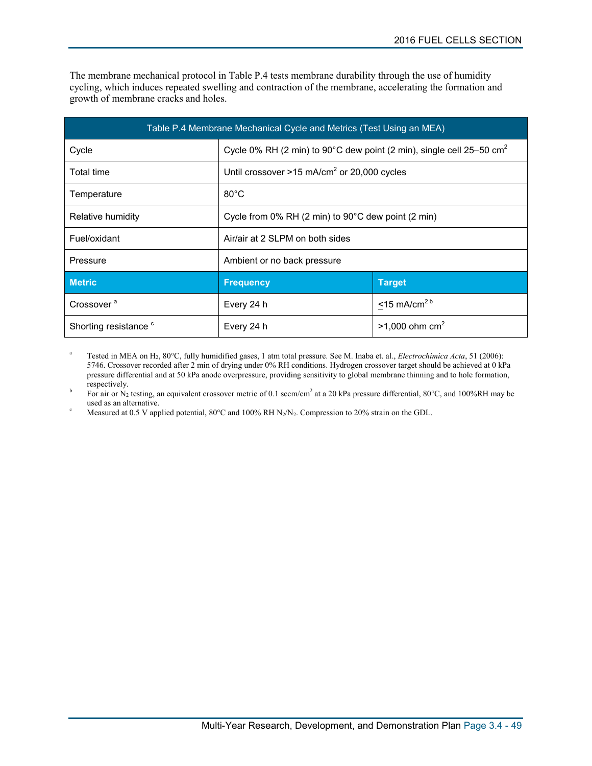The membrane mechanical protocol in Table P.4 tests membrane durability through the use of humidity cycling, which induces repeated swelling and contraction of the membrane, accelerating the formation and growth of membrane cracks and holes.

| Table P.4 Membrane Mechanical Cycle and Metrics (Test Using an MEA) | | |
|---|---|---|
| Cycle | Cycle 0% RH (2 min) to 90°C dew point (2 min), single cell 25–50 $cm^2$ | |
| Total time | Until crossover >15 $mA/cm^2$ or 20,000 cycles | |
| Temperature | 80°C | |
| Relative humidity | Cycle from 0% RH (2 min) to 90°C dew point (2 min) | |
| Fuel/oxidant | Air/air at 2 SLPM on both sides | |
| Pressure | Ambient or no back pressure | |
| **Metric** | **Frequency** | **Target** |
| Crossover [a] | Every 24 h | ≤15 $mA/cm^2$ [b] |
| Shorting resistance [c] | Every 24 h | >1,000 ohm $cm^2$ |

[a] Tested in MEA on $H_2$, 80°C, fully humidified gases, 1 atm total pressure. See M. Inaba et. al., *Electrochimica Acta*, 51 (2006): 5746. Crossover recorded after 2 min of drying under 0% RH conditions. Hydrogen crossover target should be achieved at 0 kPa pressure differential and at 50 kPa anode overpressure, providing sensitivity to global membrane thinning and to hole formation, respectively.

[b] For air or $N_2$ testing, an equivalent crossover metric of 0.1 $sccm/cm^2$ at a 20 kPa pressure differential, 80°C, and 100%RH may be used as an alternative.

[c] Measured at 0.5 V applied potential, 80°C and 100% RH $N_2/N_2$. Compression to 20% strain on the GDL.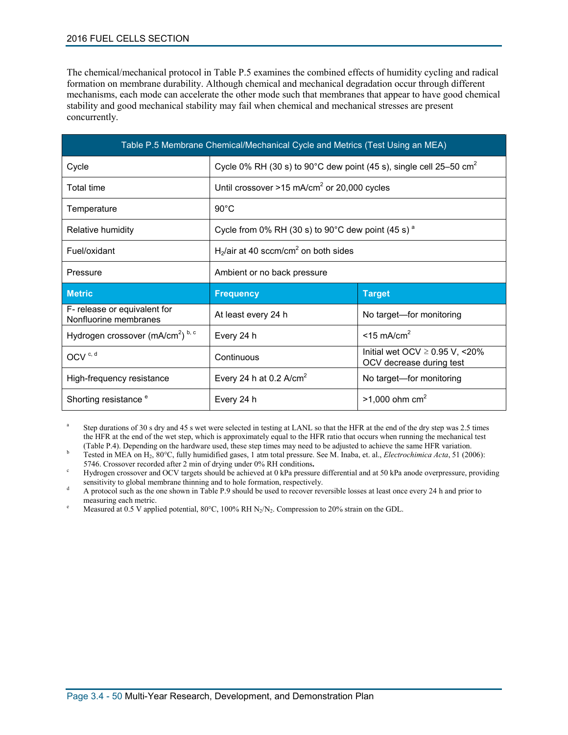The chemical/mechanical protocol in Table P.5 examines the combined effects of humidity cycling and radical formation on membrane durability. Although chemical and mechanical degradation occur through different mechanisms, each mode can accelerate the other mode such that membranes that appear to have good chemical stability and good mechanical stability may fail when chemical and mechanical stresses are present concurrently.

| Table P.5 Membrane Chemical/Mechanical Cycle and Metrics (Test Using an MEA) | | |
|---|---|---|
| Cycle | Cycle 0% RH (30 s) to 90°C dew point (45 s), single cell 25–50 $cm^2$ | |
| Total time | Until crossover >15 $mA/cm^2$ or 20,000 cycles | |
| Temperature | 90°C | |
| Relative humidity | Cycle from 0% RH (30 s) to 90°C dew point (45 s) [a] | |
| Fuel/oxidant | $H_2$/air at 40 $sccm/cm^2$ on both sides | |
| Pressure | Ambient or no back pressure | |
| **Metric** | **Frequency** | **Target** |
| F- release or equivalent for Nonfluorine membranes | At least every 24 h | No target—for monitoring |
| Hydrogen crossover ($mA/cm^2$) [b, c] | Every 24 h | <15 $mA/cm^2$ |
| OCV [c, d] | Continuous | Initial wet OCV ≥ 0.95 V, <20% OCV decrease during test |
| High-frequency resistance | Every 24 h at 0.2 $A/cm^2$ | No target—for monitoring |
| Shorting resistance [e] | Every 24 h | >1,000 ohm $cm^2$ |

[a] Step durations of 30 s dry and 45 s wet were selected in testing at LANL so that the HFR at the end of the dry step was 2.5 times the HFR at the end of the wet step, which is approximately equal to the HFR ratio that occurs when running the mechanical test (Table P.4). Depending on the hardware used, these step times may need to be adjusted to achieve the same HFR variation.

[b] Tested in MEA on $H_2$, 80°C, fully humidified gases, 1 atm total pressure. See M. Inaba, et. al., *Electrochimica Acta*, 51 (2006): 5746. Crossover recorded after 2 min of drying under 0% RH conditions.

[c] Hydrogen crossover and OCV targets should be achieved at 0 kPa pressure differential and at 50 kPa anode overpressure, providing sensitivity to global membrane thinning and to hole formation, respectively.

[d] A protocol such as the one shown in Table P.9 should be used to recover reversible losses at least once every 24 h and prior to measuring each metric.

[e] Measured at 0.5 V applied potential, 80°C, 100% RH $N_2/N_2$. Compression to 20% strain on the GDL.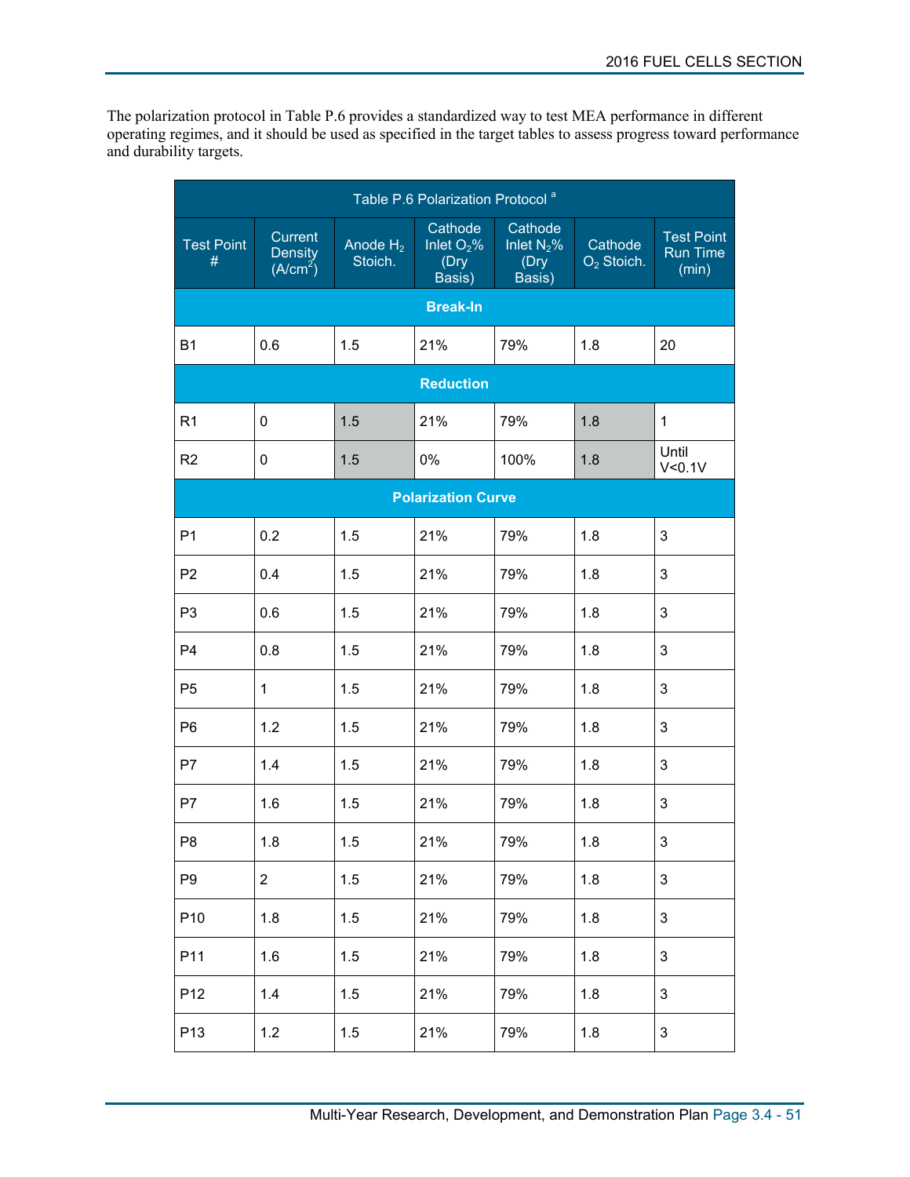The polarization protocol in Table P.6 provides a standardized way to test MEA performance in different operating regimes, and it should be used as specified in the target tables to assess progress toward performance and durability targets.

| Table P.6 Polarization Protocol [a] | | | | | | |
|---|---|---|---|---|---|---|
| Test Point # | Current Density (A/cm$^2$) | Anode $H_2$ Stoich. | Cathode Inlet $O_2$% (Dry Basis) | Cathode Inlet $N_2$% (Dry Basis) | Cathode $O_2$ Stoich. | Test Point Run Time (min) |
| **Break-In** | | | | | | |
| B1 | 0.6 | 1.5 | 21% | 79% | 1.8 | 20 |
| **Reduction** | | | | | | |
| R1 | 0 | 1.5 | 21% | 79% | 1.8 | 1 |
| R2 | 0 | 1.5 | 0% | 100% | 1.8 | Until V<0.1V |
| **Polarization Curve** | | | | | | |
| P1 | 0.2 | 1.5 | 21% | 79% | 1.8 | 3 |
| P2 | 0.4 | 1.5 | 21% | 79% | 1.8 | 3 |
| P3 | 0.6 | 1.5 | 21% | 79% | 1.8 | 3 |
| P4 | 0.8 | 1.5 | 21% | 79% | 1.8 | 3 |
| P5 | 1 | 1.5 | 21% | 79% | 1.8 | 3 |
| P6 | 1.2 | 1.5 | 21% | 79% | 1.8 | 3 |
| P7 | 1.4 | 1.5 | 21% | 79% | 1.8 | 3 |
| P7 | 1.6 | 1.5 | 21% | 79% | 1.8 | 3 |
| P8 | 1.8 | 1.5 | 21% | 79% | 1.8 | 3 |
| P9 | 2 | 1.5 | 21% | 79% | 1.8 | 3 |
| P10 | 1.8 | 1.5 | 21% | 79% | 1.8 | 3 |
| P11 | 1.6 | 1.5 | 21% | 79% | 1.8 | 3 |
| P12 | 1.4 | 1.5 | 21% | 79% | 1.8 | 3 |
| P13 | 1.2 | 1.5 | 21% | 79% | 1.8 | 3 |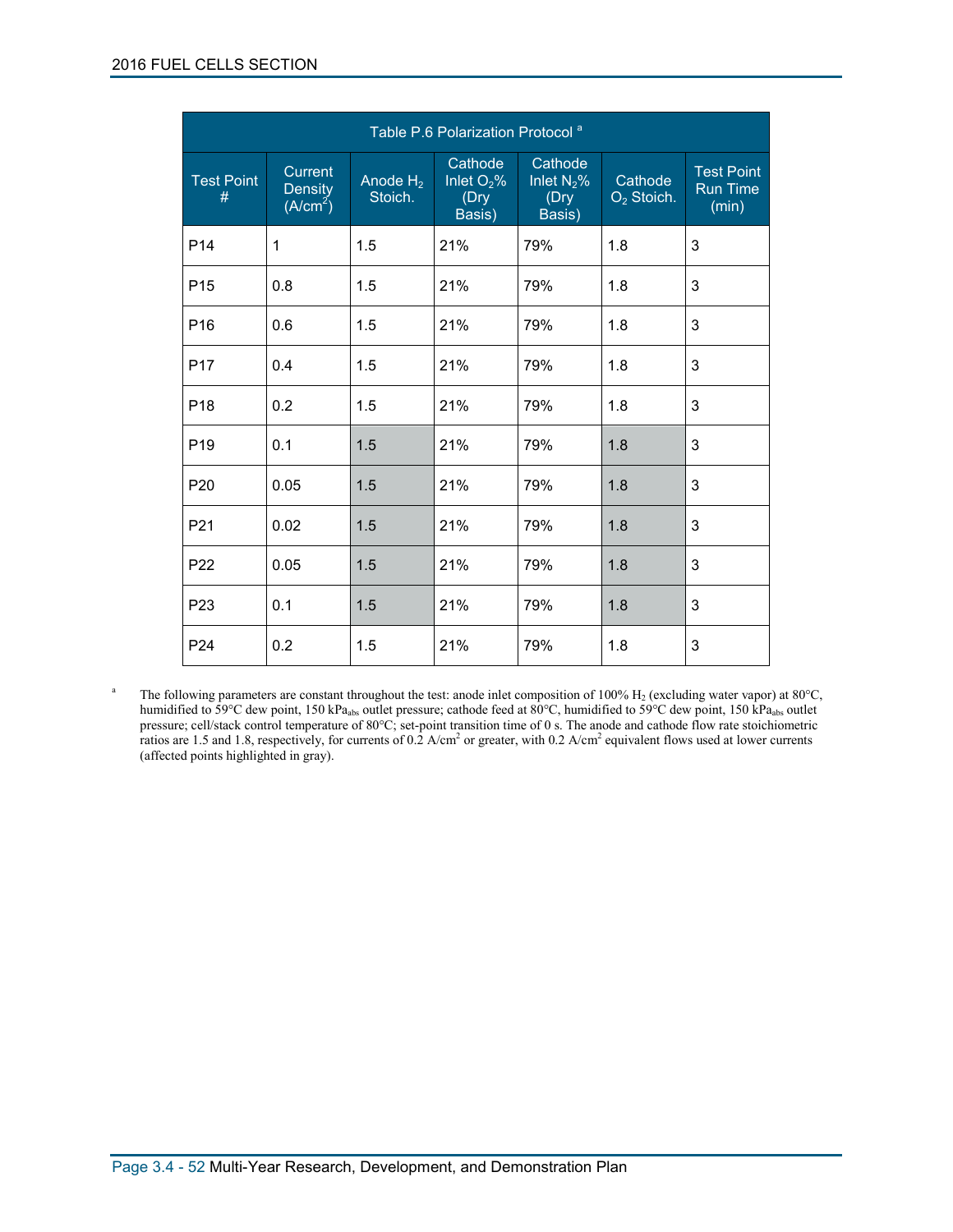| Table P.6 Polarization Protocol [a] | | | | | | |
|---|---|---|---|---|---|---|
| Test Point # | Current Density ($A/cm^2$) | Anode $H_2$ Stoich. | Cathode Inlet $O_2$% (Dry Basis) | Cathode Inlet $N_2$% (Dry Basis) | Cathode $O_2$ Stoich. | Test Point Run Time (min) |
| P14 | 1 | 1.5 | 21% | 79% | 1.8 | 3 |
| P15 | 0.8 | 1.5 | 21% | 79% | 1.8 | 3 |
| P16 | 0.6 | 1.5 | 21% | 79% | 1.8 | 3 |
| P17 | 0.4 | 1.5 | 21% | 79% | 1.8 | 3 |
| P18 | 0.2 | 1.5 | 21% | 79% | 1.8 | 3 |
| P19 | 0.1 | 1.5 | 21% | 79% | 1.8 | 3 |
| P20 | 0.05 | 1.5 | 21% | 79% | 1.8 | 3 |
| P21 | 0.02 | 1.5 | 21% | 79% | 1.8 | 3 |
| P22 | 0.05 | 1.5 | 21% | 79% | 1.8 | 3 |
| P23 | 0.1 | 1.5 | 21% | 79% | 1.8 | 3 |
| P24 | 0.2 | 1.5 | 21% | 79% | 1.8 | 3 |

[a] The following parameters are constant throughout the test: anode inlet composition of 100% $H_2$ (excluding water vapor) at 80°C, humidified to 59°C dew point, 150 $kPa_{abs}$ outlet pressure; cathode feed at 80°C, humidified to 59°C dew point, 150 $kPa_{abs}$ outlet pressure; cell/stack control temperature of 80°C; set-point transition time of 0 s. The anode and cathode flow rate stoichiometric ratios are 1.5 and 1.8, respectively, for currents of 0.2 $A/cm^2$ or greater, with 0.2 $A/cm^2$ equivalent flows used at lower currents (affected points highlighted in gray).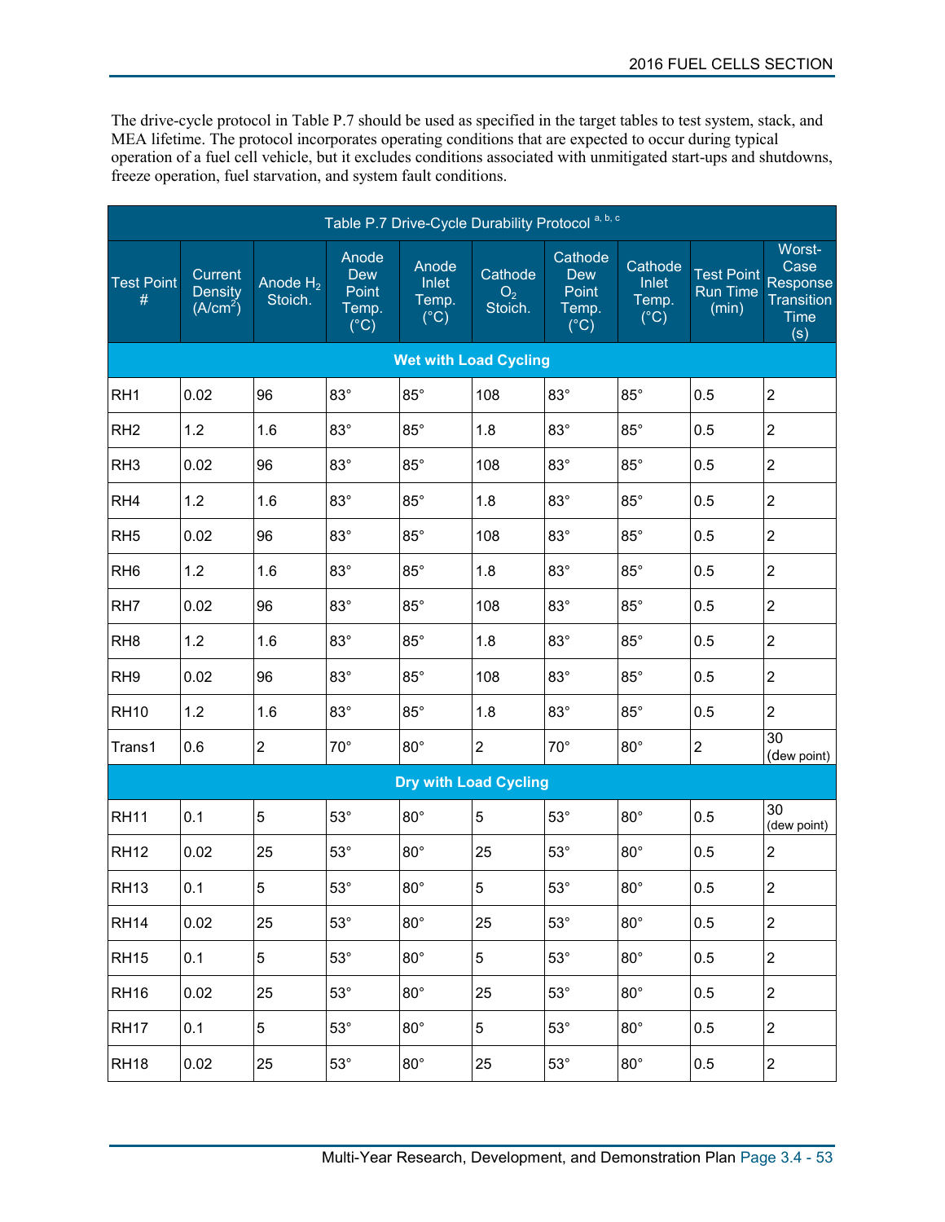The drive-cycle protocol in Table P.7 should be used as specified in the target tables to test system, stack, and MEA lifetime. The protocol incorporates operating conditions that are expected to occur during typical operation of a fuel cell vehicle, but it excludes conditions associated with unmitigated start-ups and shutdowns, freeze operation, fuel starvation, and system fault conditions.

| Table P.7 Drive-Cycle Durability Protocol [a, b, c] | | | | | | | | | |
|---|---|---|---|---|---|---|---|---|---|
| Test Point # | Current Density ($A/cm^2$) | Anode $H_2$ Stoich. | Anode Dew Point Temp. (°C) | Anode Inlet Temp. (°C) | Cathode $O_2$ Stoich. | Cathode Dew Point Temp. (°C) | Cathode Inlet Temp. (°C) | Test Point Run Time (min) | Worst-Case Response Transition Time (s) |
| **Wet with Load Cycling** | | | | | | | | | |
| RH1 | 0.02 | 96 | 83° | 85° | 108 | 83° | 85° | 0.5 | 2 |
| RH2 | 1.2 | 1.6 | 83° | 85° | 1.8 | 83° | 85° | 0.5 | 2 |
| RH3 | 0.02 | 96 | 83° | 85° | 108 | 83° | 85° | 0.5 | 2 |
| RH4 | 1.2 | 1.6 | 83° | 85° | 1.8 | 83° | 85° | 0.5 | 2 |
| RH5 | 0.02 | 96 | 83° | 85° | 108 | 83° | 85° | 0.5 | 2 |
| RH6 | 1.2 | 1.6 | 83° | 85° | 1.8 | 83° | 85° | 0.5 | 2 |
| RH7 | 0.02 | 96 | 83° | 85° | 108 | 83° | 85° | 0.5 | 2 |
| RH8 | 1.2 | 1.6 | 83° | 85° | 1.8 | 83° | 85° | 0.5 | 2 |
| RH9 | 0.02 | 96 | 83° | 85° | 108 | 83° | 85° | 0.5 | 2 |
| RH10 | 1.2 | 1.6 | 83° | 85° | 1.8 | 83° | 85° | 0.5 | 2 |
| Trans1 | 0.6 | 2 | 70° | 80° | 2 | 70° | 80° | 2 | 30 (dew point) |
| **Dry with Load Cycling** | | | | | | | | | |
| RH11 | 0.1 | 5 | 53° | 80° | 5 | 53° | 80° | 0.5 | 30 (dew point) |
| RH12 | 0.02 | 25 | 53° | 80° | 25 | 53° | 80° | 0.5 | 2 |
| RH13 | 0.1 | 5 | 53° | 80° | 5 | 53° | 80° | 0.5 | 2 |
| RH14 | 0.02 | 25 | 53° | 80° | 25 | 53° | 80° | 0.5 | 2 |
| RH15 | 0.1 | 5 | 53° | 80° | 5 | 53° | 80° | 0.5 | 2 |
| RH16 | 0.02 | 25 | 53° | 80° | 25 | 53° | 80° | 0.5 | 2 |
| RH17 | 0.1 | 5 | 53° | 80° | 5 | 53° | 80° | 0.5 | 2 |
| RH18 | 0.02 | 25 | 53° | 80° | 25 | 53° | 80° | 0.5 | 2 |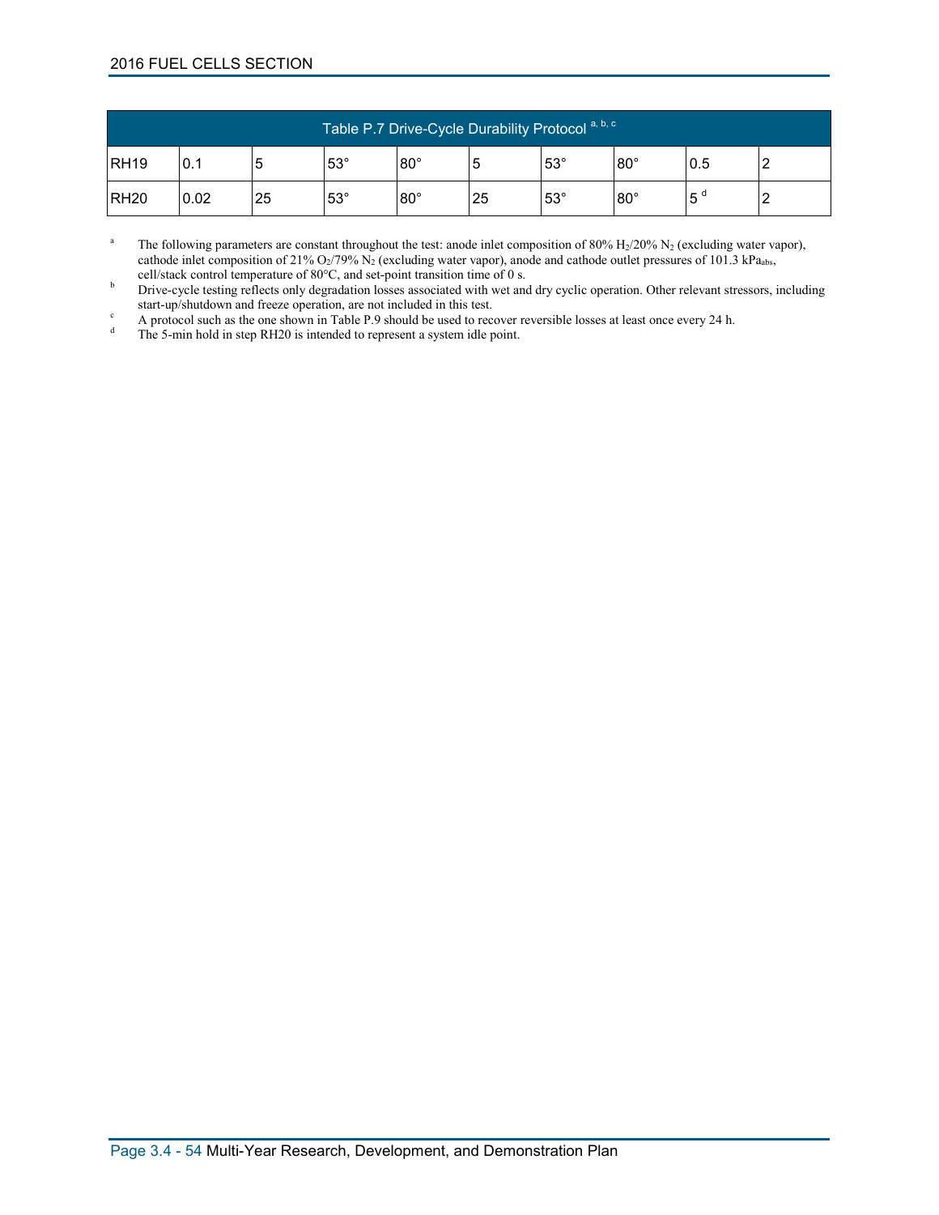| Table P.7 Drive-Cycle Durability Protocol [a, b, c] | | | | | | | | | |
|---|---|---|---|---|---|---|---|---|---|
| RH19 | 0.1 | 5 | 53° | 80° | 5 | 53° | 80° | 0.5 | 2 |
| RH20 | 0.02 | 25 | 53° | 80° | 25 | 53° | 80° | 5 [d] | 2 |

[a] The following parameters are constant throughout the test: anode inlet composition of 80% $H_2$/20% $N_2$ (excluding water vapor), cathode inlet composition of 21% $O_2$/79% $N_2$ (excluding water vapor), anode and cathode outlet pressures of 101.3 $kPa_{abs}$, cell/stack control temperature of 80°C, and set-point transition time of 0 s.

[b] Drive-cycle testing reflects only degradation losses associated with wet and dry cyclic operation. Other relevant stressors, including start-up/shutdown and freeze operation, are not included in this test.

[c] A protocol such as the one shown in Table P.9 should be used to recover reversible losses at least once every 24 h.

[d] The 5-min hold in step RH20 is intended to represent a system idle point.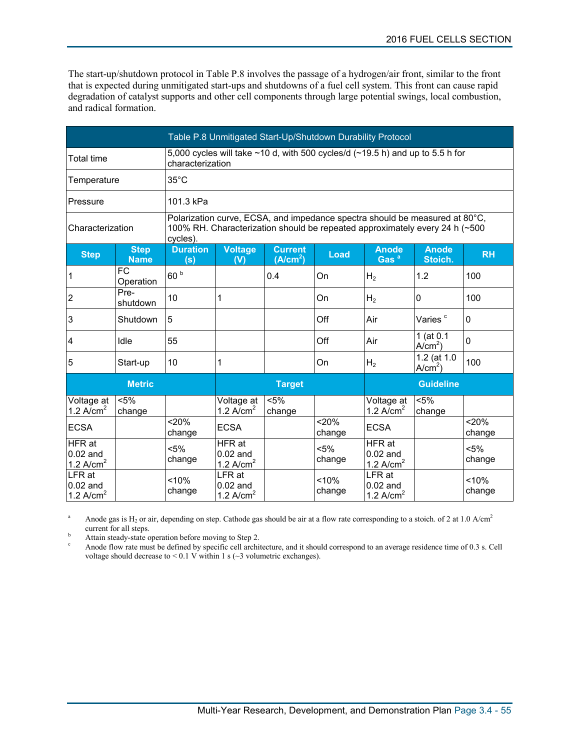The start-up/shutdown protocol in Table P.8 involves the passage of a hydrogen/air front, similar to the front that is expected during unmitigated start-ups and shutdowns of a fuel cell system. This front can cause rapid degradation of catalyst supports and other cell components through large potential swings, local combustion, and radical formation.

**Table P.8 Unmitigated Start-Up/Shutdown Durability Protocol**

| | | | | | | | | |
|---|---|---|---|---|---|---|---|---|
| Total time | 5,000 cycles will take ~10 d, with 500 cycles/d (~19.5 h) and up to 5.5 h for characterization | | | | | | | |
| Temperature | 35°C | | | | | | | |
| Pressure | 101.3 kPa | | | | | | | |
| Characterization | Polarization curve, ECSA, and impedance spectra should be measured at 80°C, 100% RH. Characterization should be repeated approximately every 24 h (~500 cycles). | | | | | | | |
| **Step** | **Step Name** | **Duration (s)** | **Voltage (V)** | **Current ($A/cm^2$)** | **Load** | **Anode Gas [a]** | **Anode Stoich.** | **RH** |
| 1 | FC Operation | 60 [b] | | 0.4 | On | $H_2$ | 1.2 | 100 |
| 2 | Pre-shutdown | 10 | 1 | | On | $H_2$ | 0 | 100 |
| 3 | Shutdown | 5 | | | Off | Air | Varies [c] | 0 |
| 4 | Idle | 55 | | | Off | Air | 1 (at 0.1 $A/cm^2$) | 0 |
| 5 | Start-up | 10 | 1 | | On | $H_2$ | 1.2 (at 1.0 $A/cm^2$) | 100 |
| **Metric** | | | **Target** | | | **Guideline** | | |
| Voltage at 1.2 $A/cm^2$ | <5% change | | Voltage at 1.2 $A/cm^2$ | <5% change | | Voltage at 1.2 $A/cm^2$ | <5% change | |
| ECSA | | <20% change | ECSA | | <20% change | ECSA | | <20% change |
| HFR at 0.02 and 1.2 $A/cm^2$ | | <5% change | HFR at 0.02 and 1.2 $A/cm^2$ | | <5% change | HFR at 0.02 and 1.2 $A/cm^2$ | | <5% change |
| LFR at 0.02 and 1.2 $A/cm^2$ | | <10% change | LFR at 0.02 and 1.2 $A/cm^2$ | | <10% change | LFR at 0.02 and 1.2 $A/cm^2$ | | <10% change |

[a] Anode gas is $H_2$ or air, depending on step. Cathode gas should be air at a flow rate corresponding to a stoich. of 2 at 1.0 $A/cm^2$ current for all steps.

[b] Attain steady-state operation before moving to Step 2.

[c] Anode flow rate must be defined by specific cell architecture, and it should correspond to an average residence time of 0.3 s. Cell voltage should decrease to < 0.1 V within 1 s (~3 volumetric exchanges).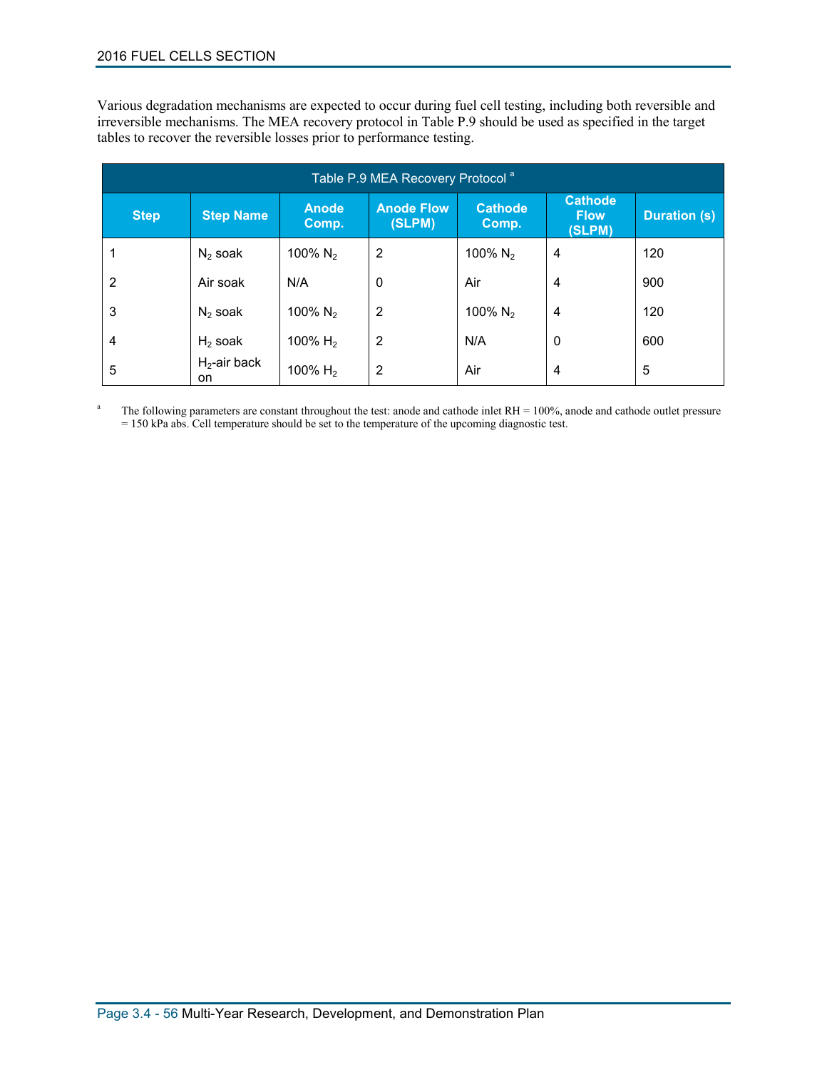Various degradation mechanisms are expected to occur during fuel cell testing, including both reversible and irreversible mechanisms. The MEA recovery protocol in Table P.9 should be used as specified in the target tables to recover the reversible losses prior to performance testing.

| Table P.9 MEA Recovery Protocol [a] | | | | | | |
|---|---|---|---|---|---|---|
| **Step** | **Step Name** | **Anode Comp.** | **Anode Flow (SLPM)** | **Cathode Comp.** | **Cathode Flow (SLPM)** | **Duration (s)** |
| 1 | $N_2$ soak | 100% $N_2$ | 2 | 100% $N_2$ | 4 | 120 |
| 2 | Air soak | N/A | 0 | Air | 4 | 900 |
| 3 | $N_2$ soak | 100% $N_2$ | 2 | 100% $N_2$ | 4 | 120 |
| 4 | $H_2$ soak | 100% $H_2$ | 2 | N/A | 0 | 600 |
| 5 | $H_2$-air back on | 100% $H_2$ | 2 | Air | 4 | 5 |

[a] The following parameters are constant throughout the test: anode and cathode inlet RH = 100%, anode and cathode outlet pressure = 150 kPa abs. Cell temperature should be set to the temperature of the upcoming diagnostic test.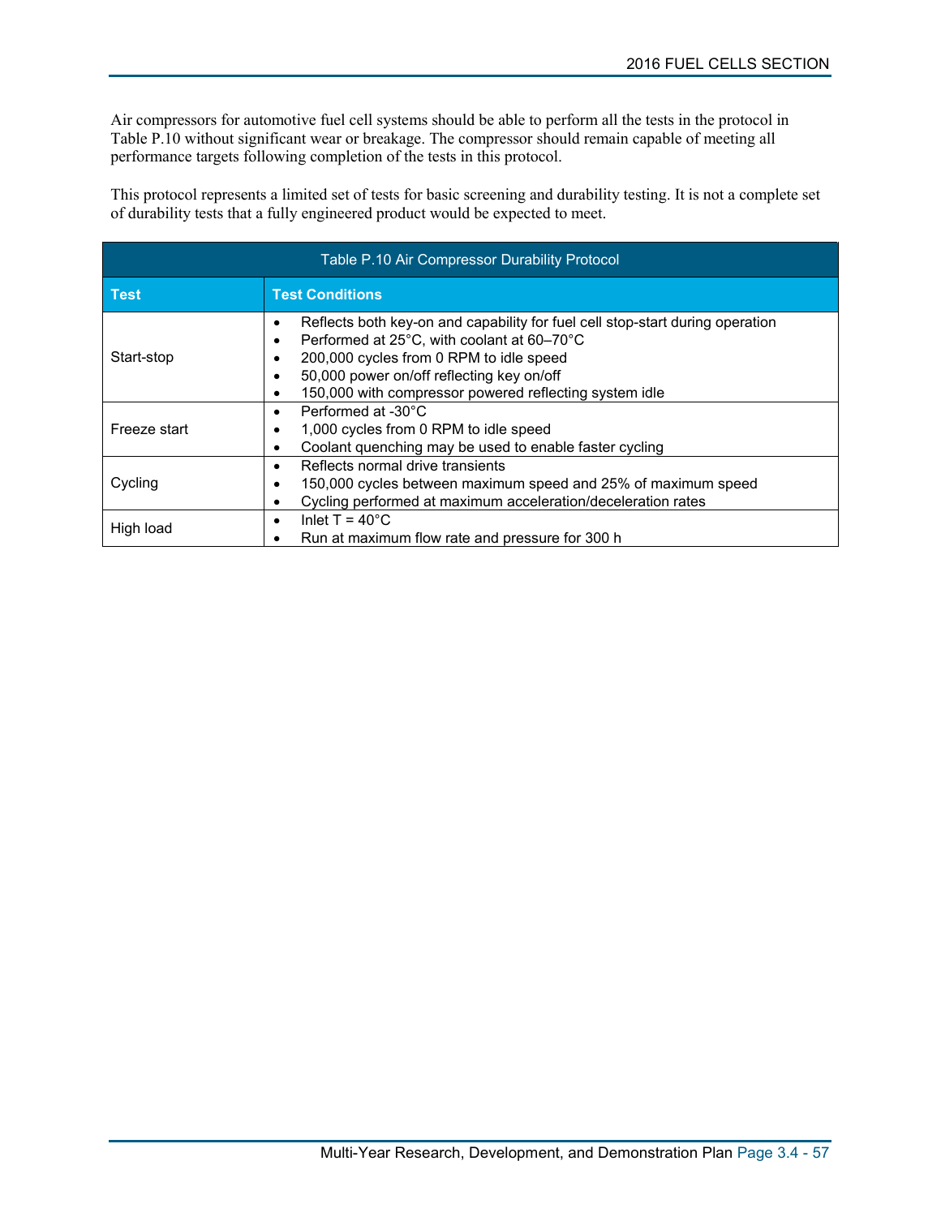Air compressors for automotive fuel cell systems should be able to perform all the tests in the protocol in Table P.10 without significant wear or breakage. The compressor should remain capable of meeting all performance targets following completion of the tests in this protocol.

This protocol represents a limited set of tests for basic screening and durability testing. It is not a complete set of durability tests that a fully engineered product would be expected to meet.

Table P.10 Air Compressor Durability Protocol

| Test | Test Conditions |
|---|---|
| Start-stop | • Reflects both key-on and capability for fuel cell stop-start during operation<br>• Performed at 25°C, with coolant at 60–70°C<br>• 200,000 cycles from 0 RPM to idle speed<br>• 50,000 power on/off reflecting key on/off<br>• 150,000 with compressor powered reflecting system idle |
| Freeze start | • Performed at -30°C<br>• 1,000 cycles from 0 RPM to idle speed<br>• Coolant quenching may be used to enable faster cycling |
| Cycling | • Reflects normal drive transients<br>• 150,000 cycles between maximum speed and 25% of maximum speed<br>• Cycling performed at maximum acceleration/deceleration rates |
| High load | • Inlet T = 40°C<br>• Run at maximum flow rate and pressure for 300 h |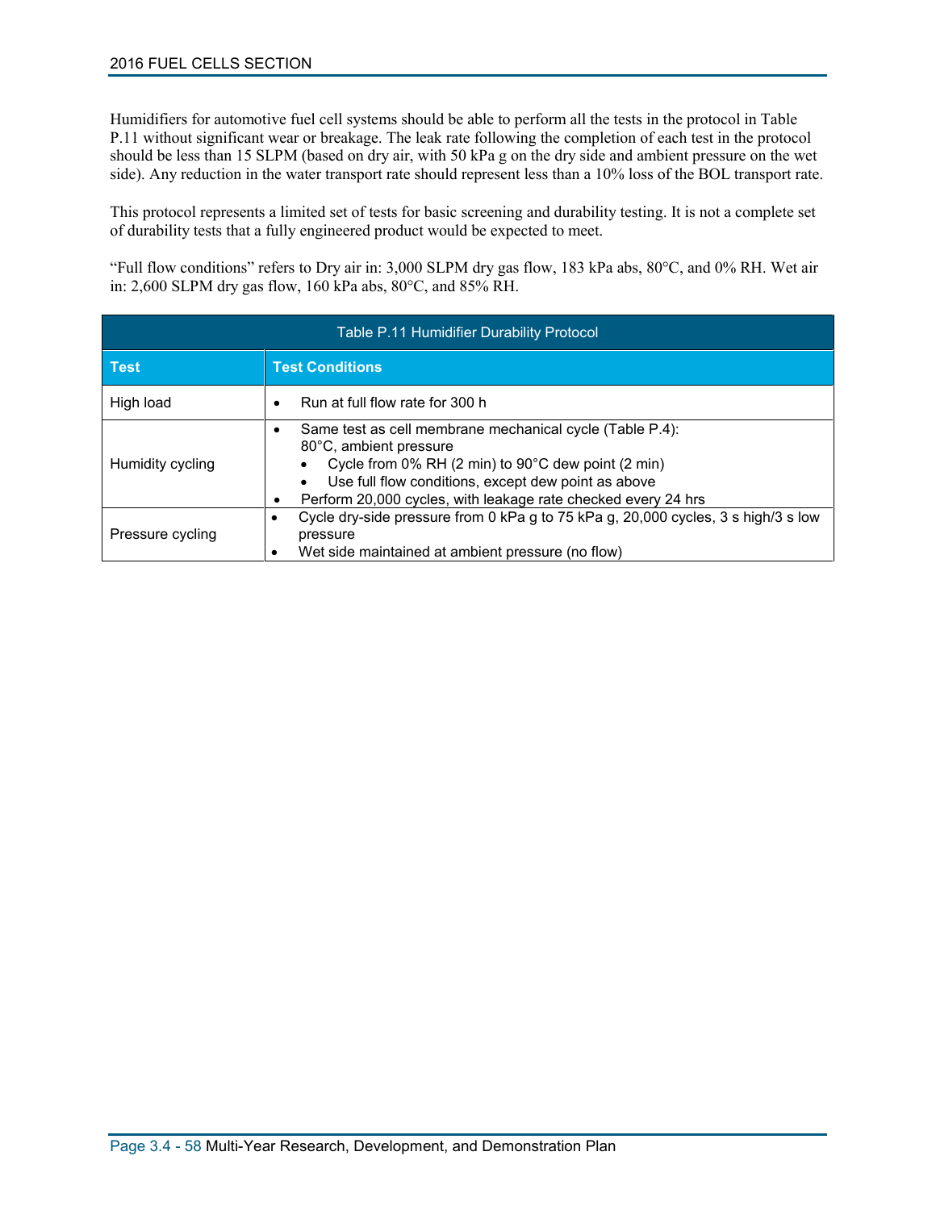Humidifiers for automotive fuel cell systems should be able to perform all the tests in the protocol in Table P.11 without significant wear or breakage. The leak rate following the completion of each test in the protocol should be less than 15 SLPM (based on dry air, with 50 kPa g on the dry side and ambient pressure on the wet side). Any reduction in the water transport rate should represent less than a 10% loss of the BOL transport rate.

This protocol represents a limited set of tests for basic screening and durability testing. It is not a complete set of durability tests that a fully engineered product would be expected to meet.

"Full flow conditions" refers to Dry air in: 3,000 SLPM dry gas flow, 183 kPa abs, 80°C, and 0% RH. Wet air in: 2,600 SLPM dry gas flow, 160 kPa abs, 80°C, and 85% RH.

**Table P.11 Humidifier Durability Protocol**

| Test | Test Conditions |
|---|---|
| High load | • Run at full flow rate for 300 h |
| Humidity cycling | • Same test as cell membrane mechanical cycle (Table P.4): 80°C, ambient pressure<br>  • Cycle from 0% RH (2 min) to 90°C dew point (2 min)<br>  • Use full flow conditions, except dew point as above<br>• Perform 20,000 cycles, with leakage rate checked every 24 hrs |
| Pressure cycling | • Cycle dry-side pressure from 0 kPa g to 75 kPa g, 20,000 cycles, 3 s high/3 s low pressure<br>• Wet side maintained at ambient pressure (no flow) |